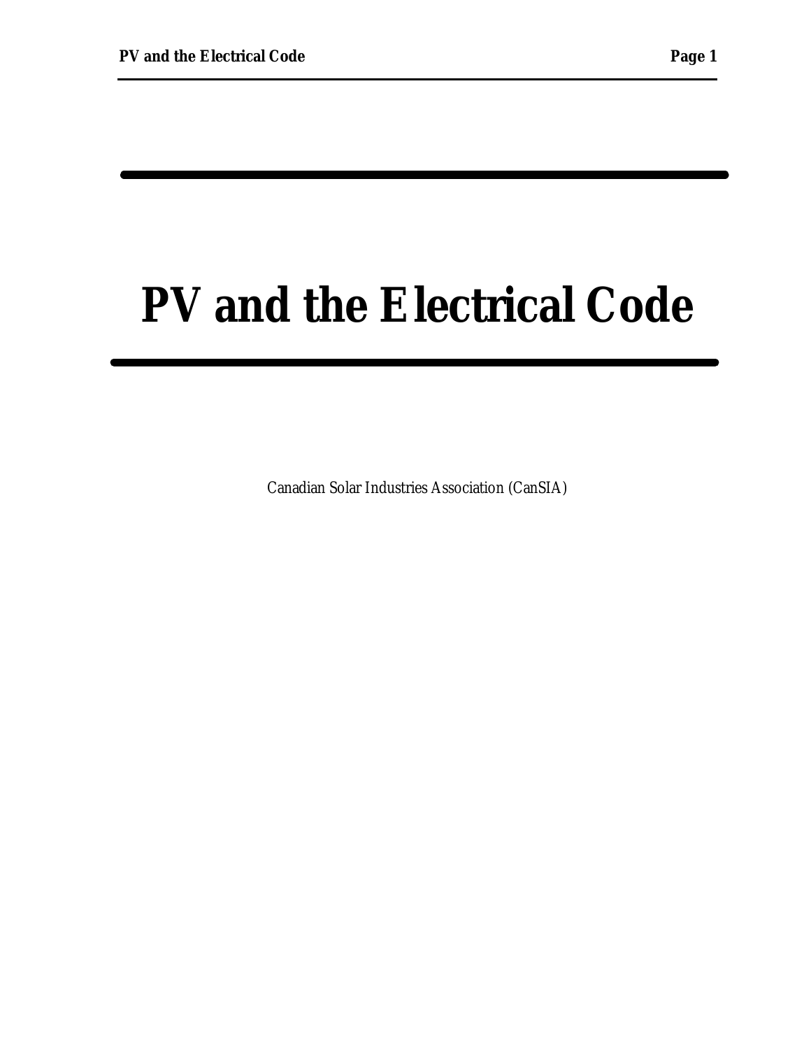# PV and the Electrical Code

Canadian Solar Industries Association (CanSIA)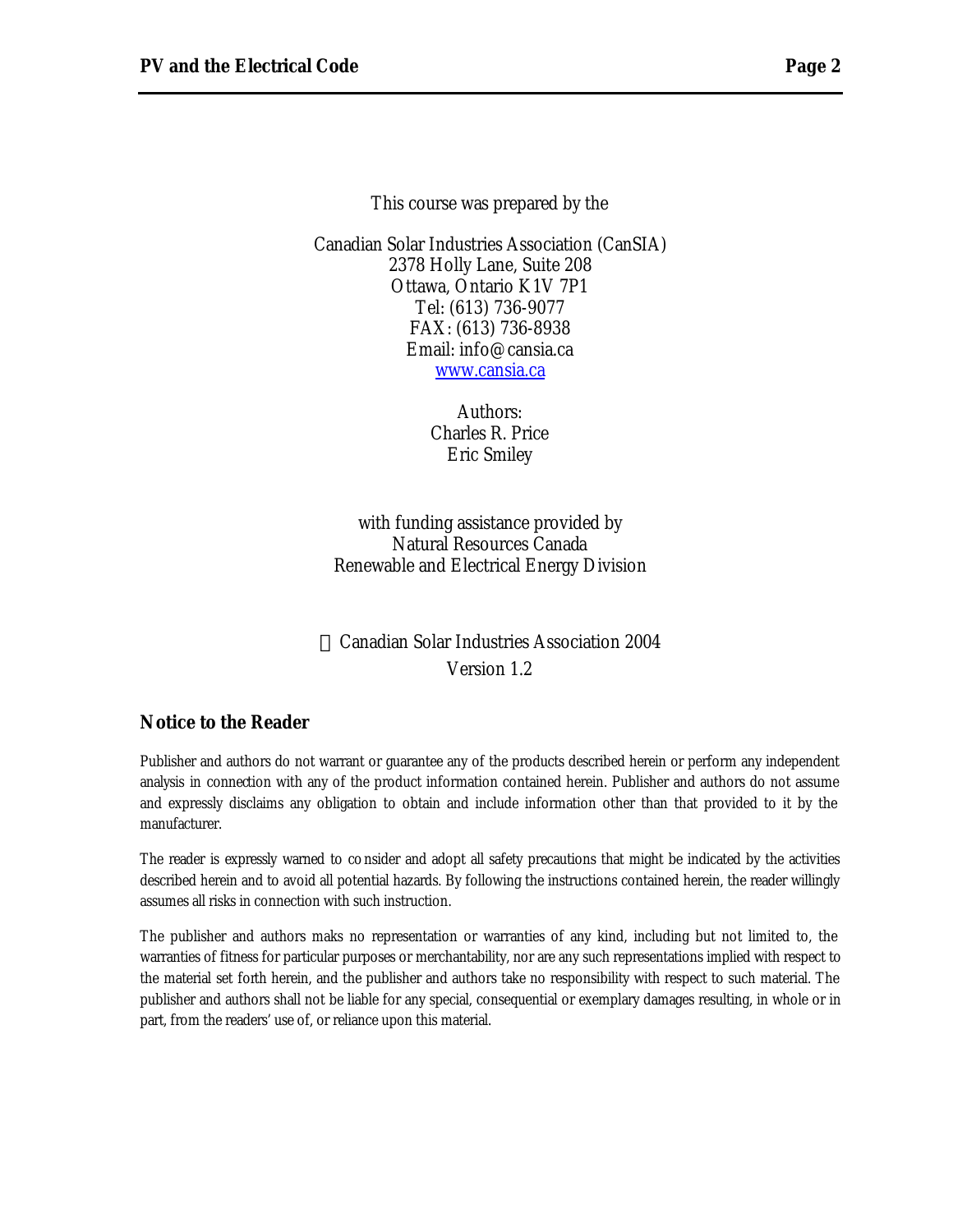This course was prepared by the

Canadian Solar Industries Association (CanSIA)
2378 Holly Lane, Suite 208
Ottawa, Ontario K1V 7P1
Tel: (613) 736-9077
FAX: (613) 736-8938
Email: info@cansia.ca
www.cansia.ca

Authors:
Charles R. Price
Eric Smiley

with funding assistance provided by
Natural Resources Canada
Renewable and Electrical Energy Division

© Canadian Solar Industries Association 2004
Version 1.2

## Notice to the Reader

Publisher and authors do not warrant or guarantee any of the products described herein or perform any independent analysis in connection with any of the product information contained herein. Publisher and authors do not assume and expressly disclaims any obligation to obtain and include information other than that provided to it by the manufacturer.

The reader is expressly warned to consider and adopt all safety precautions that might be indicated by the activities described herein and to avoid all potential hazards. By following the instructions contained herein, the reader willingly assumes all risks in connection with such instruction.

The publisher and authors maks no representation or warranties of any kind, including but not limited to, the warranties of fitness for particular purposes or merchantability, nor are any such representations implied with respect to the material set forth herein, and the publisher and authors take no responsibility with respect to such material. The publisher and authors shall not be liable for any special, consequential or exemplary damages resulting, in whole or in part, from the readers' use of, or reliance upon this material.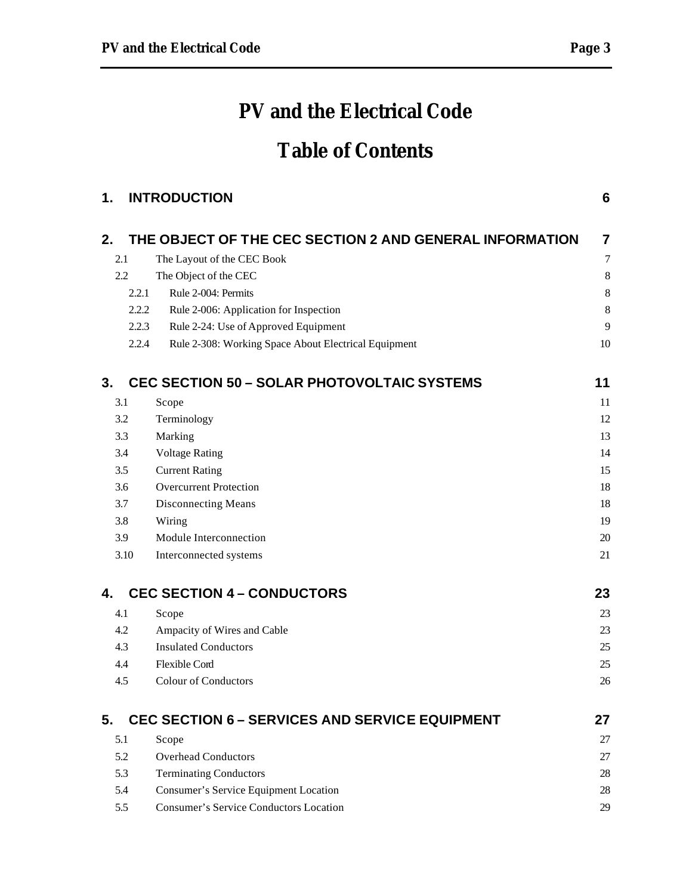# PV and the Electrical Code

## Table of Contents

| | | |
|---|---|---|
| **1.** | **INTRODUCTION** | **6** |
| **2.** | **THE OBJECT OF THE CEC SECTION 2 AND GENERAL INFORMATION** | **7** |
| 2.1 | The Layout of the CEC Book | 7 |
| 2.2 | The Object of the CEC | 8 |
| 2.2.1 | Rule 2-004: Permits | 8 |
| 2.2.2 | Rule 2-006: Application for Inspection | 8 |
| 2.2.3 | Rule 2-24: Use of Approved Equipment | 9 |
| 2.2.4 | Rule 2-308: Working Space About Electrical Equipment | 10 |
| **3.** | **CEC SECTION 50 – SOLAR PHOTOVOLTAIC SYSTEMS** | **11** |
| 3.1 | Scope | 11 |
| 3.2 | Terminology | 12 |
| 3.3 | Marking | 13 |
| 3.4 | Voltage Rating | 14 |
| 3.5 | Current Rating | 15 |
| 3.6 | Overcurrent Protection | 18 |
| 3.7 | Disconnecting Means | 18 |
| 3.8 | Wiring | 19 |
| 3.9 | Module Interconnection | 20 |
| 3.10 | Interconnected systems | 21 |
| **4.** | **CEC SECTION 4 – CONDUCTORS** | **23** |
| 4.1 | Scope | 23 |
| 4.2 | Ampacity of Wires and Cable | 23 |
| 4.3 | Insulated Conductors | 25 |
| 4.4 | Flexible Cord | 25 |
| 4.5 | Colour of Conductors | 26 |
| **5.** | **CEC SECTION 6 – SERVICES AND SERVICE EQUIPMENT** | **27** |
| 5.1 | Scope | 27 |
| 5.2 | Overhead Conductors | 27 |
| 5.3 | Terminating Conductors | 28 |
| 5.4 | Consumer's Service Equipment Location | 28 |
| 5.5 | Consumer's Service Conductors Location | 29 |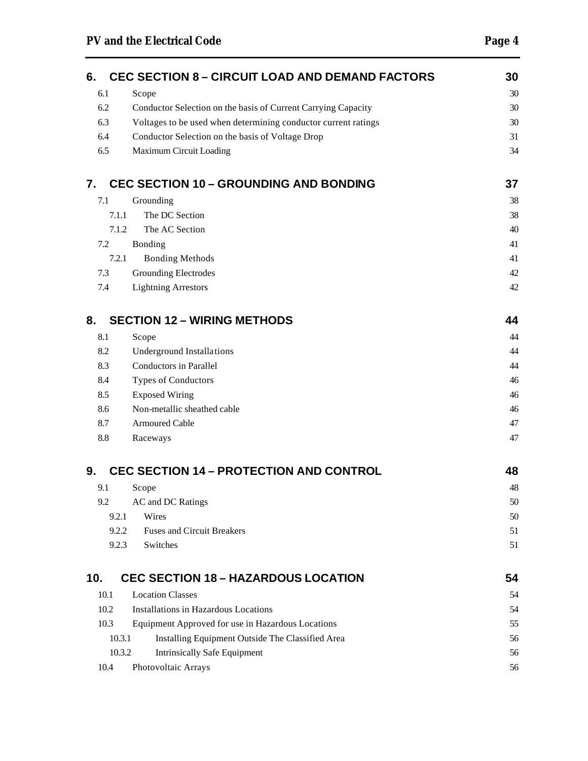| | | |
|---|---|---|
| **6.** | **CEC SECTION 8 – CIRCUIT LOAD AND DEMAND FACTORS** | **30** |
| 6.1 | Scope | 30 |
| 6.2 | Conductor Selection on the basis of Current Carrying Capacity | 30 |
| 6.3 | Voltages to be used when determining conductor current ratings | 30 |
| 6.4 | Conductor Selection on the basis of Voltage Drop | 31 |
| 6.5 | Maximum Circuit Loading | 34 |
| **7.** | **CEC SECTION 10 – GROUNDING AND BONDING** | **37** |
| 7.1 | Grounding | 38 |
| 7.1.1 | The DC Section | 38 |
| 7.1.2 | The AC Section | 40 |
| 7.2 | Bonding | 41 |
| 7.2.1 | Bonding Methods | 41 |
| 7.3 | Grounding Electrodes | 42 |
| 7.4 | Lightning Arrestors | 42 |
| **8.** | **SECTION 12 – WIRING METHODS** | **44** |
| 8.1 | Scope | 44 |
| 8.2 | Underground Installations | 44 |
| 8.3 | Conductors in Parallel | 44 |
| 8.4 | Types of Conductors | 46 |
| 8.5 | Exposed Wiring | 46 |
| 8.6 | Non-metallic sheathed cable | 46 |
| 8.7 | Armoured Cable | 47 |
| 8.8 | Raceways | 47 |
| **9.** | **CEC SECTION 14 – PROTECTION AND CONTROL** | **48** |
| 9.1 | Scope | 48 |
| 9.2 | AC and DC Ratings | 50 |
| 9.2.1 | Wires | 50 |
| 9.2.2 | Fuses and Circuit Breakers | 51 |
| 9.2.3 | Switches | 51 |
| **10.** | **CEC SECTION 18 – HAZARDOUS LOCATION** | **54** |
| 10.1 | Location Classes | 54 |
| 10.2 | Installations in Hazardous Locations | 54 |
| 10.3 | Equipment Approved for use in Hazardous Locations | 55 |
| 10.3.1 | Installing Equipment Outside The Classified Area | 56 |
| 10.3.2 | Intrinsically Safe Equipment | 56 |
| 10.4 | Photovoltaic Arrays | 56 |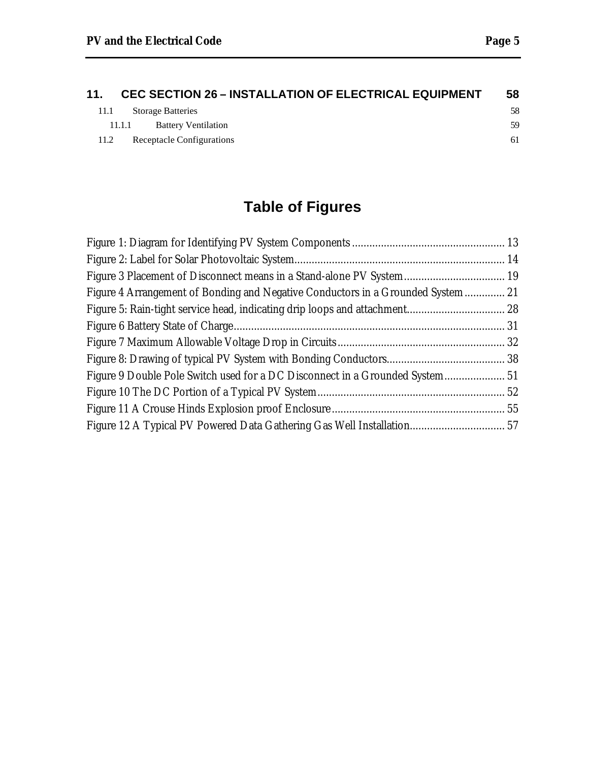**11. CEC SECTION 26 – INSTALLATION OF ELECTRICAL EQUIPMENT 58**

11.1 Storage Batteries 58

11.1.1 Battery Ventilation 59

11.2 Receptacle Configurations 61

# Table of Figures

Figure 1: Diagram for Identifying PV System Components 13

Figure 2: Label for Solar Photovoltaic System 14

Figure 3 Placement of Disconnect means in a Stand-alone PV System 19

Figure 4 Arrangement of Bonding and Negative Conductors in a Grounded System 21

Figure 5: Rain-tight service head, indicating drip loops and attachment 28

Figure 6 Battery State of Charge 31

Figure 7 Maximum Allowable Voltage Drop in Circuits 32

Figure 8: Drawing of typical PV System with Bonding Conductors 38

Figure 9 Double Pole Switch used for a DC Disconnect in a Grounded System 51

Figure 10 The DC Portion of a Typical PV System 52

Figure 11 A Crouse Hinds Explosion proof Enclosure 55

Figure 12 A Typical PV Powered Data Gathering Gas Well Installation 57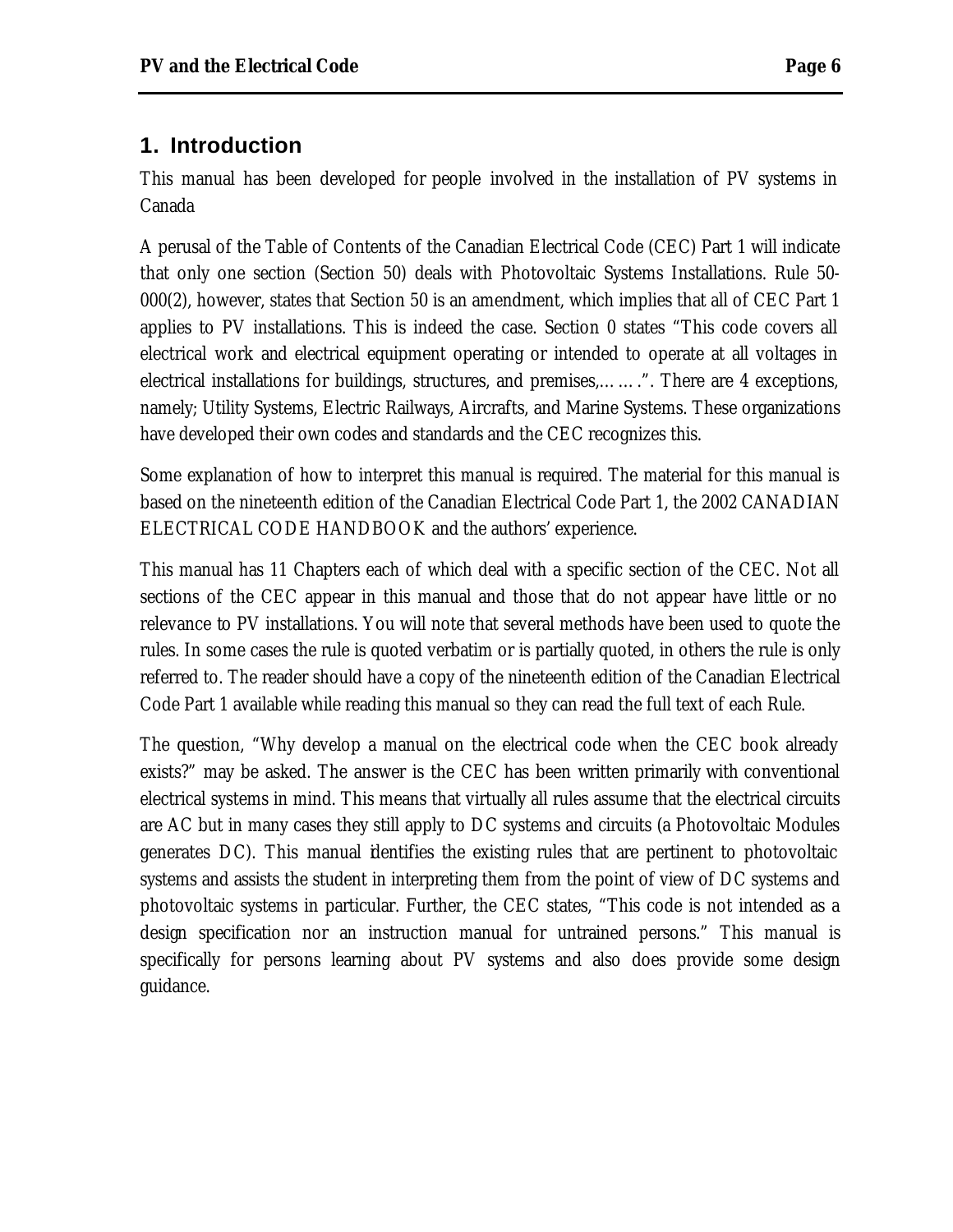# 1. Introduction

This manual has been developed for people involved in the installation of PV systems in Canada

A perusal of the Table of Contents of the Canadian Electrical Code (CEC) Part 1 will indicate that only one section (Section 50) deals with Photovoltaic Systems Installations. Rule 50-000(2), however, states that Section 50 is an amendment, which implies that all of CEC Part 1 applies to PV installations. This is indeed the case. Section 0 states "This code covers all electrical work and electrical equipment operating or intended to operate at all voltages in electrical installations for buildings, structures, and premises,……". There are 4 exceptions, namely; Utility Systems, Electric Railways, Aircrafts, and Marine Systems. These organizations have developed their own codes and standards and the CEC recognizes this.

Some explanation of how to interpret this manual is required. The material for this manual is based on the nineteenth edition of the Canadian Electrical Code Part 1, the 2002 CANADIAN ELECTRICAL CODE HANDBOOK and the authors' experience.

This manual has 11 Chapters each of which deal with a specific section of the CEC. Not all sections of the CEC appear in this manual and those that do not appear have little or no relevance to PV installations. You will note that several methods have been used to quote the rules. In some cases the rule is quoted verbatim or is partially quoted, in others the rule is only referred to. The reader should have a copy of the nineteenth edition of the Canadian Electrical Code Part 1 available while reading this manual so they can read the full text of each Rule.

The question, "Why develop a manual on the electrical code when the CEC book already exists?" may be asked. The answer is the CEC has been written primarily with conventional electrical systems in mind. This means that virtually all rules assume that the electrical circuits are AC but in many cases they still apply to DC systems and circuits (a Photovoltaic Modules generates DC). This manual identifies the existing rules that are pertinent to photovoltaic systems and assists the student in interpreting them from the point of view of DC systems and photovoltaic systems in particular. Further, the CEC states, "This code is not intended as a design specification nor an instruction manual for untrained persons." This manual is specifically for persons learning about PV systems and also does provide some design guidance.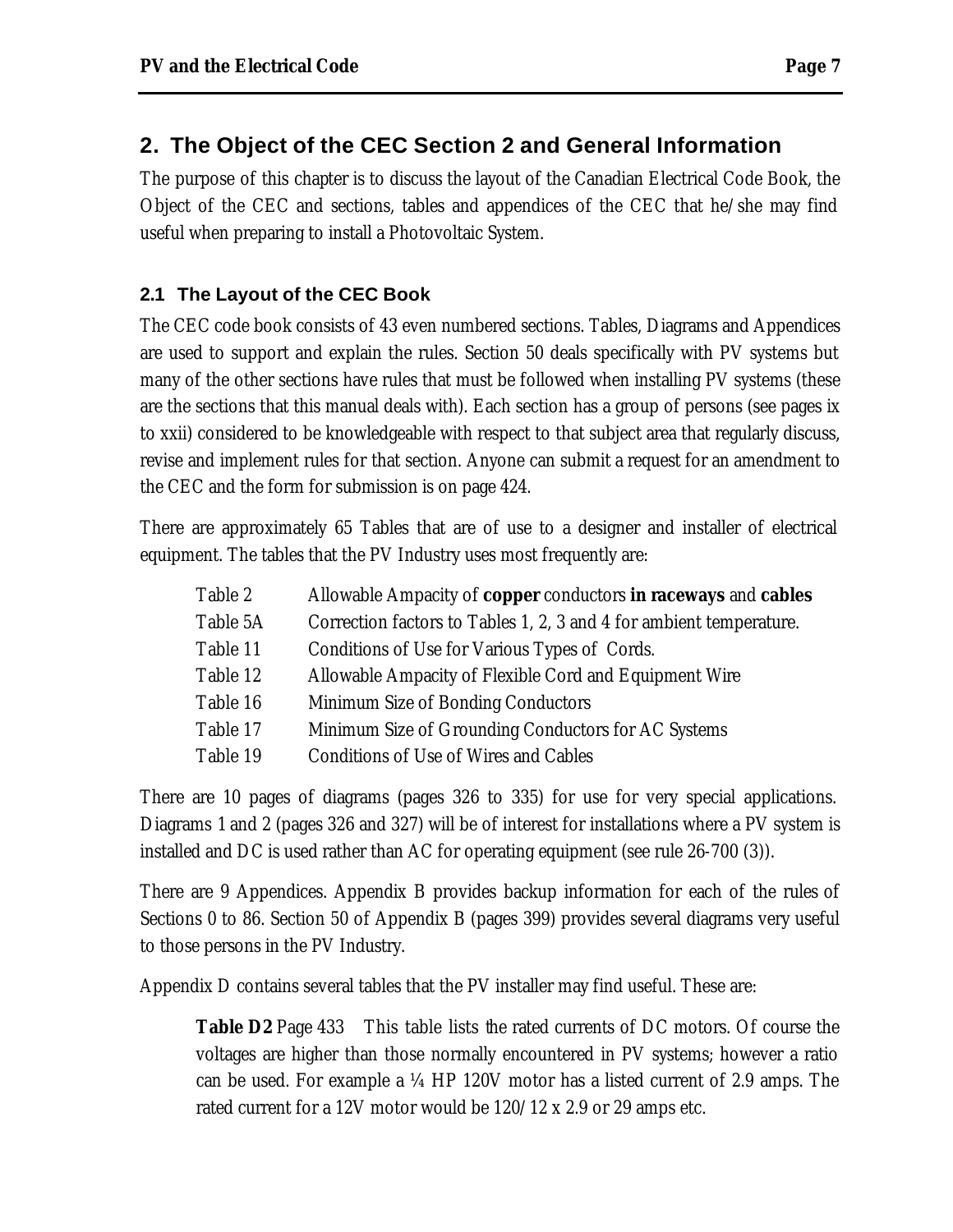## 2. The Object of the CEC Section 2 and General Information

The purpose of this chapter is to discuss the layout of the Canadian Electrical Code Book, the Object of the CEC and sections, tables and appendices of the CEC that he/she may find useful when preparing to install a Photovoltaic System.

### 2.1 The Layout of the CEC Book

The CEC code book consists of 43 even numbered sections. Tables, Diagrams and Appendices are used to support and explain the rules. Section 50 deals specifically with PV systems but many of the other sections have rules that must be followed when installing PV systems (these are the sections that this manual deals with). Each section has a group of persons (see pages ix to xxii) considered to be knowledgeable with respect to that subject area that regularly discuss, revise and implement rules for that section. Anyone can submit a request for an amendment to the CEC and the form for submission is on page 424.

There are approximately 65 Tables that are of use to a designer and installer of electrical equipment. The tables that the PV Industry uses most frequently are:

| | |
|---|---|
| Table 2 | Allowable Ampacity of **copper** conductors **in raceways** and **cables** |
| Table 5A | Correction factors to Tables 1, 2, 3 and 4 for ambient temperature. |
| Table 11 | Conditions of Use for Various Types of Cords. |
| Table 12 | Allowable Ampacity of Flexible Cord and Equipment Wire |
| Table 16 | Minimum Size of Bonding Conductors |
| Table 17 | Minimum Size of Grounding Conductors for AC Systems |
| Table 19 | Conditions of Use of Wires and Cables |

There are 10 pages of diagrams (pages 326 to 335) for use for very special applications. Diagrams 1 and 2 (pages 326 and 327) will be of interest for installations where a PV system is installed and DC is used rather than AC for operating equipment (see rule 26-700 (3)).

There are 9 Appendices. Appendix B provides backup information for each of the rules of Sections 0 to 86. Section 50 of Appendix B (pages 399) provides several diagrams very useful to those persons in the PV Industry.

Appendix D contains several tables that the PV installer may find useful. These are:

**Table D2** Page 433 This table lists the rated currents of DC motors. Of course the voltages are higher than those normally encountered in PV systems; however a ratio can be used. For example a ¼ HP 120V motor has a listed current of 2.9 amps. The rated current for a 12V motor would be 120/12 x 2.9 or 29 amps etc.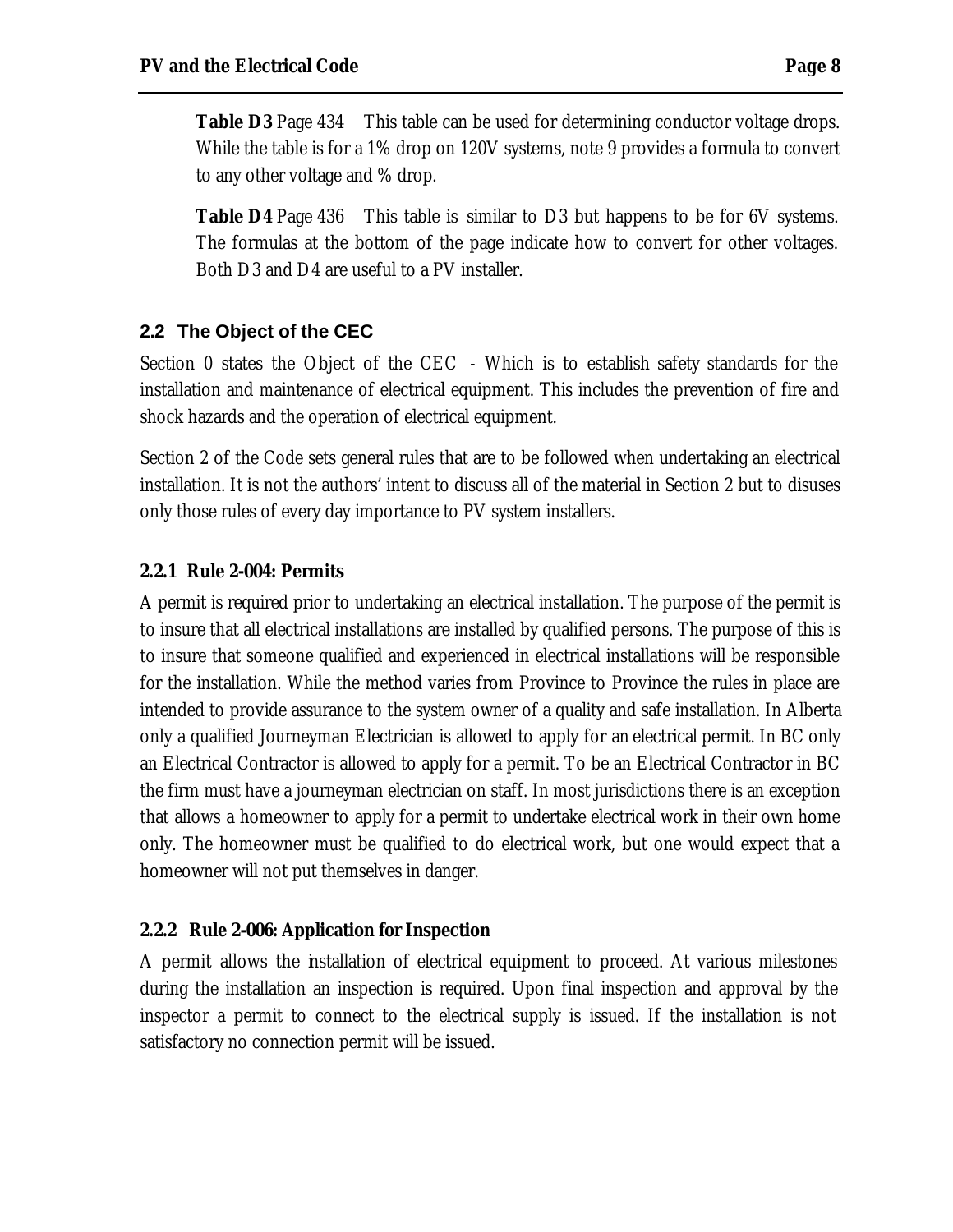**Table D3** Page 434   This table can be used for determining conductor voltage drops. While the table is for a 1% drop on 120V systems, note 9 provides a formula to convert to any other voltage and % drop.

**Table D4** Page 436   This table is similar to D3 but happens to be for 6V systems. The formulas at the bottom of the page indicate how to convert for other voltages. Both D3 and D4 are useful to a PV installer.

## 2.2 The Object of the CEC

Section 0 states the Object of the CEC - Which is to establish safety standards for the installation and maintenance of electrical equipment. This includes the prevention of fire and shock hazards and the operation of electrical equipment.

Section 2 of the Code sets general rules that are to be followed when undertaking an electrical installation. It is not the authors' intent to discuss all of the material in Section 2 but to disuses only those rules of every day importance to PV system installers.

### 2.2.1 Rule 2-004: Permits

A permit is required prior to undertaking an electrical installation. The purpose of the permit is to insure that all electrical installations are installed by qualified persons. The purpose of this is to insure that someone qualified and experienced in electrical installations will be responsible for the installation. While the method varies from Province to Province the rules in place are intended to provide assurance to the system owner of a quality and safe installation. In Alberta only a qualified Journeyman Electrician is allowed to apply for an electrical permit. In BC only an Electrical Contractor is allowed to apply for a permit. To be an Electrical Contractor in BC the firm must have a journeyman electrician on staff. In most jurisdictions there is an exception that allows a homeowner to apply for a permit to undertake electrical work in their own home only. The homeowner must be qualified to do electrical work, but one would expect that a homeowner will not put themselves in danger.

### 2.2.2 Rule 2-006: Application for Inspection

A permit allows the installation of electrical equipment to proceed. At various milestones during the installation an inspection is required. Upon final inspection and approval by the inspector a permit to connect to the electrical supply is issued. If the installation is not satisfactory no connection permit will be issued.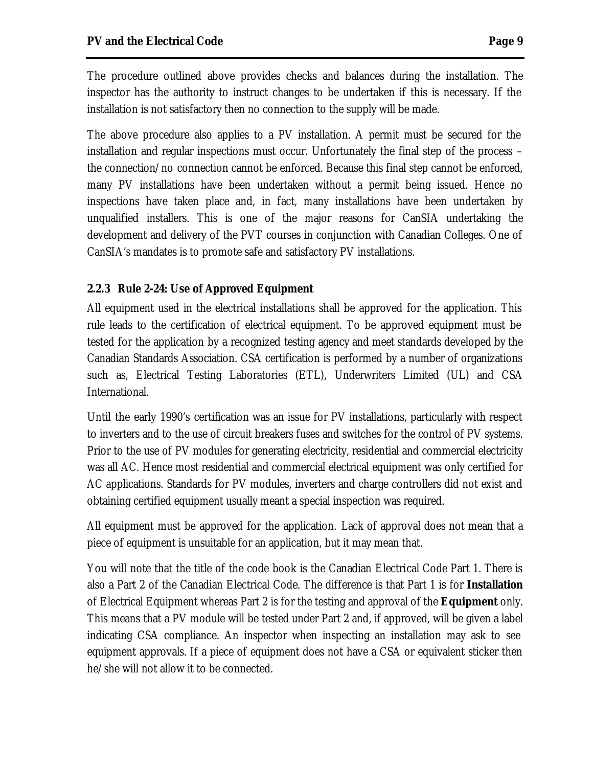The procedure outlined above provides checks and balances during the installation. The inspector has the authority to instruct changes to be undertaken if this is necessary. If the installation is not satisfactory then no connection to the supply will be made.

The above procedure also applies to a PV installation. A permit must be secured for the installation and regular inspections must occur. Unfortunately the final step of the process – the connection/no connection cannot be enforced. Because this final step cannot be enforced, many PV installations have been undertaken without a permit being issued. Hence no inspections have taken place and, in fact, many installations have been undertaken by unqualified installers. This is one of the major reasons for CanSIA undertaking the development and delivery of the PVT courses in conjunction with Canadian Colleges. One of CanSIA's mandates is to promote safe and satisfactory PV installations.

### 2.2.3 Rule 2-24: Use of Approved Equipment

All equipment used in the electrical installations shall be approved for the application. This rule leads to the certification of electrical equipment. To be approved equipment must be tested for the application by a recognized testing agency and meet standards developed by the Canadian Standards Association. CSA certification is performed by a number of organizations such as, Electrical Testing Laboratories (ETL), Underwriters Limited (UL) and CSA International.

Until the early 1990's certification was an issue for PV installations, particularly with respect to inverters and to the use of circuit breakers fuses and switches for the control of PV systems. Prior to the use of PV modules for generating electricity, residential and commercial electricity was all AC. Hence most residential and commercial electrical equipment was only certified for AC applications. Standards for PV modules, inverters and charge controllers did not exist and obtaining certified equipment usually meant a special inspection was required.

All equipment must be approved for the application. Lack of approval does not mean that a piece of equipment is unsuitable for an application, but it may mean that.

You will note that the title of the code book is the Canadian Electrical Code Part 1. There is also a Part 2 of the Canadian Electrical Code. The difference is that Part 1 is for **Installation** of Electrical Equipment whereas Part 2 is for the testing and approval of the **Equipment** only. This means that a PV module will be tested under Part 2 and, if approved, will be given a label indicating CSA compliance. An inspector when inspecting an installation may ask to see equipment approvals. If a piece of equipment does not have a CSA or equivalent sticker then he/she will not allow it to be connected.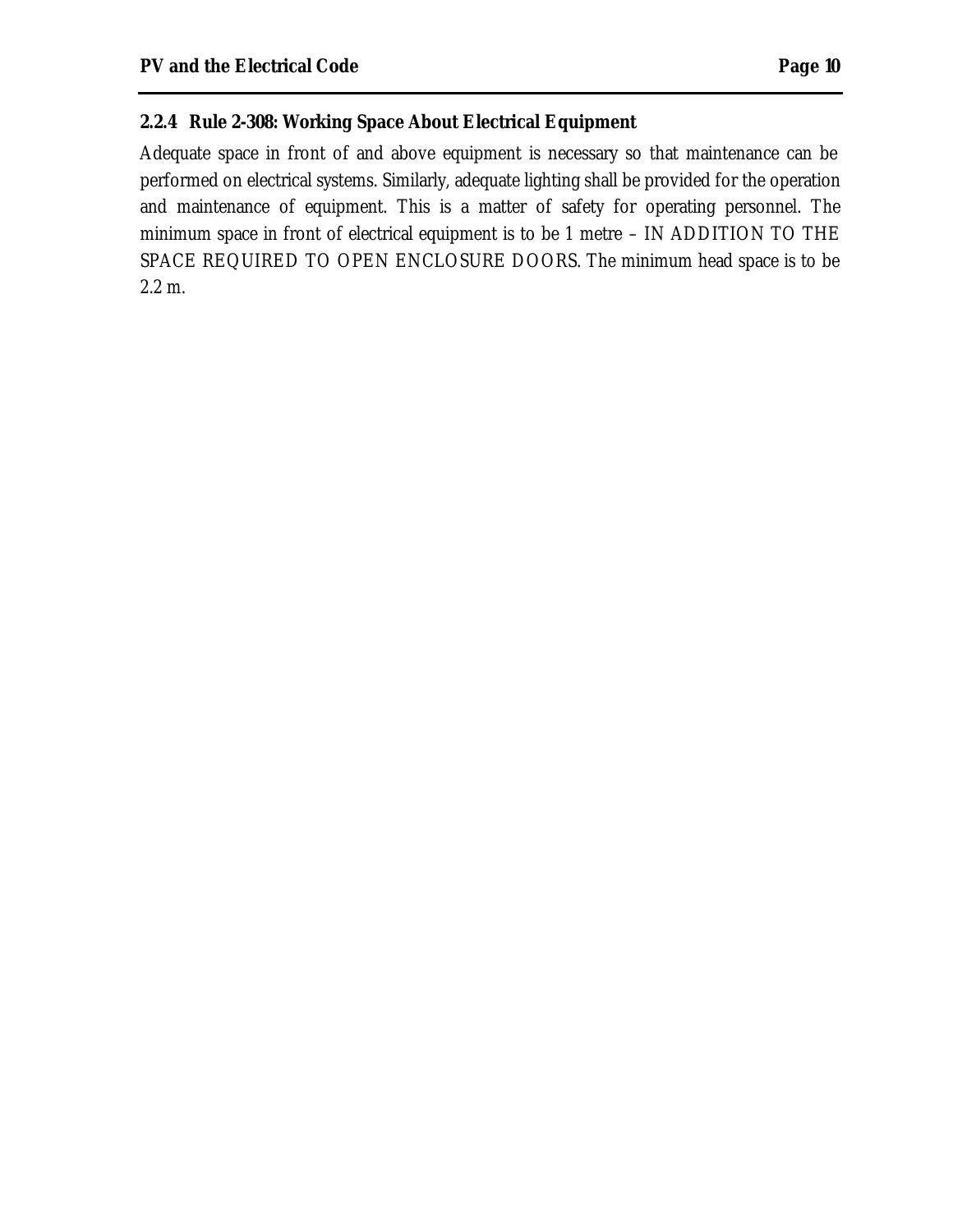### 2.2.4 Rule 2-308: Working Space About Electrical Equipment

Adequate space in front of and above equipment is necessary so that maintenance can be performed on electrical systems. Similarly, adequate lighting shall be provided for the operation and maintenance of equipment. This is a matter of safety for operating personnel. The minimum space in front of electrical equipment is to be 1 metre – IN ADDITION TO THE SPACE REQUIRED TO OPEN ENCLOSURE DOORS. The minimum head space is to be 2.2 m.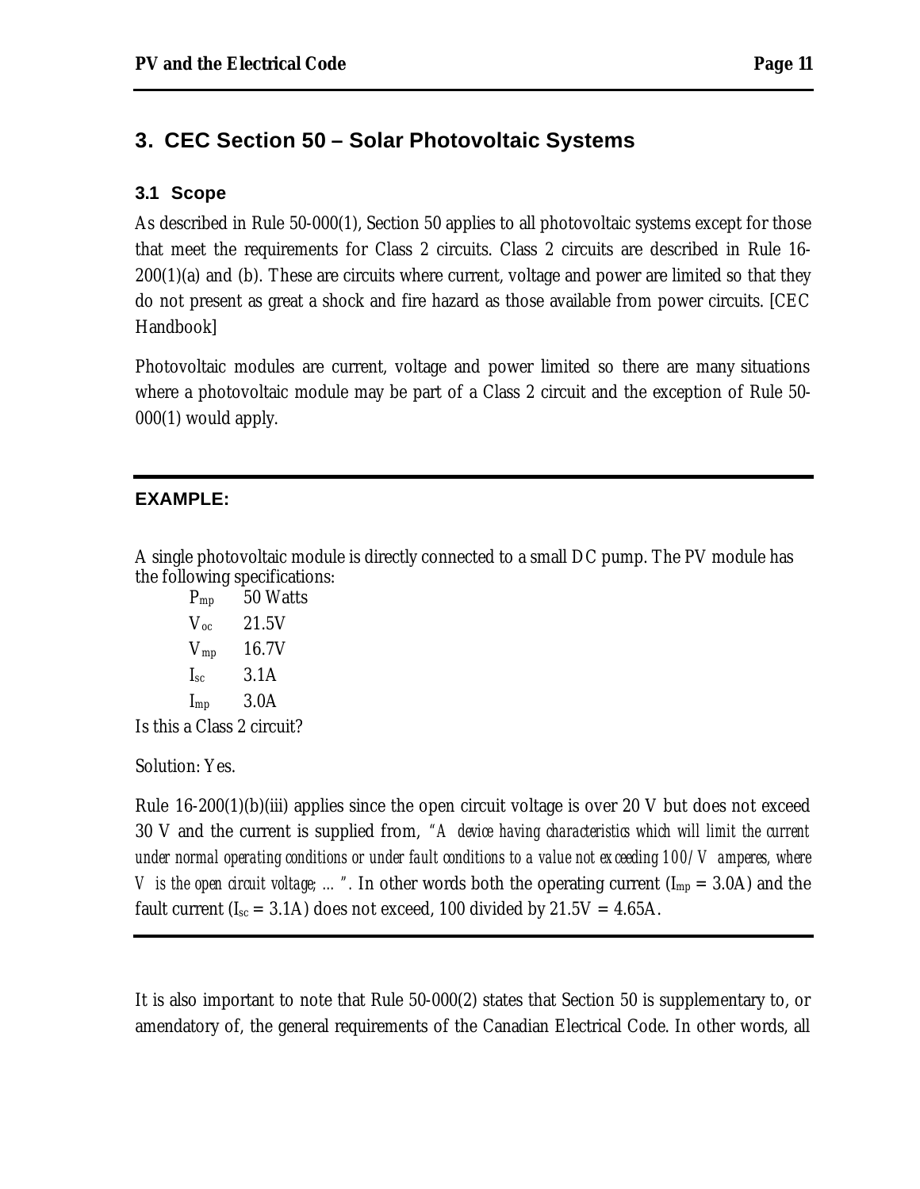## 3. CEC Section 50 – Solar Photovoltaic Systems

### 3.1 Scope

As described in Rule 50-000(1), Section 50 applies to all photovoltaic systems except for those that meet the requirements for Class 2 circuits. Class 2 circuits are described in Rule 16-200(1)(a) and (b). These are circuits where current, voltage and power are limited so that they do not present as great a shock and fire hazard as those available from power circuits. [CEC Handbook]

Photovoltaic modules are current, voltage and power limited so there are many situations where a photovoltaic module may be part of a Class 2 circuit and the exception of Rule 50-000(1) would apply.

---

**EXAMPLE:**

A single photovoltaic module is directly connected to a small DC pump. The PV module has the following specifications:

| | |
|---|---|
| $P_{mp}$ | 50 Watts |
| $V_{oc}$ | 21.5V |
| $V_{mp}$ | 16.7V |
| $I_{sc}$ | 3.1A |
| $I_{mp}$ | 3.0A |

Is this a Class 2 circuit?

Solution: Yes.

Rule 16-200(1)(b)(iii) applies since the open circuit voltage is over 20 V but does not exceed 30 V and the current is supplied from, *"A device having characteristics which will limit the current under normal operating conditions or under fault conditions to a value not exceeding 100/V amperes, where V is the open circuit voltage; ... "*. In other words both the operating current ($I_{mp}$ = 3.0A) and the fault current ($I_{sc}$ = 3.1A) does not exceed, 100 divided by 21.5V = 4.65A.

---

It is also important to note that Rule 50-000(2) states that Section 50 is supplementary to, or amendatory of, the general requirements of the Canadian Electrical Code. In other words, all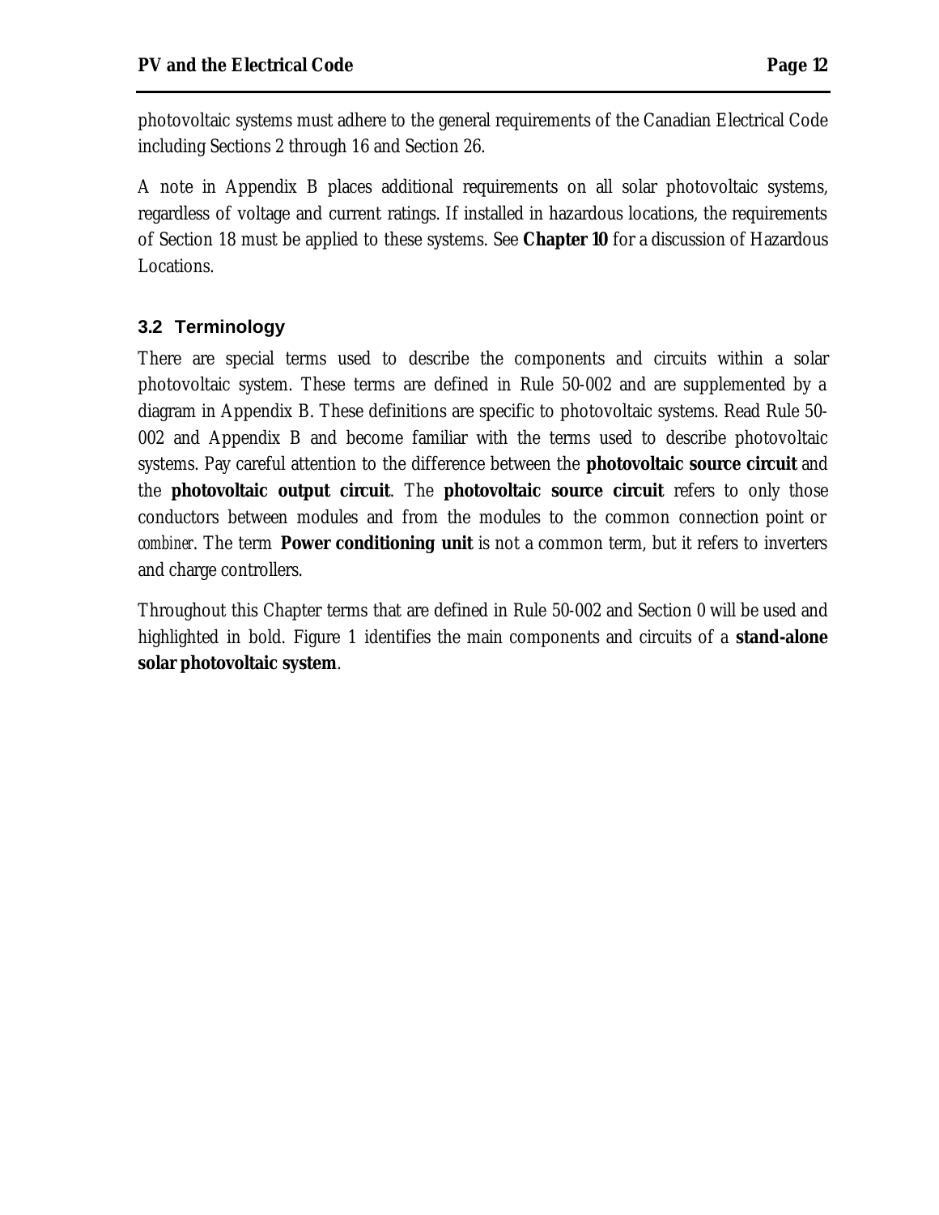photovoltaic systems must adhere to the general requirements of the Canadian Electrical Code including Sections 2 through 16 and Section 26.

A note in Appendix B places additional requirements on all solar photovoltaic systems, regardless of voltage and current ratings. If installed in hazardous locations, the requirements of Section 18 must be applied to these systems. See **Chapter 10** for a discussion of Hazardous Locations.

### 3.2 Terminology

There are special terms used to describe the components and circuits within a solar photovoltaic system. These terms are defined in Rule 50-002 and are supplemented by a diagram in Appendix B. These definitions are specific to photovoltaic systems. Read Rule 50-002 and Appendix B and become familiar with the terms used to describe photovoltaic systems. Pay careful attention to the difference between the **photovoltaic source circuit** and the **photovoltaic output circuit**. The **photovoltaic source circuit** refers to only those conductors between modules and from the modules to the common connection point or *combiner*. The term **Power conditioning unit** is not a common term, but it refers to inverters and charge controllers.

Throughout this Chapter terms that are defined in Rule 50-002 and Section 0 will be used and highlighted in bold. Figure 1 identifies the main components and circuits of a **stand-alone solar photovoltaic system**.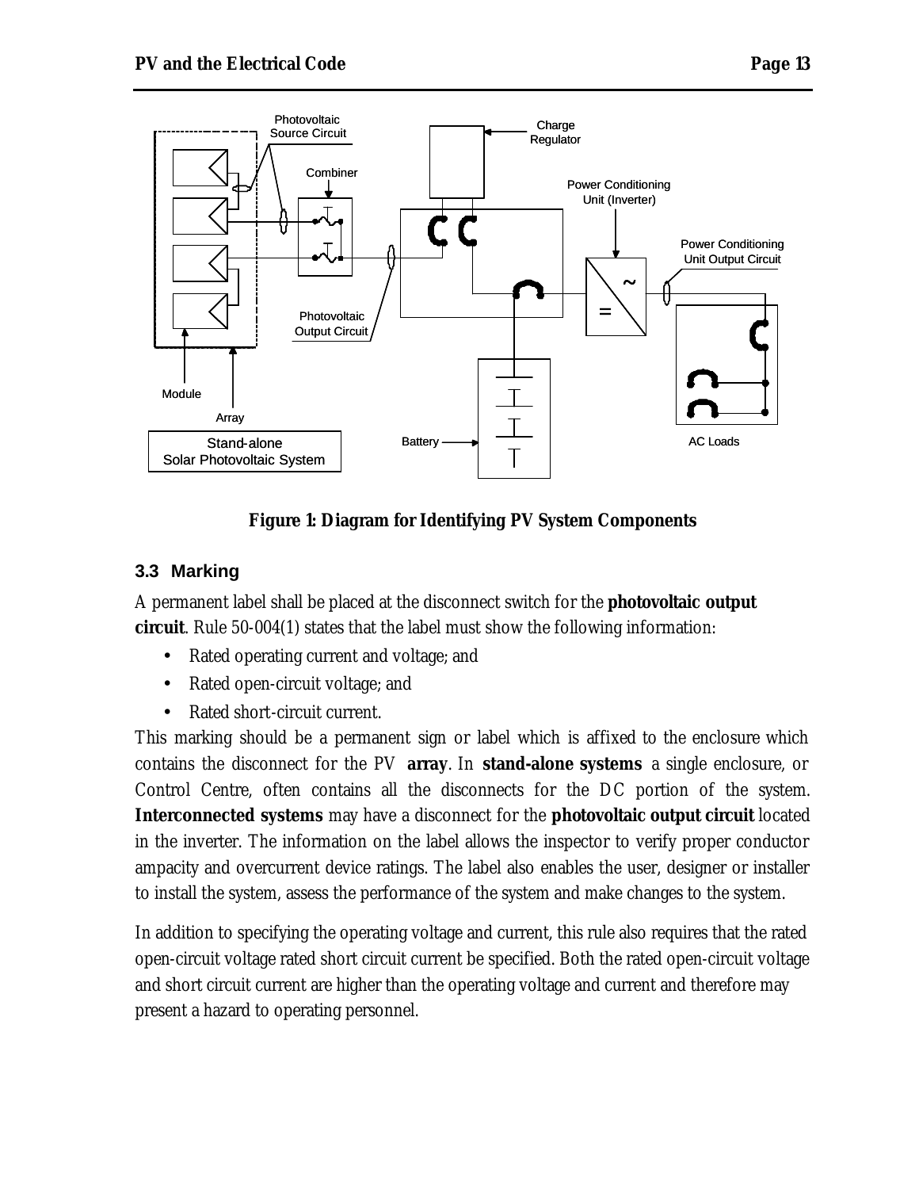**Figure 1: Diagram for Identifying PV System Components**

### 3.3 Marking

A permanent label shall be placed at the disconnect switch for the **photovoltaic output circuit**. Rule 50-004(1) states that the label must show the following information:

- Rated operating current and voltage; and
- Rated open-circuit voltage; and
- Rated short-circuit current.

This marking should be a permanent sign or label which is affixed to the enclosure which contains the disconnect for the PV **array**. In **stand-alone systems** a single enclosure, or Control Centre, often contains all the disconnects for the DC portion of the system. **Interconnected systems** may have a disconnect for the **photovoltaic output circuit** located in the inverter. The information on the label allows the inspector to verify proper conductor ampacity and overcurrent device ratings. The label also enables the user, designer or installer to install the system, assess the performance of the system and make changes to the system.

In addition to specifying the operating voltage and current, this rule also requires that the rated open-circuit voltage rated short circuit current be specified. Both the rated open-circuit voltage and short circuit current are higher than the operating voltage and current and therefore may present a hazard to operating personnel.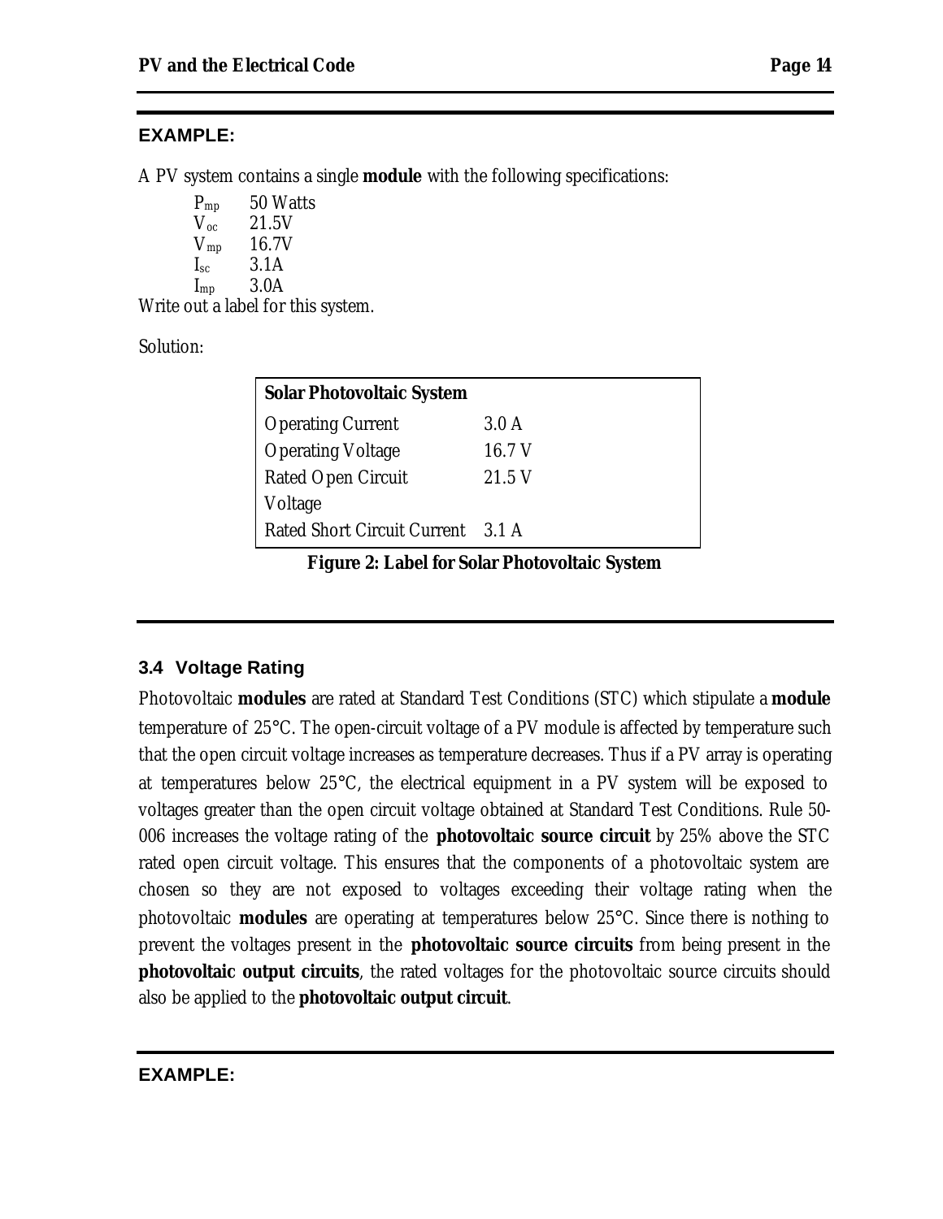**EXAMPLE:**

A PV system contains a single **module** with the following specifications:

| | |
|---|---|
| $P_{mp}$ | 50 Watts |
| $V_{oc}$ | 21.5V |
| $V_{mp}$ | 16.7V |
| $I_{sc}$ | 3.1A |
| $I_{mp}$ | 3.0A |

Write out a label for this system.

Solution:

| **Solar Photovoltaic System** | |
|---|---|
| Operating Current | 3.0 A |
| Operating Voltage | 16.7 V |
| Rated Open Circuit Voltage | 21.5 V |
| Rated Short Circuit Current | 3.1 A |

**Figure 2: Label for Solar Photovoltaic System**

### 3.4 Voltage Rating

Photovoltaic **modules** are rated at Standard Test Conditions (STC) which stipulate a **module** temperature of 25°C. The open-circuit voltage of a PV module is affected by temperature such that the open circuit voltage increases as temperature decreases. Thus if a PV array is operating at temperatures below 25°C, the electrical equipment in a PV system will be exposed to voltages greater than the open circuit voltage obtained at Standard Test Conditions. Rule 50-006 increases the voltage rating of the **photovoltaic source circuit** by 25% above the STC rated open circuit voltage. This ensures that the components of a photovoltaic system are chosen so they are not exposed to voltages exceeding their voltage rating when the photovoltaic **modules** are operating at temperatures below 25°C. Since there is nothing to prevent the voltages present in the **photovoltaic source circuits** from being present in the **photovoltaic output circuits**, the rated voltages for the photovoltaic source circuits should also be applied to the **photovoltaic output circuit**.

**EXAMPLE:**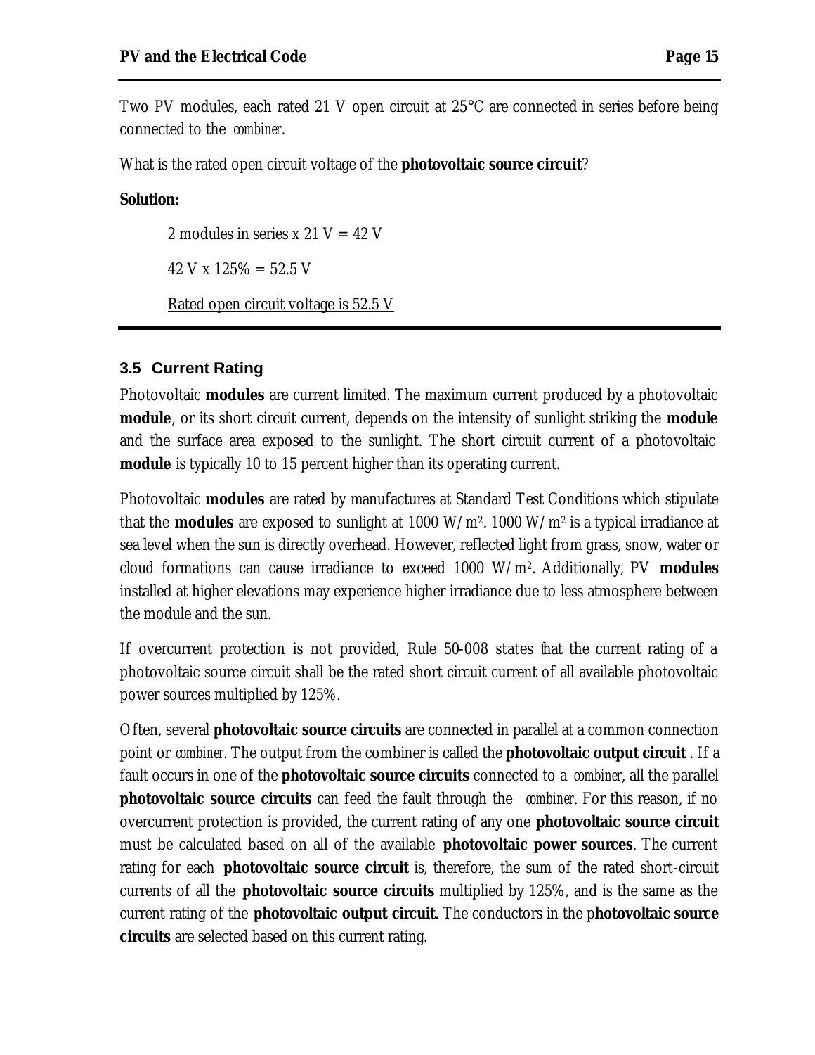Two PV modules, each rated 21 V open circuit at 25°C are connected in series before being connected to the *combiner*.

What is the rated open circuit voltage of the **photovoltaic source circuit**?

**Solution:**

2 modules in series x 21 V = 42 V

42 V x 125% = 52.5 V

Rated open circuit voltage is 52.5 V

---

### 3.5 Current Rating

Photovoltaic **modules** are current limited. The maximum current produced by a photovoltaic **module**, or its short circuit current, depends on the intensity of sunlight striking the **module** and the surface area exposed to the sunlight. The short circuit current of a photovoltaic **module** is typically 10 to 15 percent higher than its operating current.

Photovoltaic **modules** are rated by manufactures at Standard Test Conditions which stipulate that the **modules** are exposed to sunlight at 1000 W/$m^2$. 1000 W/$m^2$ is a typical irradiance at sea level when the sun is directly overhead. However, reflected light from grass, snow, water or cloud formations can cause irradiance to exceed 1000 W/$m^2$. Additionally, PV **modules** installed at higher elevations may experience higher irradiance due to less atmosphere between the module and the sun.

If overcurrent protection is not provided, Rule 50-008 states that the current rating of a photovoltaic source circuit shall be the rated short circuit current of all available photovoltaic power sources multiplied by 125%.

Often, several **photovoltaic source circuits** are connected in parallel at a common connection point or *combiner*. The output from the combiner is called the **photovoltaic output circuit** . If a fault occurs in one of the **photovoltaic source circuits** connected to a *combiner*, all the parallel **photovoltaic source circuits** can feed the fault through the *combiner*. For this reason, if no overcurrent protection is provided, the current rating of any one **photovoltaic source circuit** must be calculated based on all of the available **photovoltaic power sources**. The current rating for each **photovoltaic source circuit** is, therefore, the sum of the rated short-circuit currents of all the **photovoltaic source circuits** multiplied by 125%, and is the same as the current rating of the **photovoltaic output circuit**. The conductors in the p**hotovoltaic source circuits** are selected based on this current rating.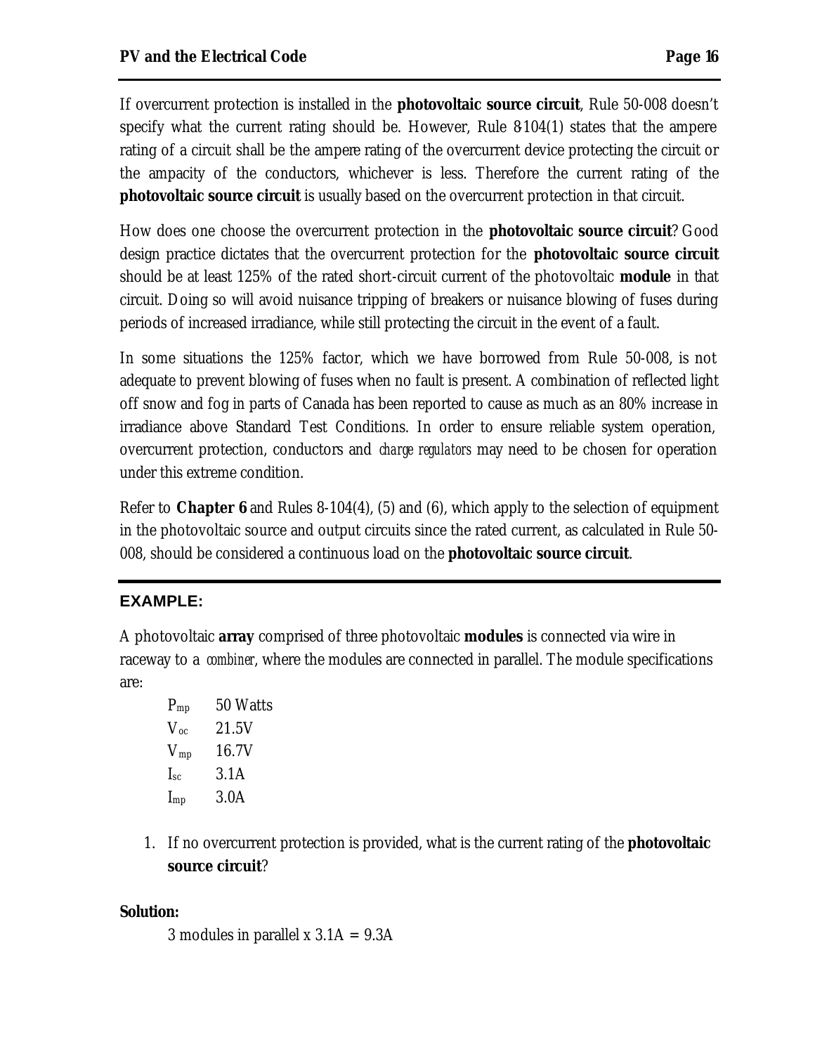If overcurrent protection is installed in the **photovoltaic source circuit**, Rule 50-008 doesn't specify what the current rating should be. However, Rule 8-104(1) states that the ampere rating of a circuit shall be the ampere rating of the overcurrent device protecting the circuit or the ampacity of the conductors, whichever is less. Therefore the current rating of the **photovoltaic source circuit** is usually based on the overcurrent protection in that circuit.

How does one choose the overcurrent protection in the **photovoltaic source circuit**? Good design practice dictates that the overcurrent protection for the **photovoltaic source circuit** should be at least 125% of the rated short-circuit current of the photovoltaic **module** in that circuit. Doing so will avoid nuisance tripping of breakers or nuisance blowing of fuses during periods of increased irradiance, while still protecting the circuit in the event of a fault.

In some situations the 125% factor, which we have borrowed from Rule 50-008, is not adequate to prevent blowing of fuses when no fault is present. A combination of reflected light off snow and fog in parts of Canada has been reported to cause as much as an 80% increase in irradiance above Standard Test Conditions. In order to ensure reliable system operation, overcurrent protection, conductors and *charge regulators* may need to be chosen for operation under this extreme condition.

Refer to **Chapter 6** and Rules 8-104(4), (5) and (6), which apply to the selection of equipment in the photovoltaic source and output circuits since the rated current, as calculated in Rule 50-008, should be considered a continuous load on the **photovoltaic source circuit**.

---

**EXAMPLE:**

A photovoltaic **array** comprised of three photovoltaic **modules** is connected via wire in raceway to a *combiner*, where the modules are connected in parallel. The module specifications are:

| | |
|---|---|
| $P_{mp}$ | 50 Watts |
| $V_{oc}$ | 21.5V |
| $V_{mp}$ | 16.7V |
| $I_{sc}$ | 3.1A |
| $I_{mp}$ | 3.0A |

1. If no overcurrent protection is provided, what is the current rating of the **photovoltaic source circuit**?

**Solution:**

3 modules in parallel x 3.1A = 9.3A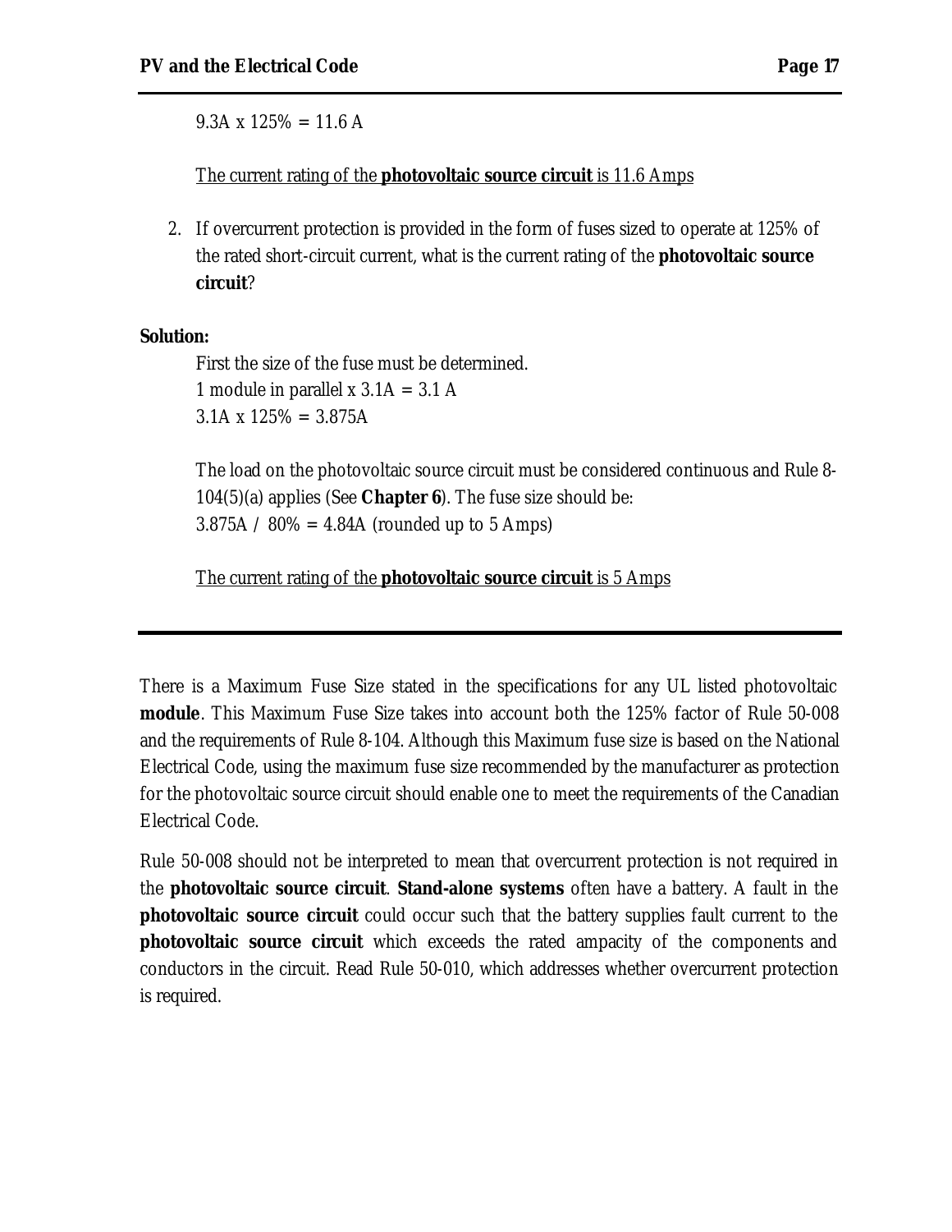9.3A x 125% = 11.6 A

<u>The current rating of the **photovoltaic source circuit** is 11.6 Amps</u>

2. If overcurrent protection is provided in the form of fuses sized to operate at 125% of the rated short-circuit current, what is the current rating of the **photovoltaic source circuit**?

**Solution:**

First the size of the fuse must be determined.
1 module in parallel x 3.1A = 3.1 A
3.1A x 125% = 3.875A

The load on the photovoltaic source circuit must be considered continuous and Rule 8-104(5)(a) applies (See **Chapter 6**). The fuse size should be:
3.875A / 80% = 4.84A (rounded up to 5 Amps)

<u>The current rating of the **photovoltaic source circuit** is 5 Amps</u>

---

There is a Maximum Fuse Size stated in the specifications for any UL listed photovoltaic **module**. This Maximum Fuse Size takes into account both the 125% factor of Rule 50-008 and the requirements of Rule 8-104. Although this Maximum fuse size is based on the National Electrical Code, using the maximum fuse size recommended by the manufacturer as protection for the photovoltaic source circuit should enable one to meet the requirements of the Canadian Electrical Code.

Rule 50-008 should not be interpreted to mean that overcurrent protection is not required in the **photovoltaic source circuit**. **Stand-alone systems** often have a battery. A fault in the **photovoltaic source circuit** could occur such that the battery supplies fault current to the **photovoltaic source circuit** which exceeds the rated ampacity of the components and conductors in the circuit. Read Rule 50-010, which addresses whether overcurrent protection is required.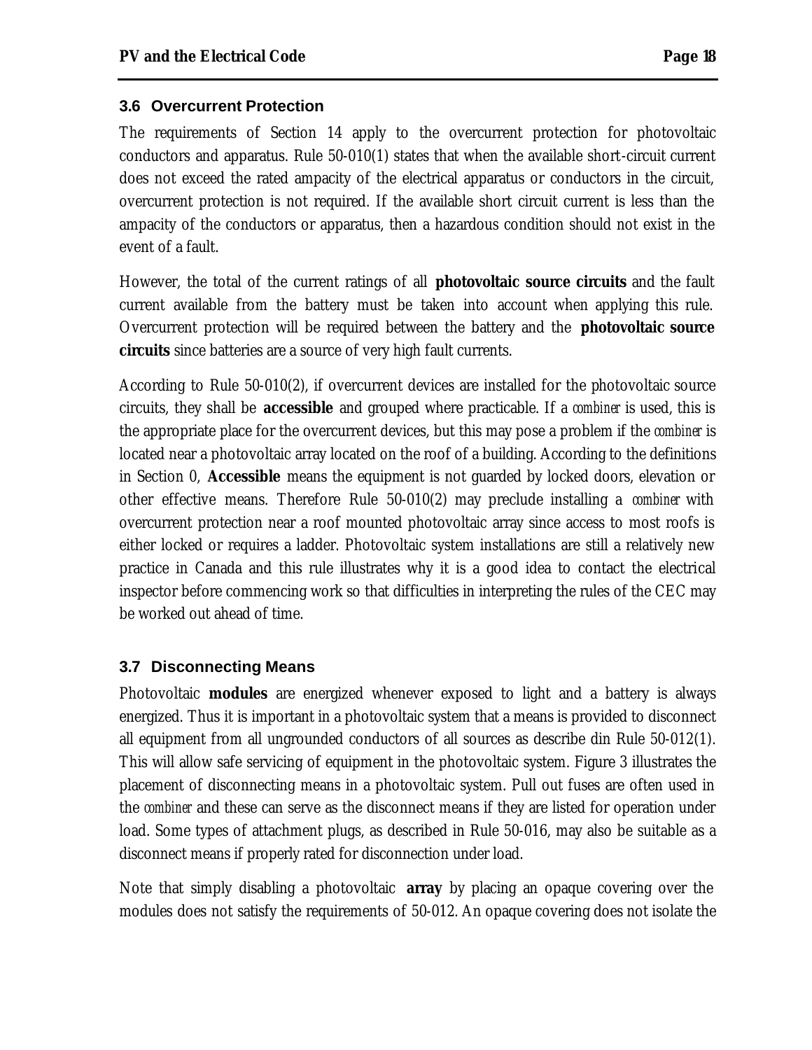## 3.6 Overcurrent Protection

The requirements of Section 14 apply to the overcurrent protection for photovoltaic conductors and apparatus. Rule 50-010(1) states that when the available short-circuit current does not exceed the rated ampacity of the electrical apparatus or conductors in the circuit, overcurrent protection is not required. If the available short circuit current is less than the ampacity of the conductors or apparatus, then a hazardous condition should not exist in the event of a fault.

However, the total of the current ratings of all **photovoltaic source circuits** and the fault current available from the battery must be taken into account when applying this rule. Overcurrent protection will be required between the battery and the **photovoltaic source circuits** since batteries are a source of very high fault currents.

According to Rule 50-010(2), if overcurrent devices are installed for the photovoltaic source circuits, they shall be **accessible** and grouped where practicable. If a *combiner* is used, this is the appropriate place for the overcurrent devices, but this may pose a problem if the *combiner* is located near a photovoltaic array located on the roof of a building. According to the definitions in Section 0, **Accessible** means the equipment is not guarded by locked doors, elevation or other effective means. Therefore Rule 50-010(2) may preclude installing a *combiner* with overcurrent protection near a roof mounted photovoltaic array since access to most roofs is either locked or requires a ladder. Photovoltaic system installations are still a relatively new practice in Canada and this rule illustrates why it is a good idea to contact the electrical inspector before commencing work so that difficulties in interpreting the rules of the CEC may be worked out ahead of time.

## 3.7 Disconnecting Means

Photovoltaic **modules** are energized whenever exposed to light and a battery is always energized. Thus it is important in a photovoltaic system that a means is provided to disconnect all equipment from all ungrounded conductors of all sources as describe din Rule 50-012(1). This will allow safe servicing of equipment in the photovoltaic system. Figure 3 illustrates the placement of disconnecting means in a photovoltaic system. Pull out fuses are often used in the *combiner* and these can serve as the disconnect means if they are listed for operation under load. Some types of attachment plugs, as described in Rule 50-016, may also be suitable as a disconnect means if properly rated for disconnection under load.

Note that simply disabling a photovoltaic **array** by placing an opaque covering over the modules does not satisfy the requirements of 50-012. An opaque covering does not isolate the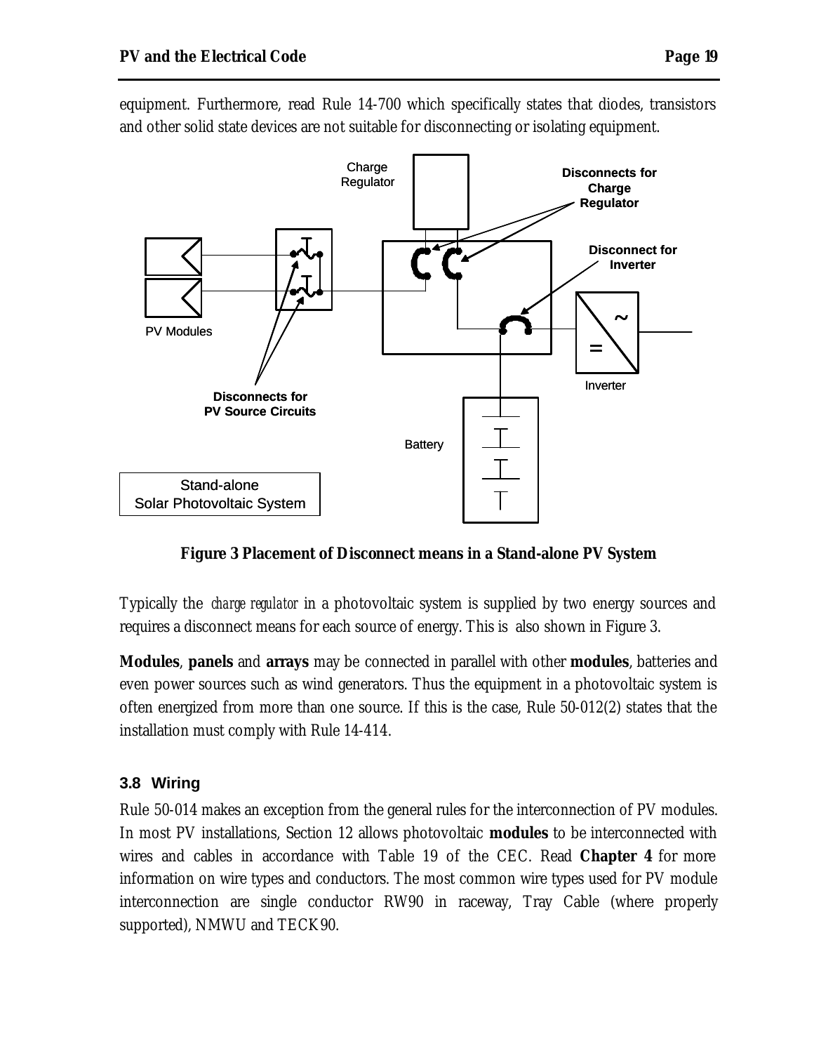equipment. Furthermore, read Rule 14-700 which specifically states that diodes, transistors and other solid state devices are not suitable for disconnecting or isolating equipment.

**Figure 3 Placement of Disconnect means in a Stand-alone PV System**

Typically the *charge regulator* in a photovoltaic system is supplied by two energy sources and requires a disconnect means for each source of energy. This is also shown in Figure 3.

**Modules**, **panels** and **arrays** may be connected in parallel with other **modules**, batteries and even power sources such as wind generators. Thus the equipment in a photovoltaic system is often energized from more than one source. If this is the case, Rule 50-012(2) states that the installation must comply with Rule 14-414.

### 3.8 Wiring

Rule 50-014 makes an exception from the general rules for the interconnection of PV modules. In most PV installations, Section 12 allows photovoltaic **modules** to be interconnected with wires and cables in accordance with Table 19 of the CEC. Read **Chapter 4** for more information on wire types and conductors. The most common wire types used for PV module interconnection are single conductor RW90 in raceway, Tray Cable (where properly supported), NMWU and TECK90.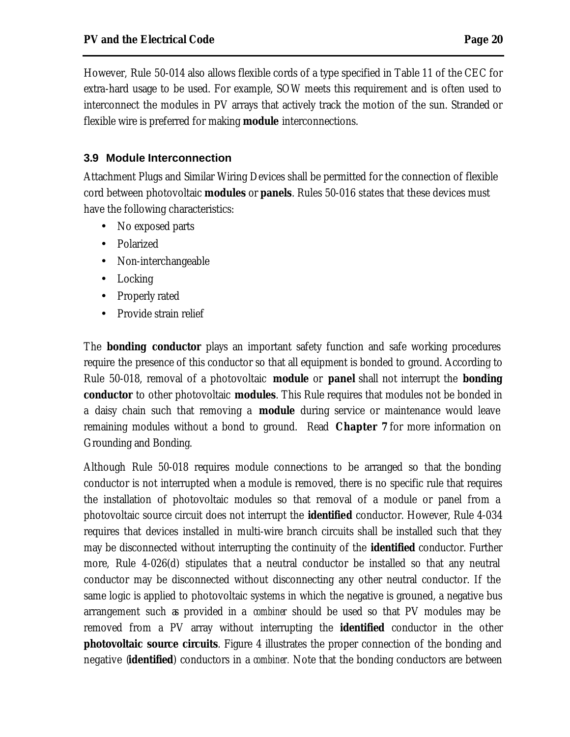However, Rule 50-014 also allows flexible cords of a type specified in Table 11 of the CEC for extra-hard usage to be used. For example, SOW meets this requirement and is often used to interconnect the modules in PV arrays that actively track the motion of the sun. Stranded or flexible wire is preferred for making **module** interconnections.

### 3.9 Module Interconnection

Attachment Plugs and Similar Wiring Devices shall be permitted for the connection of flexible cord between photovoltaic **modules** or **panels**. Rules 50-016 states that these devices must have the following characteristics:

- No exposed parts
- Polarized
- Non-interchangeable
- Locking
- Properly rated
- Provide strain relief

The **bonding conductor** plays an important safety function and safe working procedures require the presence of this conductor so that all equipment is bonded to ground. According to Rule 50-018, removal of a photovoltaic **module** or **panel** shall not interrupt the **bonding conductor** to other photovoltaic **modules**. This Rule requires that modules not be bonded in a daisy chain such that removing a **module** during service or maintenance would leave remaining modules without a bond to ground. Read **Chapter 7** for more information on Grounding and Bonding.

Although Rule 50-018 requires module connections to be arranged so that the bonding conductor is not interrupted when a module is removed, there is no specific rule that requires the installation of photovoltaic modules so that removal of a module or panel from a photovoltaic source circuit does not interrupt the **identified** conductor. However, Rule 4-034 requires that devices installed in multi-wire branch circuits shall be installed such that they may be disconnected without interrupting the continuity of the **identified** conductor. Further more, Rule 4-026(d) stipulates that a neutral conductor be installed so that any neutral conductor may be disconnected without disconnecting any other neutral conductor. If the same logic is applied to photovoltaic systems in which the negative is grouned, a negative bus arrangement such as provided in a *combiner* should be used so that PV modules may be removed from a PV array without interrupting the **identified** conductor in the other **photovoltaic source circuits**. Figure 4 illustrates the proper connection of the bonding and negative (**identified**) conductors in a *combiner*. Note that the bonding conductors are between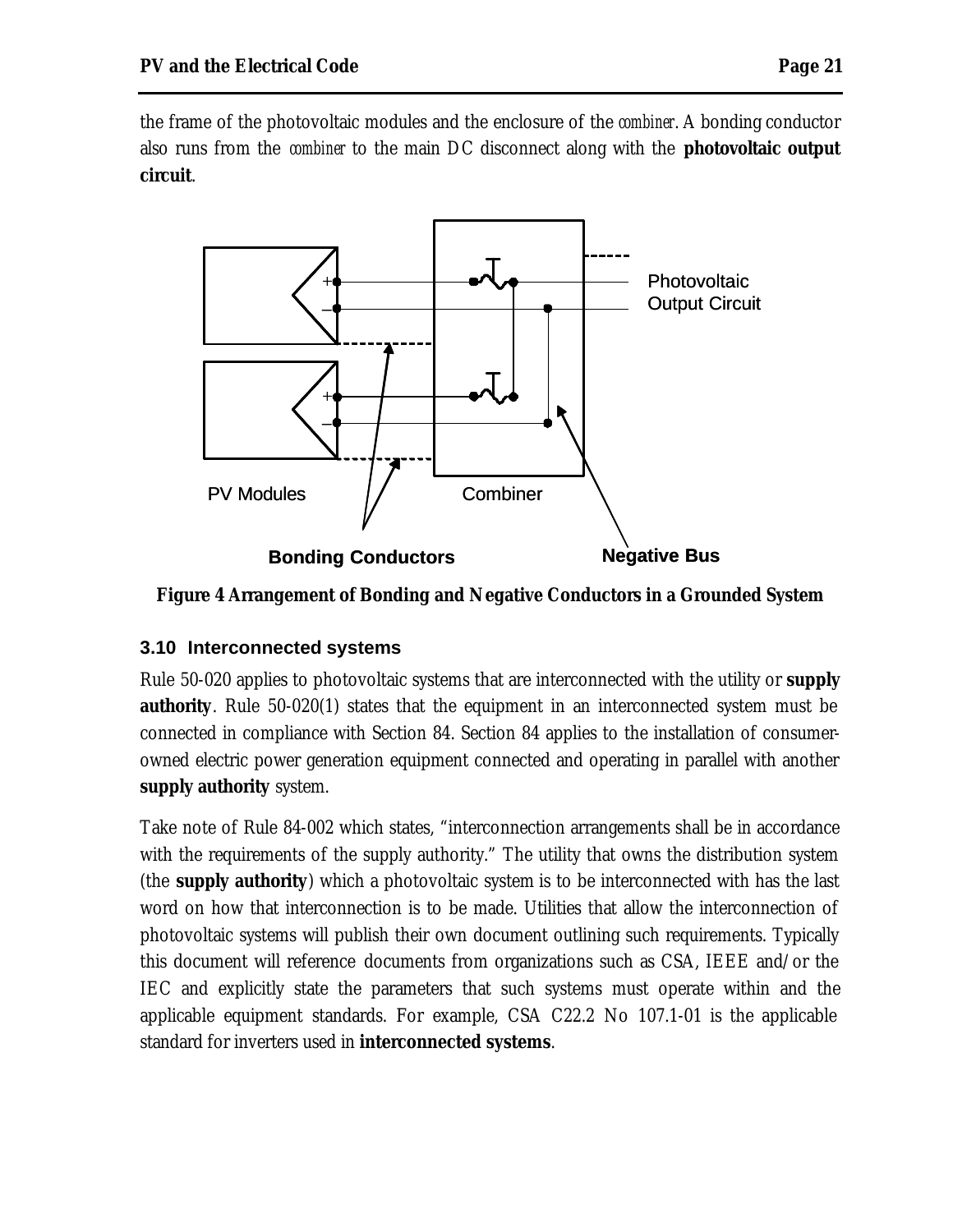the frame of the photovoltaic modules and the enclosure of the *combiner*. A bonding conductor also runs from the *combiner* to the main DC disconnect along with the **photovoltaic output circuit**.

**Figure 4 Arrangement of Bonding and Negative Conductors in a Grounded System**

### 3.10 Interconnected systems

Rule 50-020 applies to photovoltaic systems that are interconnected with the utility or **supply authority**. Rule 50-020(1) states that the equipment in an interconnected system must be connected in compliance with Section 84. Section 84 applies to the installation of consumer-owned electric power generation equipment connected and operating in parallel with another **supply authority** system.

Take note of Rule 84-002 which states, "interconnection arrangements shall be in accordance with the requirements of the supply authority." The utility that owns the distribution system (the **supply authority**) which a photovoltaic system is to be interconnected with has the last word on how that interconnection is to be made. Utilities that allow the interconnection of photovoltaic systems will publish their own document outlining such requirements. Typically this document will reference documents from organizations such as CSA, IEEE and/or the IEC and explicitly state the parameters that such systems must operate within and the applicable equipment standards. For example, CSA C22.2 No 107.1-01 is the applicable standard for inverters used in **interconnected systems**.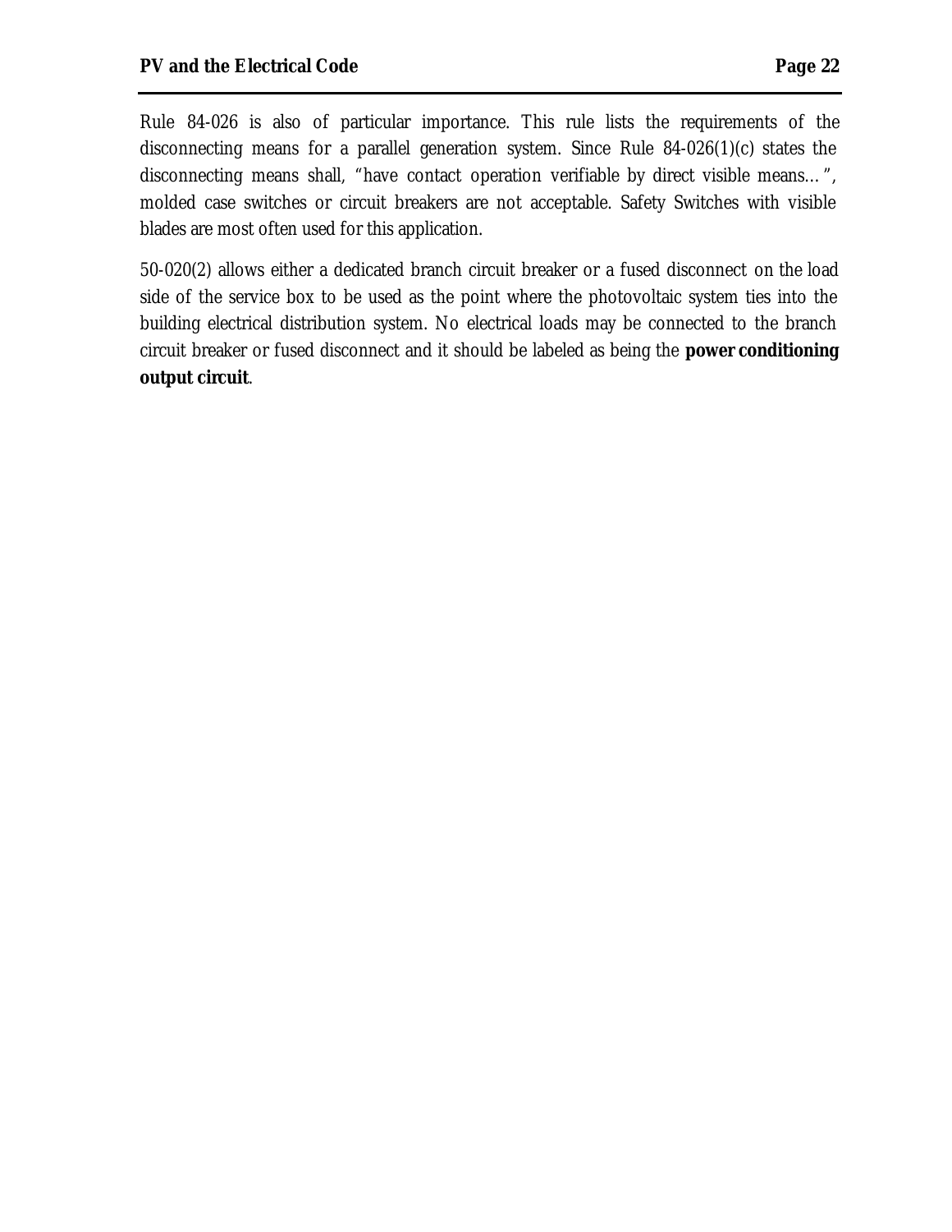Rule 84-026 is also of particular importance. This rule lists the requirements of the disconnecting means for a parallel generation system. Since Rule 84-026(1)(c) states the disconnecting means shall, "have contact operation verifiable by direct visible means…", molded case switches or circuit breakers are not acceptable. Safety Switches with visible blades are most often used for this application.

50-020(2) allows either a dedicated branch circuit breaker or a fused disconnect on the load side of the service box to be used as the point where the photovoltaic system ties into the building electrical distribution system. No electrical loads may be connected to the branch circuit breaker or fused disconnect and it should be labeled as being the **power conditioning output circuit**.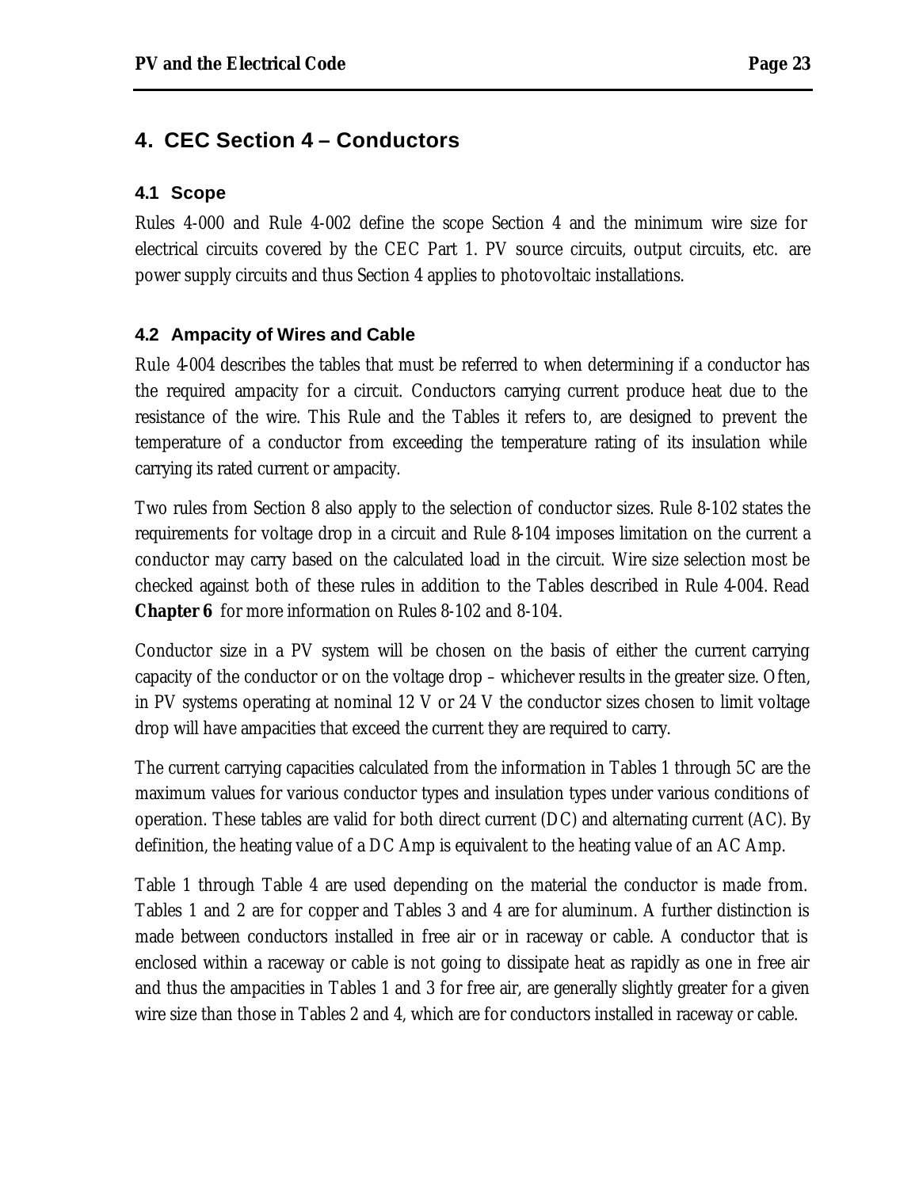# 4. CEC Section 4 – Conductors

## 4.1 Scope

Rules 4-000 and Rule 4-002 define the scope Section 4 and the minimum wire size for electrical circuits covered by the CEC Part 1. PV source circuits, output circuits, etc. are power supply circuits and thus Section 4 applies to photovoltaic installations.

## 4.2 Ampacity of Wires and Cable

Rule 4-004 describes the tables that must be referred to when determining if a conductor has the required ampacity for a circuit. Conductors carrying current produce heat due to the resistance of the wire. This Rule and the Tables it refers to, are designed to prevent the temperature of a conductor from exceeding the temperature rating of its insulation while carrying its rated current or ampacity.

Two rules from Section 8 also apply to the selection of conductor sizes. Rule 8-102 states the requirements for voltage drop in a circuit and Rule 8-104 imposes limitation on the current a conductor may carry based on the calculated load in the circuit. Wire size selection most be checked against both of these rules in addition to the Tables described in Rule 4-004. Read **Chapter 6** for more information on Rules 8-102 and 8-104.

Conductor size in a PV system will be chosen on the basis of either the current carrying capacity of the conductor or on the voltage drop – whichever results in the greater size. Often, in PV systems operating at nominal 12 V or 24 V the conductor sizes chosen to limit voltage drop will have ampacities that exceed the current they are required to carry.

The current carrying capacities calculated from the information in Tables 1 through 5C are the maximum values for various conductor types and insulation types under various conditions of operation. These tables are valid for both direct current (DC) and alternating current (AC). By definition, the heating value of a DC Amp is equivalent to the heating value of an AC Amp.

Table 1 through Table 4 are used depending on the material the conductor is made from. Tables 1 and 2 are for copper and Tables 3 and 4 are for aluminum. A further distinction is made between conductors installed in free air or in raceway or cable. A conductor that is enclosed within a raceway or cable is not going to dissipate heat as rapidly as one in free air and thus the ampacities in Tables 1 and 3 for free air, are generally slightly greater for a given wire size than those in Tables 2 and 4, which are for conductors installed in raceway or cable.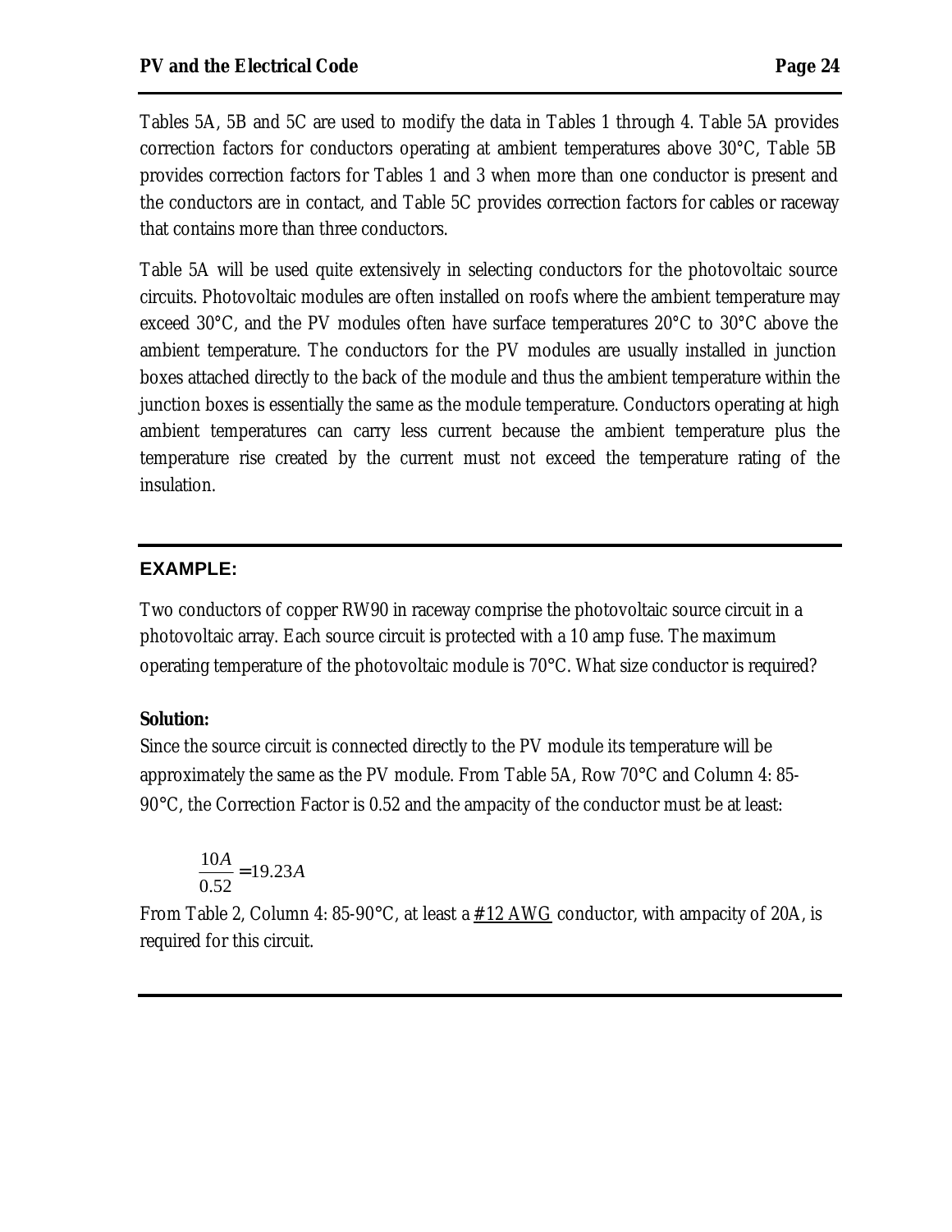Tables 5A, 5B and 5C are used to modify the data in Tables 1 through 4. Table 5A provides correction factors for conductors operating at ambient temperatures above 30°C, Table 5B provides correction factors for Tables 1 and 3 when more than one conductor is present and the conductors are in contact, and Table 5C provides correction factors for cables or raceway that contains more than three conductors.

Table 5A will be used quite extensively in selecting conductors for the photovoltaic source circuits. Photovoltaic modules are often installed on roofs where the ambient temperature may exceed 30°C, and the PV modules often have surface temperatures 20°C to 30°C above the ambient temperature. The conductors for the PV modules are usually installed in junction boxes attached directly to the back of the module and thus the ambient temperature within the junction boxes is essentially the same as the module temperature. Conductors operating at high ambient temperatures can carry less current because the ambient temperature plus the temperature rise created by the current must not exceed the temperature rating of the insulation.

---

**EXAMPLE:**

Two conductors of copper RW90 in raceway comprise the photovoltaic source circuit in a photovoltaic array. Each source circuit is protected with a 10 amp fuse. The maximum operating temperature of the photovoltaic module is 70°C. What size conductor is required?

**Solution:**

Since the source circuit is connected directly to the PV module its temperature will be approximately the same as the PV module. From Table 5A, Row 70°C and Column 4: 85-90°C, the Correction Factor is 0.52 and the ampacity of the conductor must be at least:

$$\frac{10A}{0.52} = 19.23A$$

From Table 2, Column 4: 85-90°C, at least a <u>#12 AWG</u> conductor, with ampacity of 20A, is required for this circuit.

---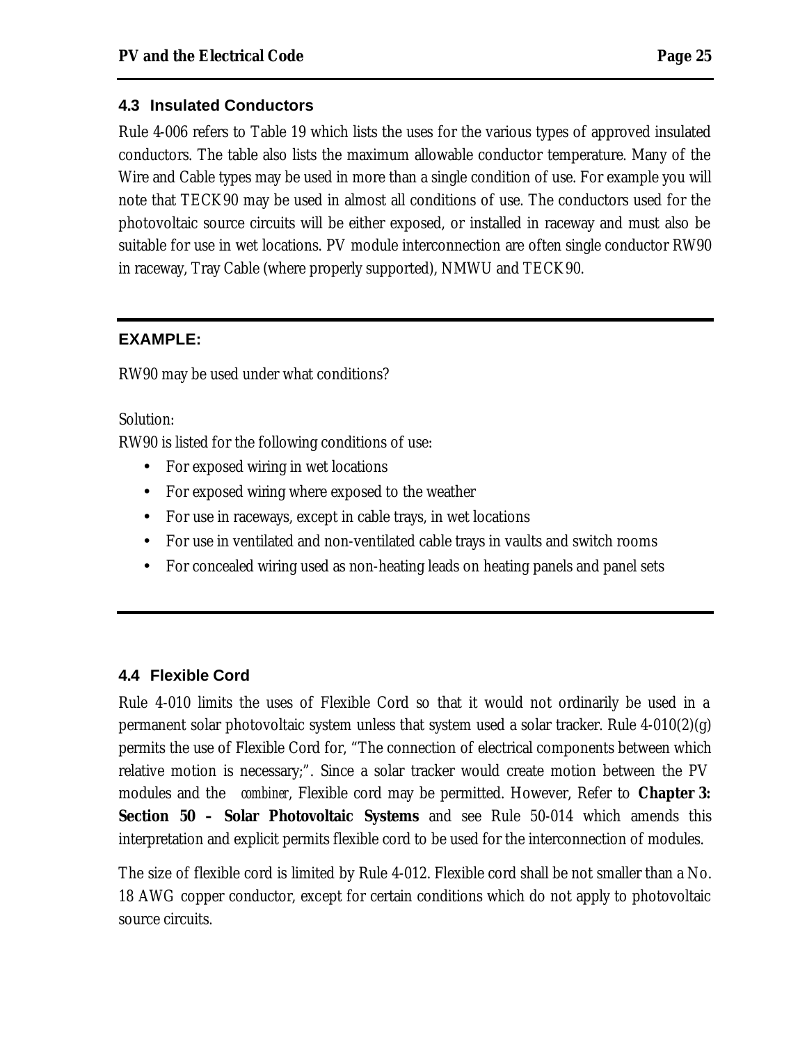## 4.3 Insulated Conductors

Rule 4-006 refers to Table 19 which lists the uses for the various types of approved insulated conductors. The table also lists the maximum allowable conductor temperature. Many of the Wire and Cable types may be used in more than a single condition of use. For example you will note that TECK90 may be used in almost all conditions of use. The conductors used for the photovoltaic source circuits will be either exposed, or installed in raceway and must also be suitable for use in wet locations. PV module interconnection are often single conductor RW90 in raceway, Tray Cable (where properly supported), NMWU and TECK90.

---

**EXAMPLE:**

RW90 may be used under what conditions?

Solution:
RW90 is listed for the following conditions of use:

- For exposed wiring in wet locations
- For exposed wiring where exposed to the weather
- For use in raceways, except in cable trays, in wet locations
- For use in ventilated and non-ventilated cable trays in vaults and switch rooms
- For concealed wiring used as non-heating leads on heating panels and panel sets

---

## 4.4 Flexible Cord

Rule 4-010 limits the uses of Flexible Cord so that it would not ordinarily be used in a permanent solar photovoltaic system unless that system used a solar tracker. Rule 4-010(2)(g) permits the use of Flexible Cord for, "The connection of electrical components between which relative motion is necessary;". Since a solar tracker would create motion between the PV modules and the *combiner*, Flexible cord may be permitted. However, Refer to **Chapter 3: Section 50 – Solar Photovoltaic Systems** and see Rule 50-014 which amends this interpretation and explicit permits flexible cord to be used for the interconnection of modules.

The size of flexible cord is limited by Rule 4-012. Flexible cord shall be not smaller than a No. 18 AWG copper conductor, except for certain conditions which do not apply to photovoltaic source circuits.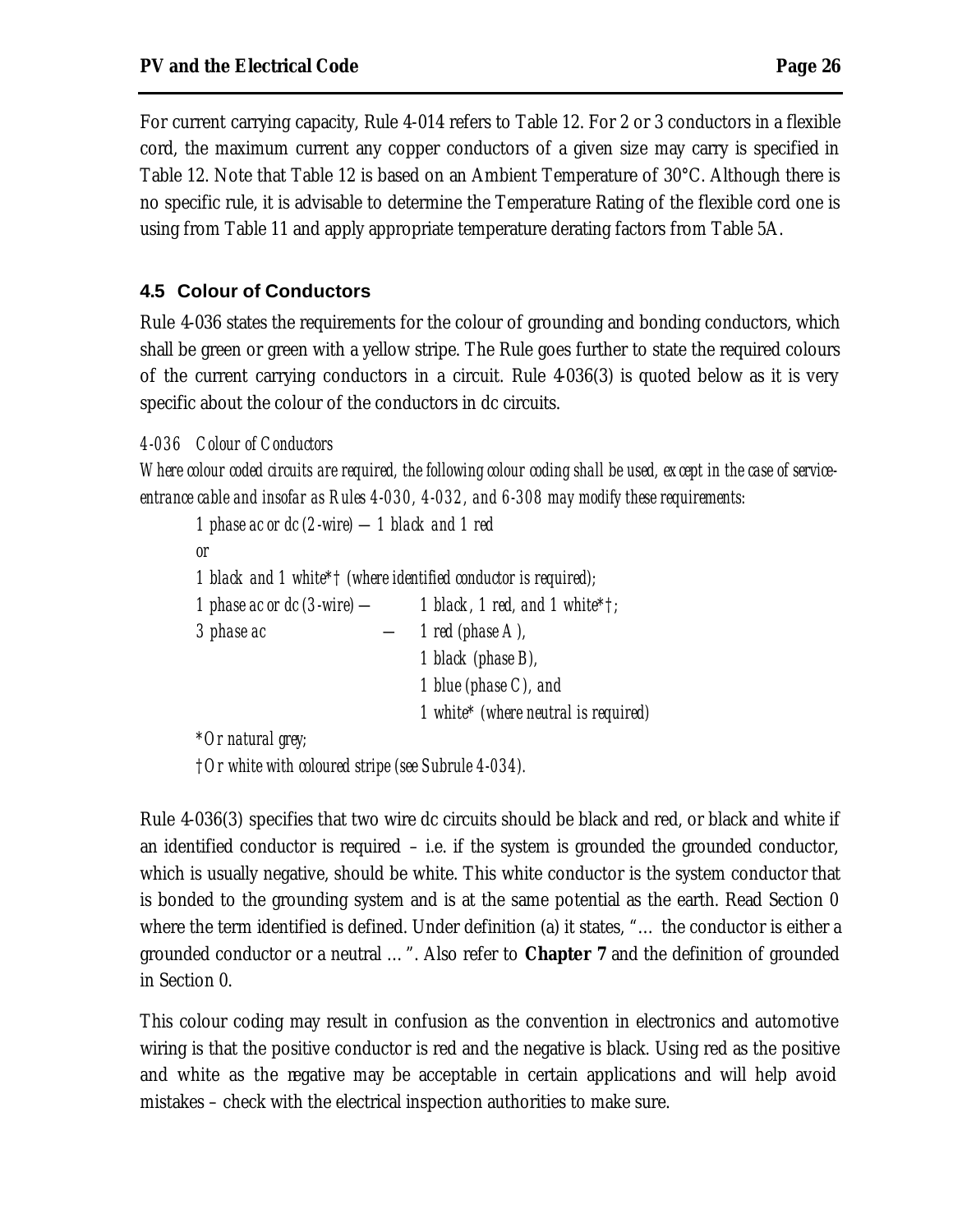For current carrying capacity, Rule 4-014 refers to Table 12. For 2 or 3 conductors in a flexible cord, the maximum current any copper conductors of a given size may carry is specified in Table 12. Note that Table 12 is based on an Ambient Temperature of 30°C. Although there is no specific rule, it is advisable to determine the Temperature Rating of the flexible cord one is using from Table 11 and apply appropriate temperature derating factors from Table 5A.

## 4.5 Colour of Conductors

Rule 4-036 states the requirements for the colour of grounding and bonding conductors, which shall be green or green with a yellow stripe. The Rule goes further to state the required colours of the current carrying conductors in a circuit. Rule 4-036(3) is quoted below as it is very specific about the colour of the conductors in dc circuits.

*4-036 Colour of Conductors*

*Where colour coded circuits are required, the following colour coding shall be used, except in the case of service-entrance cable and insofar as Rules 4-030, 4-032, and 6-308 may modify these requirements:*

> *1 phase ac or dc (2-wire) — 1 black and 1 red*
>
> *or*
>
> *1 black and 1 white*† (where identified conductor is required);*
>
> *1 phase ac or dc (3-wire) — 1 black, 1 red, and 1 white*†;*
>
> *3 phase ac — 1 red (phase A),*
> *1 black (phase B),*
> *1 blue (phase C), and*
> *1 white* (where neutral is required)*
>
> **Or natural grey;*
>
> *†Or white with coloured stripe (see Subrule 4-034).*

Rule 4-036(3) specifies that two wire dc circuits should be black and red, or black and white if an identified conductor is required – i.e. if the system is grounded the grounded conductor, which is usually negative, should be white. This white conductor is the system conductor that is bonded to the grounding system and is at the same potential as the earth. Read Section 0 where the term identified is defined. Under definition (a) it states, "… the conductor is either a grounded conductor or a neutral …". Also refer to **Chapter 7** and the definition of grounded in Section 0.

This colour coding may result in confusion as the convention in electronics and automotive wiring is that the positive conductor is red and the negative is black. Using red as the positive and white as the negative may be acceptable in certain applications and will help avoid mistakes – check with the electrical inspection authorities to make sure.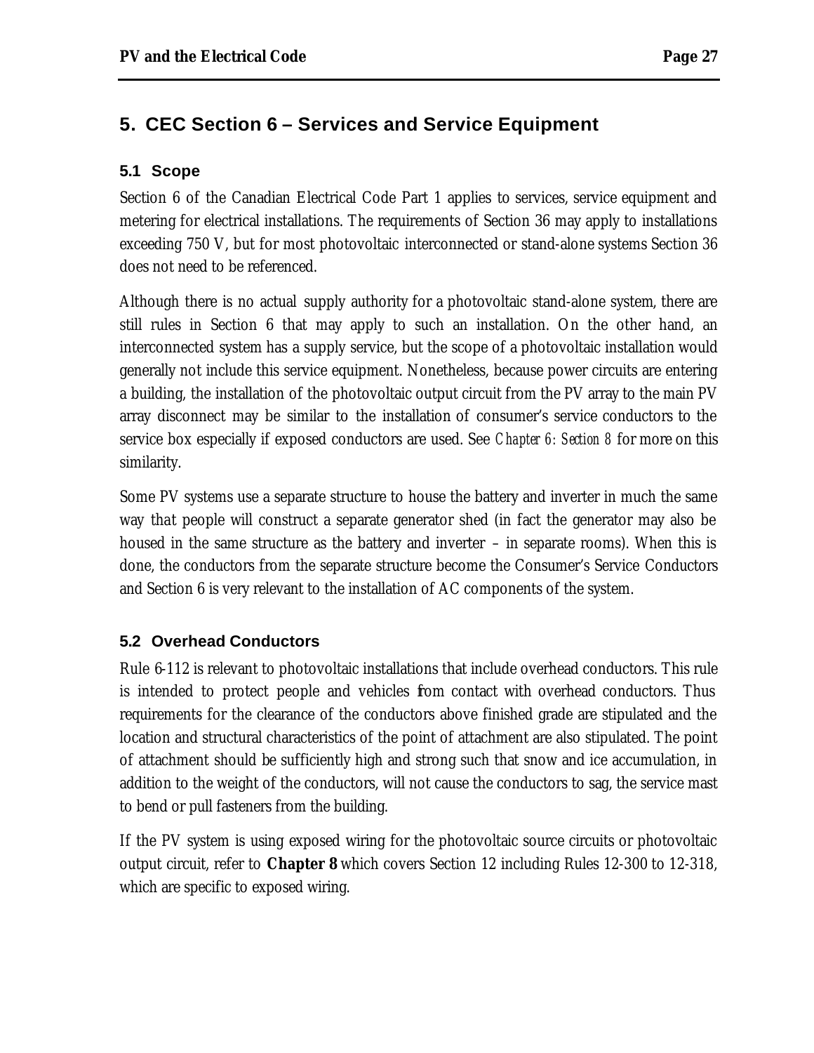# 5. CEC Section 6 – Services and Service Equipment

## 5.1 Scope

Section 6 of the Canadian Electrical Code Part 1 applies to services, service equipment and metering for electrical installations. The requirements of Section 36 may apply to installations exceeding 750 V, but for most photovoltaic interconnected or stand-alone systems Section 36 does not need to be referenced.

Although there is no actual supply authority for a photovoltaic stand-alone system, there are still rules in Section 6 that may apply to such an installation. On the other hand, an interconnected system has a supply service, but the scope of a photovoltaic installation would generally not include this service equipment. Nonetheless, because power circuits are entering a building, the installation of the photovoltaic output circuit from the PV array to the main PV array disconnect may be similar to the installation of consumer's service conductors to the service box especially if exposed conductors are used. See *Chapter 6: Section 8* for more on this similarity.

Some PV systems use a separate structure to house the battery and inverter in much the same way that people will construct a separate generator shed (in fact the generator may also be housed in the same structure as the battery and inverter – in separate rooms). When this is done, the conductors from the separate structure become the Consumer's Service Conductors and Section 6 is very relevant to the installation of AC components of the system.

## 5.2 Overhead Conductors

Rule 6-112 is relevant to photovoltaic installations that include overhead conductors. This rule is intended to protect people and vehicles from contact with overhead conductors. Thus requirements for the clearance of the conductors above finished grade are stipulated and the location and structural characteristics of the point of attachment are also stipulated. The point of attachment should be sufficiently high and strong such that snow and ice accumulation, in addition to the weight of the conductors, will not cause the conductors to sag, the service mast to bend or pull fasteners from the building.

If the PV system is using exposed wiring for the photovoltaic source circuits or photovoltaic output circuit, refer to **Chapter 8** which covers Section 12 including Rules 12-300 to 12-318, which are specific to exposed wiring.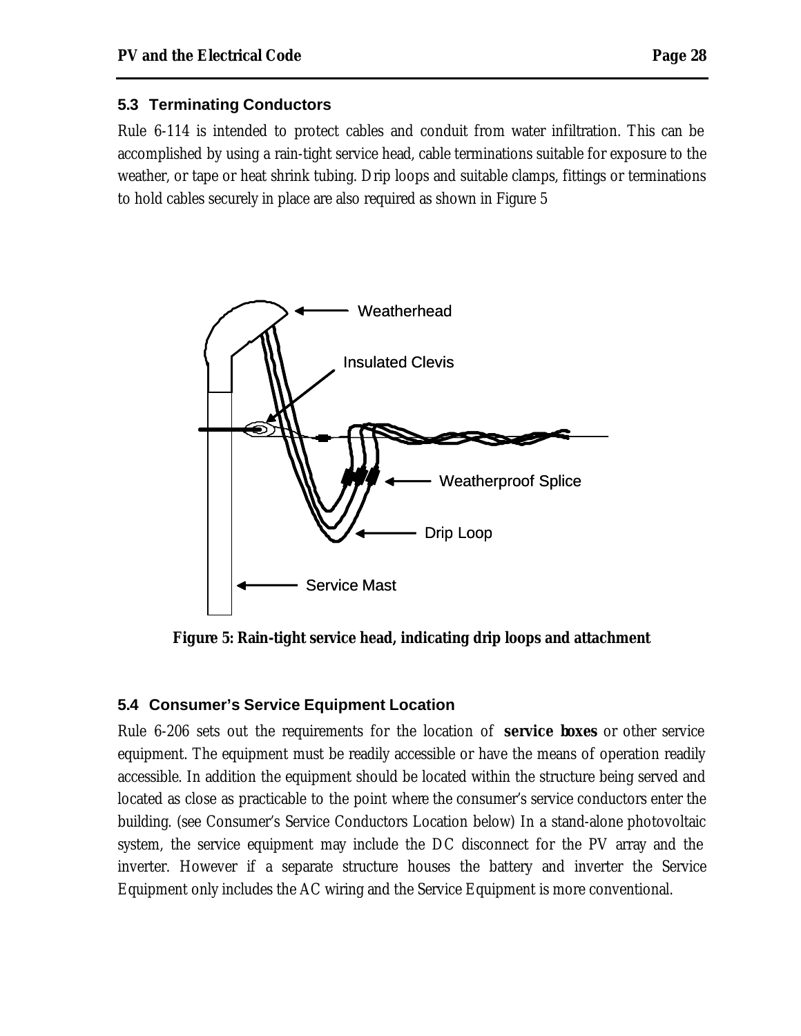## 5.3 Terminating Conductors

Rule 6-114 is intended to protect cables and conduit from water infiltration. This can be accomplished by using a rain-tight service head, cable terminations suitable for exposure to the weather, or tape or heat shrink tubing. Drip loops and suitable clamps, fittings or terminations to hold cables securely in place are also required as shown in Figure 5

**Figure 5: Rain-tight service head, indicating drip loops and attachment**

## 5.4 Consumer's Service Equipment Location

Rule 6-206 sets out the requirements for the location of **service boxes** or other service equipment. The equipment must be readily accessible or have the means of operation readily accessible. In addition the equipment should be located within the structure being served and located as close as practicable to the point where the consumer's service conductors enter the building. (see Consumer's Service Conductors Location below) In a stand-alone photovoltaic system, the service equipment may include the DC disconnect for the PV array and the inverter. However if a separate structure houses the battery and inverter the Service Equipment only includes the AC wiring and the Service Equipment is more conventional.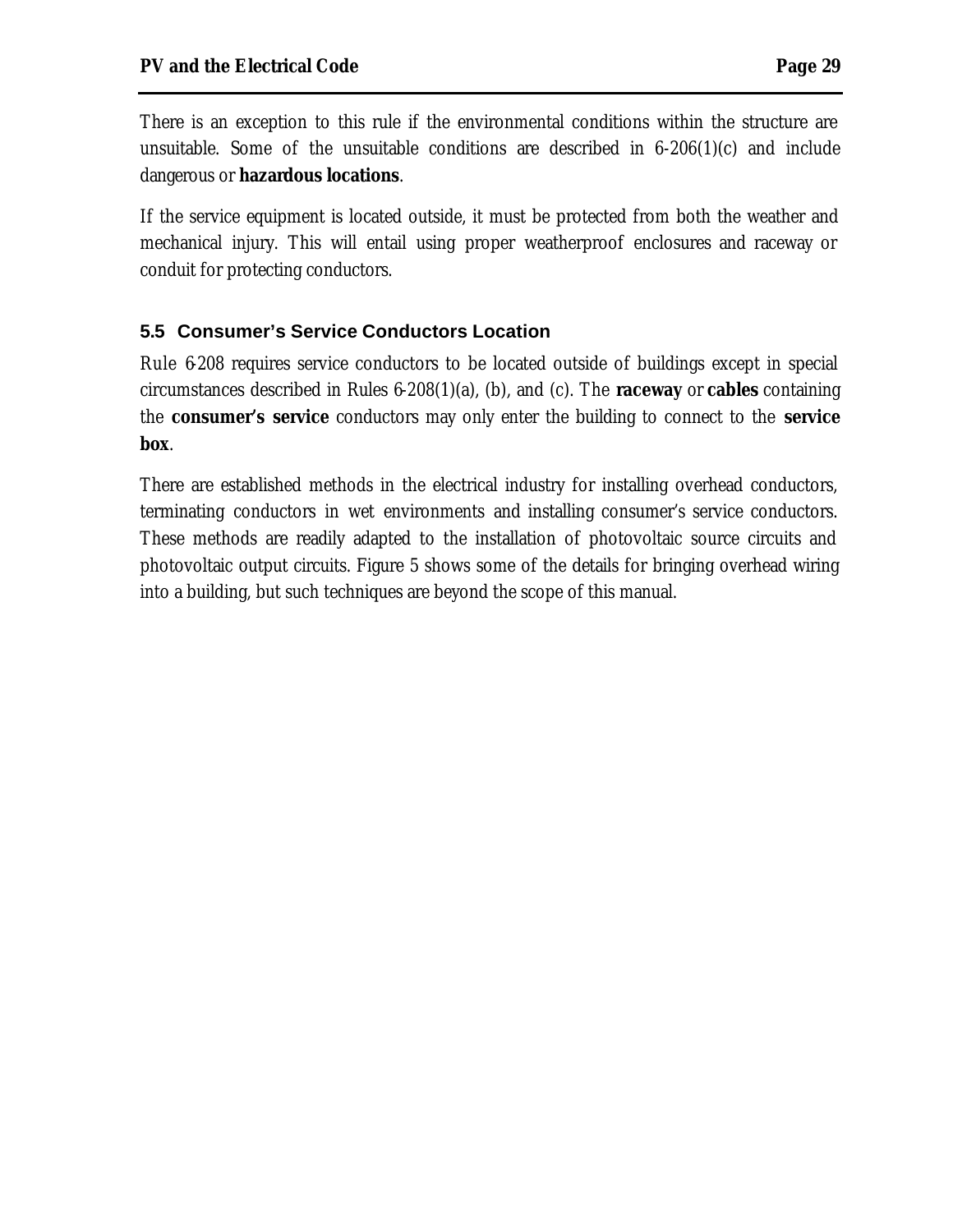There is an exception to this rule if the environmental conditions within the structure are unsuitable. Some of the unsuitable conditions are described in 6-206(1)(c) and include dangerous or **hazardous locations**.

If the service equipment is located outside, it must be protected from both the weather and mechanical injury. This will entail using proper weatherproof enclosures and raceway or conduit for protecting conductors.

### 5.5 Consumer's Service Conductors Location

Rule 6-208 requires service conductors to be located outside of buildings except in special circumstances described in Rules 6-208(1)(a), (b), and (c). The **raceway** or **cables** containing the **consumer's service** conductors may only enter the building to connect to the **service box**.

There are established methods in the electrical industry for installing overhead conductors, terminating conductors in wet environments and installing consumer's service conductors. These methods are readily adapted to the installation of photovoltaic source circuits and photovoltaic output circuits. Figure 5 shows some of the details for bringing overhead wiring into a building, but such techniques are beyond the scope of this manual.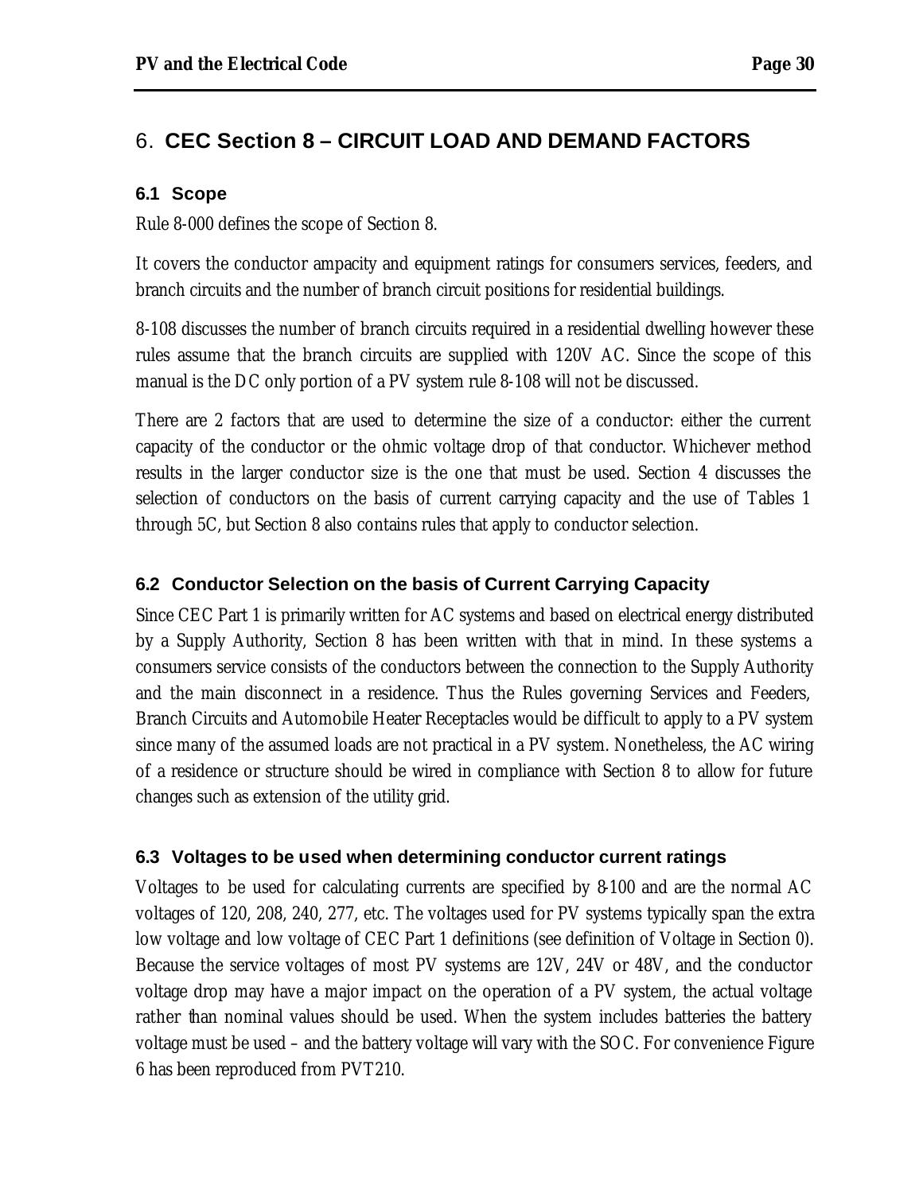# 6. CEC Section 8 – CIRCUIT LOAD AND DEMAND FACTORS

## 6.1 Scope

Rule 8-000 defines the scope of Section 8.

It covers the conductor ampacity and equipment ratings for consumers services, feeders, and branch circuits and the number of branch circuit positions for residential buildings.

8-108 discusses the number of branch circuits required in a residential dwelling however these rules assume that the branch circuits are supplied with 120V AC. Since the scope of this manual is the DC only portion of a PV system rule 8-108 will not be discussed.

There are 2 factors that are used to determine the size of a conductor: either the current capacity of the conductor or the ohmic voltage drop of that conductor. Whichever method results in the larger conductor size is the one that must be used. Section 4 discusses the selection of conductors on the basis of current carrying capacity and the use of Tables 1 through 5C, but Section 8 also contains rules that apply to conductor selection.

## 6.2 Conductor Selection on the basis of Current Carrying Capacity

Since CEC Part 1 is primarily written for AC systems and based on electrical energy distributed by a Supply Authority, Section 8 has been written with that in mind. In these systems a consumers service consists of the conductors between the connection to the Supply Authority and the main disconnect in a residence. Thus the Rules governing Services and Feeders, Branch Circuits and Automobile Heater Receptacles would be difficult to apply to a PV system since many of the assumed loads are not practical in a PV system. Nonetheless, the AC wiring of a residence or structure should be wired in compliance with Section 8 to allow for future changes such as extension of the utility grid.

## 6.3 Voltages to be used when determining conductor current ratings

Voltages to be used for calculating currents are specified by 8-100 and are the normal AC voltages of 120, 208, 240, 277, etc. The voltages used for PV systems typically span the extra low voltage and low voltage of CEC Part 1 definitions (see definition of Voltage in Section 0). Because the service voltages of most PV systems are 12V, 24V or 48V, and the conductor voltage drop may have a major impact on the operation of a PV system, the actual voltage rather than nominal values should be used. When the system includes batteries the battery voltage must be used – and the battery voltage will vary with the SOC. For convenience Figure 6 has been reproduced from PVT210.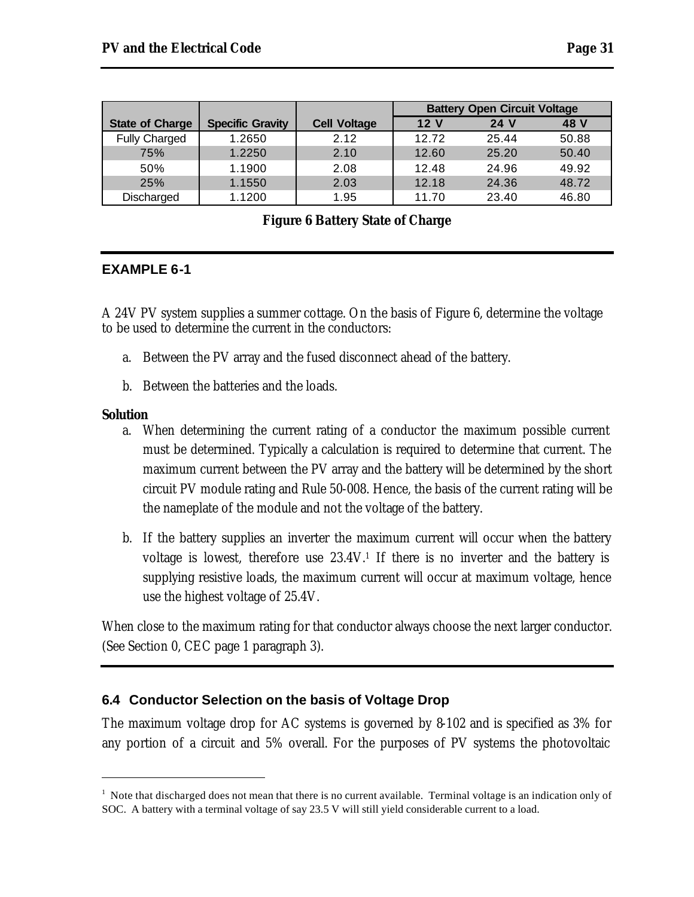| | | | Battery Open Circuit Voltage | | |
|---|---|---|---|---|---|
| **State of Charge** | **Specific Gravity** | **Cell Voltage** | **12 V** | **24 V** | **48 V** |
| Fully Charged | 1.2650 | 2.12 | 12.72 | 25.44 | 50.88 |
| 75% | 1.2250 | 2.10 | 12.60 | 25.20 | 50.40 |
| 50% | 1.1900 | 2.08 | 12.48 | 24.96 | 49.92 |
| 25% | 1.1550 | 2.03 | 12.18 | 24.36 | 48.72 |
| Discharged | 1.1200 | 1.95 | 11.70 | 23.40 | 46.80 |

**Figure 6 Battery State of Charge**

**EXAMPLE 6-1**

A 24V PV system supplies a summer cottage. On the basis of Figure 6, determine the voltage to be used to determine the current in the conductors:

a. Between the PV array and the fused disconnect ahead of the battery.

b. Between the batteries and the loads.

**Solution**

a. When determining the current rating of a conductor the maximum possible current must be determined. Typically a calculation is required to determine that current. The maximum current between the PV array and the battery will be determined by the short circuit PV module rating and Rule 50-008. Hence, the basis of the current rating will be the nameplate of the module and not the voltage of the battery.

b. If the battery supplies an inverter the maximum current will occur when the battery voltage is lowest, therefore use 23.4V.[1] If there is no inverter and the battery is supplying resistive loads, the maximum current will occur at maximum voltage, hence use the highest voltage of 25.4V.

When close to the maximum rating for that conductor always choose the next larger conductor. (See Section 0, CEC page 1 paragraph 3).

### 6.4 Conductor Selection on the basis of Voltage Drop

The maximum voltage drop for AC systems is governed by 8-102 and is specified as 3% for any portion of a circuit and 5% overall. For the purposes of PV systems the photovoltaic

[1] Note that discharged does not mean that there is no current available. Terminal voltage is an indication only of SOC. A battery with a terminal voltage of say 23.5 V will still yield considerable current to a load.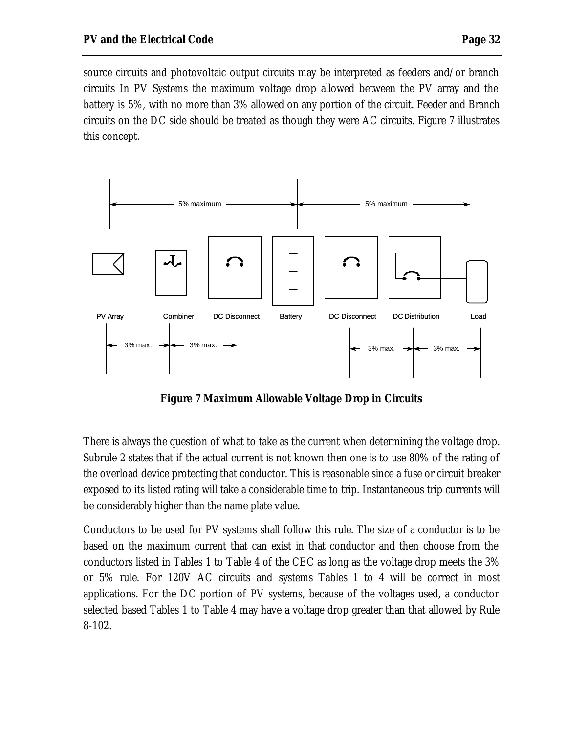source circuits and photovoltaic output circuits may be interpreted as feeders and/or branch circuits In PV Systems the maximum voltage drop allowed between the PV array and the battery is 5%, with no more than 3% allowed on any portion of the circuit. Feeder and Branch circuits on the DC side should be treated as though they were AC circuits. Figure 7 illustrates this concept.

**Figure 7 Maximum Allowable Voltage Drop in Circuits**

There is always the question of what to take as the current when determining the voltage drop. Subrule 2 states that if the actual current is not known then one is to use 80% of the rating of the overload device protecting that conductor. This is reasonable since a fuse or circuit breaker exposed to its listed rating will take a considerable time to trip. Instantaneous trip currents will be considerably higher than the name plate value.

Conductors to be used for PV systems shall follow this rule. The size of a conductor is to be based on the maximum current that can exist in that conductor and then choose from the conductors listed in Tables 1 to Table 4 of the CEC as long as the voltage drop meets the 3% or 5% rule. For 120V AC circuits and systems Tables 1 to 4 will be correct in most applications. For the DC portion of PV systems, because of the voltages used, a conductor selected based Tables 1 to Table 4 may have a voltage drop greater than that allowed by Rule 8-102.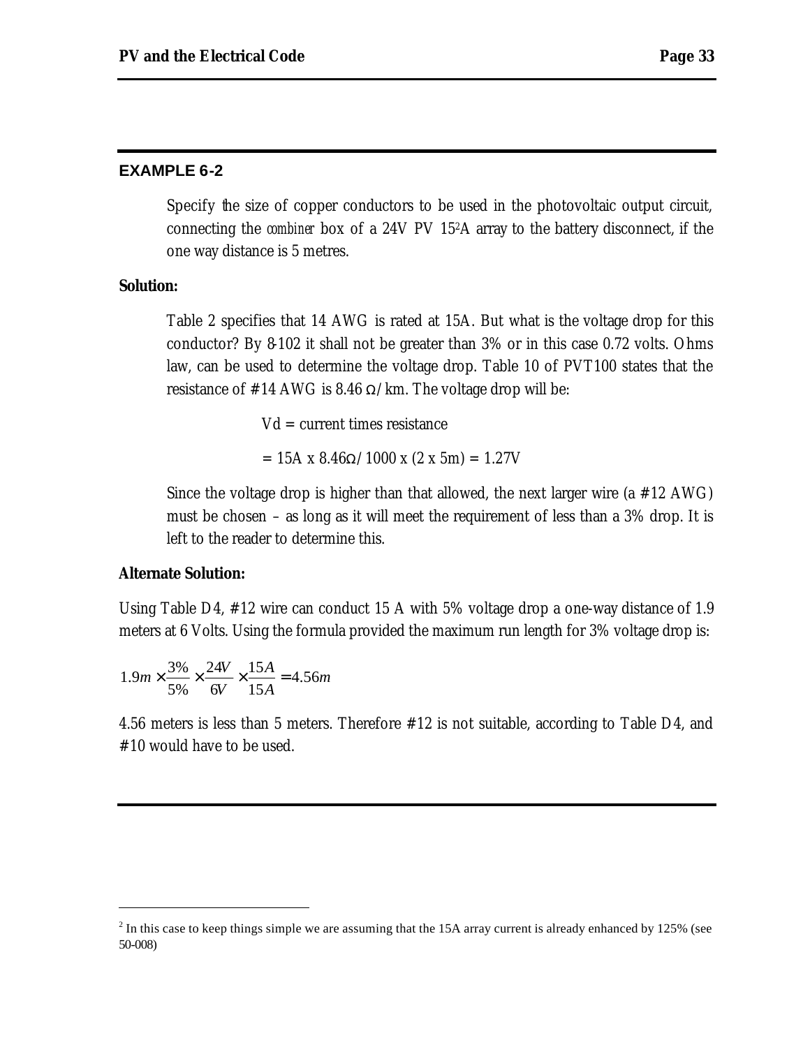### EXAMPLE 6-2

Specify the size of copper conductors to be used in the photovoltaic output circuit, connecting the *combiner* box of a 24V PV 15[2]A array to the battery disconnect, if the one way distance is 5 metres.

**Solution:**

Table 2 specifies that 14 AWG is rated at 15A. But what is the voltage drop for this conductor? By 8-102 it shall not be greater than 3% or in this case 0.72 volts. Ohms law, can be used to determine the voltage drop. Table 10 of PVT100 states that the resistance of #14 AWG is 8.46 Ω/km. The voltage drop will be:

Vd = current times resistance

= 15A x 8.46Ω/1000 x (2 x 5m) = 1.27V

Since the voltage drop is higher than that allowed, the next larger wire (a #12 AWG) must be chosen – as long as it will meet the requirement of less than a 3% drop. It is left to the reader to determine this.

**Alternate Solution:**

Using Table D4, #12 wire can conduct 15 A with 5% voltage drop a one-way distance of 1.9 meters at 6 Volts. Using the formula provided the maximum run length for 3% voltage drop is:

$$1.9m \times \frac{3\%}{5\%} \times \frac{24V}{6V} \times \frac{15A}{15A} = 4.56m$$

4.56 meters is less than 5 meters. Therefore #12 is not suitable, according to Table D4, and #10 would have to be used.

---

[2] In this case to keep things simple we are assuming that the 15A array current is already enhanced by 125% (see 50-008)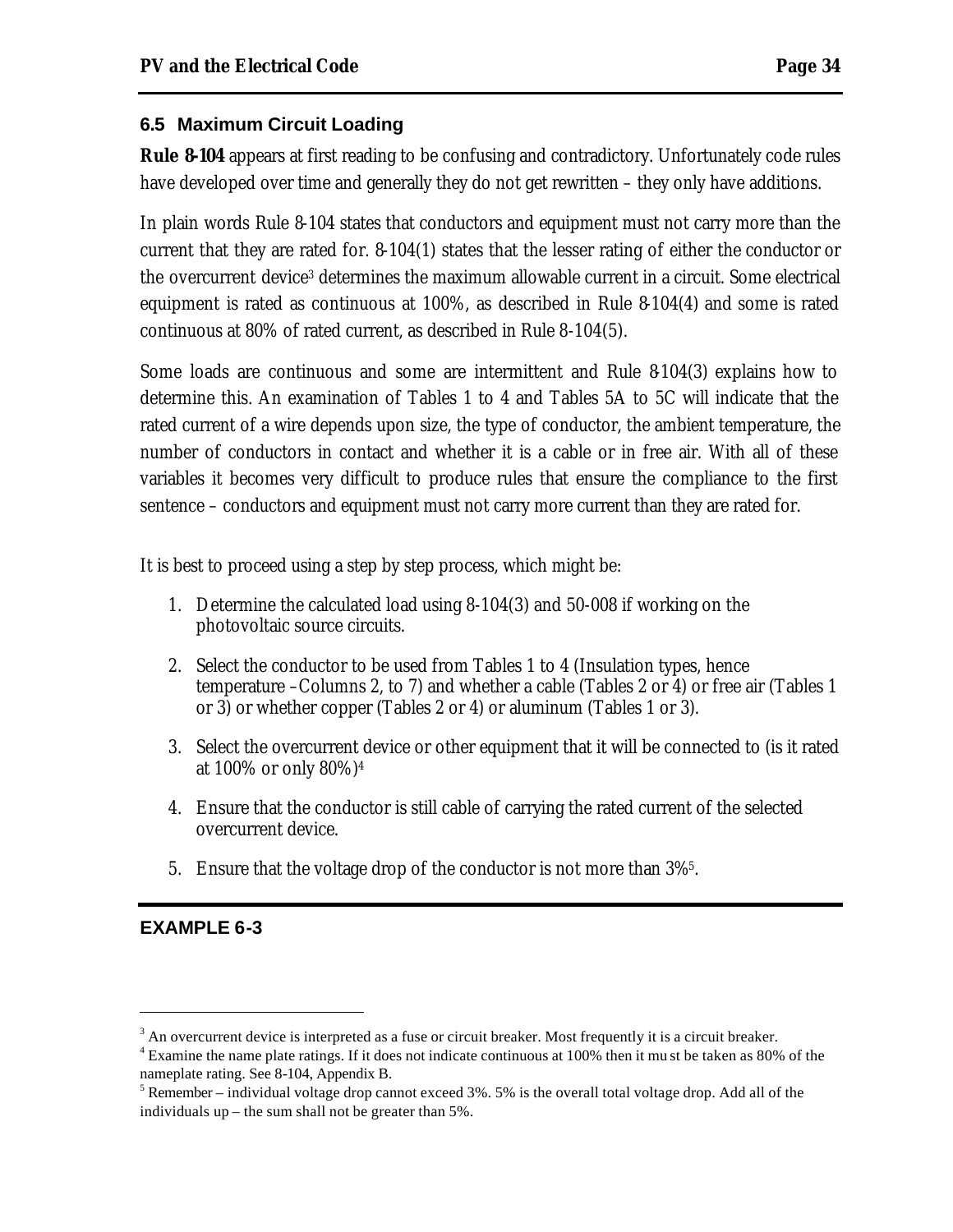## 6.5 Maximum Circuit Loading

**Rule 8-104** appears at first reading to be confusing and contradictory. Unfortunately code rules have developed over time and generally they do not get rewritten – they only have additions.

In plain words Rule 8-104 states that conductors and equipment must not carry more than the current that they are rated for. 8-104(1) states that the lesser rating of either the conductor or the overcurrent device[3] determines the maximum allowable current in a circuit. Some electrical equipment is rated as continuous at 100%, as described in Rule 8-104(4) and some is rated continuous at 80% of rated current, as described in Rule 8-104(5).

Some loads are continuous and some are intermittent and Rule 8-104(3) explains how to determine this. An examination of Tables 1 to 4 and Tables 5A to 5C will indicate that the rated current of a wire depends upon size, the type of conductor, the ambient temperature, the number of conductors in contact and whether it is a cable or in free air. With all of these variables it becomes very difficult to produce rules that ensure the compliance to the first sentence – conductors and equipment must not carry more current than they are rated for.

It is best to proceed using a step by step process, which might be:

1. Determine the calculated load using 8-104(3) and 50-008 if working on the photovoltaic source circuits.
2. Select the conductor to be used from Tables 1 to 4 (Insulation types, hence temperature –Columns 2, to 7) and whether a cable (Tables 2 or 4) or free air (Tables 1 or 3) or whether copper (Tables 2 or 4) or aluminum (Tables 1 or 3).
3. Select the overcurrent device or other equipment that it will be connected to (is it rated at 100% or only 80%)[4]
4. Ensure that the conductor is still cable of carrying the rated current of the selected overcurrent device.
5. Ensure that the voltage drop of the conductor is not more than 3%[5].

**EXAMPLE 6-3**

---

[3] An overcurrent device is interpreted as a fuse or circuit breaker. Most frequently it is a circuit breaker.

[4] Examine the name plate ratings. If it does not indicate continuous at 100% then it must be taken as 80% of the nameplate rating. See 8-104, Appendix B.

[5] Remember – individual voltage drop cannot exceed 3%. 5% is the overall total voltage drop. Add all of the individuals up – the sum shall not be greater than 5%.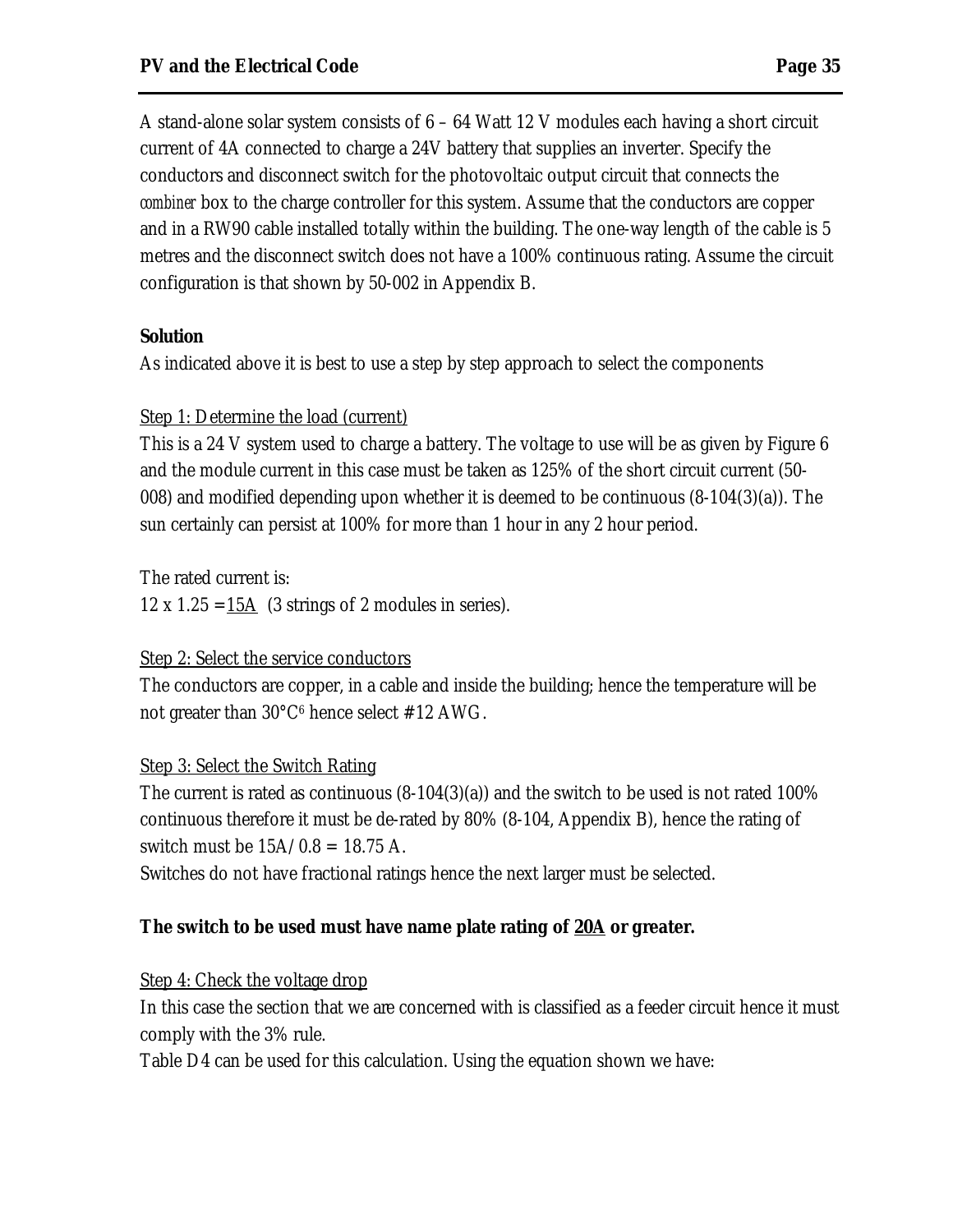A stand-alone solar system consists of 6 – 64 Watt 12 V modules each having a short circuit current of 4A connected to charge a 24V battery that supplies an inverter. Specify the conductors and disconnect switch for the photovoltaic output circuit that connects the *combiner* box to the charge controller for this system. Assume that the conductors are copper and in a RW90 cable installed totally within the building. The one-way length of the cable is 5 metres and the disconnect switch does not have a 100% continuous rating. Assume the circuit configuration is that shown by 50-002 in Appendix B.

**Solution**

As indicated above it is best to use a step by step approach to select the components

Step 1: Determine the load (current)

This is a 24 V system used to charge a battery. The voltage to use will be as given by Figure 6 and the module current in this case must be taken as 125% of the short circuit current (50-008) and modified depending upon whether it is deemed to be continuous (8-104(3)(a)). The sun certainly can persist at 100% for more than 1 hour in any 2 hour period.

The rated current is:

$12 \times 1.25 =$ 15A (3 strings of 2 modules in series).

Step 2: Select the service conductors

The conductors are copper, in a cable and inside the building; hence the temperature will be not greater than 30°C[6] hence select #12 AWG.

Step 3: Select the Switch Rating

The current is rated as continuous (8-104(3)(a)) and the switch to be used is not rated 100% continuous therefore it must be de-rated by 80% (8-104, Appendix B), hence the rating of switch must be $15A/0.8 = 18.75$ A.

Switches do not have fractional ratings hence the next larger must be selected.

**The switch to be used must have name plate rating of 20A or greater.**

Step 4: Check the voltage drop

In this case the section that we are concerned with is classified as a feeder circuit hence it must comply with the 3% rule.

Table D4 can be used for this calculation. Using the equation shown we have: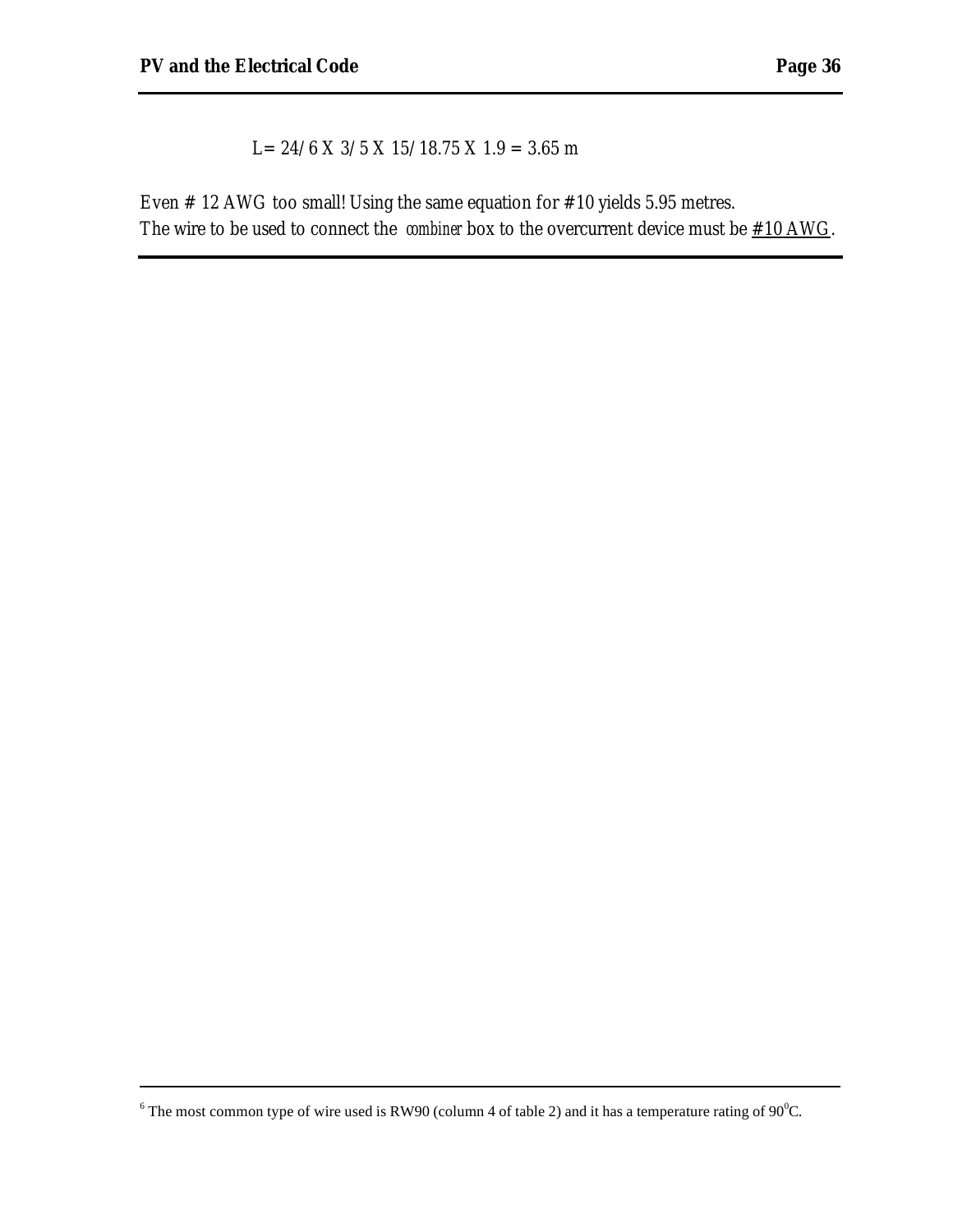$$L = 24/6 \times 3/5 \times 15/18.75 \times 1.9 = 3.65 \text{ m}$$

Even # 12 AWG too small! Using the same equation for #10 yields 5.95 metres.
The wire to be used to connect the *combiner* box to the overcurrent device must be <u>#10 AWG</u>.

---

[6] The most common type of wire used is RW90 (column 4 of table 2) and it has a temperature rating of $90^0$C.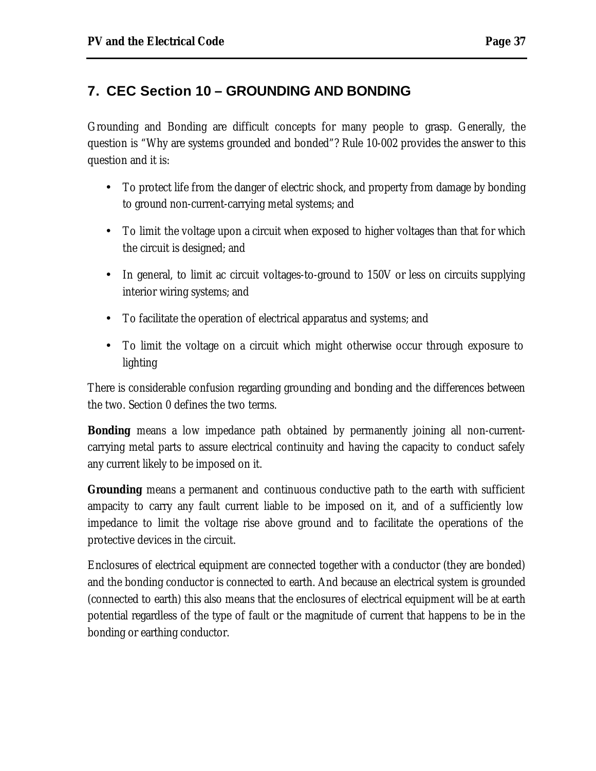## 7. CEC Section 10 – GROUNDING AND BONDING

Grounding and Bonding are difficult concepts for many people to grasp. Generally, the question is "Why are systems grounded and bonded"? Rule 10-002 provides the answer to this question and it is:

- To protect life from the danger of electric shock, and property from damage by bonding to ground non-current-carrying metal systems; and
- To limit the voltage upon a circuit when exposed to higher voltages than that for which the circuit is designed; and
- In general, to limit ac circuit voltages-to-ground to 150V or less on circuits supplying interior wiring systems; and
- To facilitate the operation of electrical apparatus and systems; and
- To limit the voltage on a circuit which might otherwise occur through exposure to lighting

There is considerable confusion regarding grounding and bonding and the differences between the two. Section 0 defines the two terms.

**Bonding** means a low impedance path obtained by permanently joining all non-current-carrying metal parts to assure electrical continuity and having the capacity to conduct safely any current likely to be imposed on it.

**Grounding** means a permanent and continuous conductive path to the earth with sufficient ampacity to carry any fault current liable to be imposed on it, and of a sufficiently low impedance to limit the voltage rise above ground and to facilitate the operations of the protective devices in the circuit.

Enclosures of electrical equipment are connected together with a conductor (they are bonded) and the bonding conductor is connected to earth. And because an electrical system is grounded (connected to earth) this also means that the enclosures of electrical equipment will be at earth potential regardless of the type of fault or the magnitude of current that happens to be in the bonding or earthing conductor.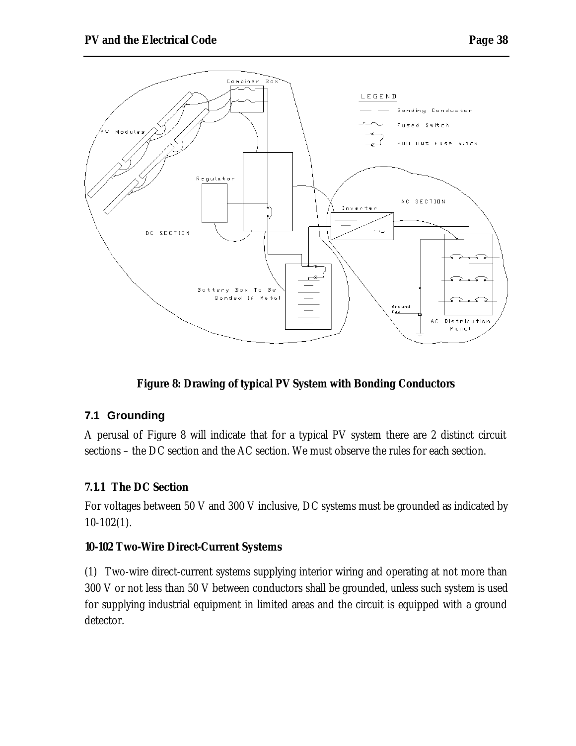Figure 8: Drawing of typical PV System with Bonding Conductors

## 7.1 Grounding

A perusal of Figure 8 will indicate that for a typical PV system there are 2 distinct circuit sections – the DC section and the AC section. We must observe the rules for each section.

### 7.1.1 The DC Section

For voltages between 50 V and 300 V inclusive, DC systems must be grounded as indicated by 10-102(1).

**10-102 Two-Wire Direct-Current Systems**

(1) Two-wire direct-current systems supplying interior wiring and operating at not more than 300 V or not less than 50 V between conductors shall be grounded, unless such system is used for supplying industrial equipment in limited areas and the circuit is equipped with a ground detector.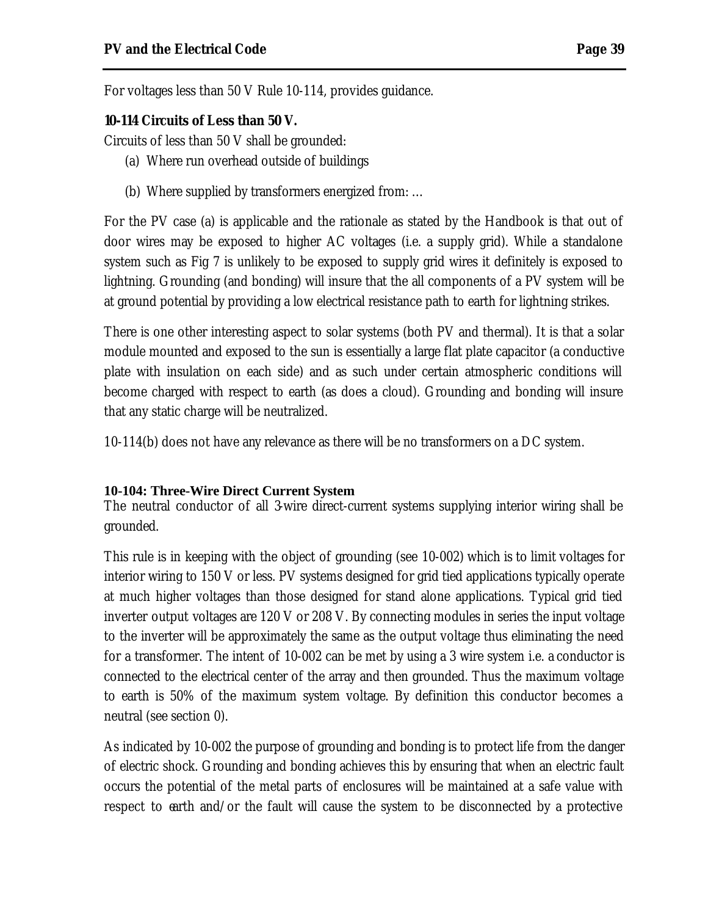For voltages less than 50 V Rule 10-114, provides guidance.

**10-114 Circuits of Less than 50 V.**

Circuits of less than 50 V shall be grounded:

(a) Where run overhead outside of buildings

(b) Where supplied by transformers energized from: …

For the PV case (a) is applicable and the rationale as stated by the Handbook is that out of door wires may be exposed to higher AC voltages (i.e. a supply grid). While a standalone system such as Fig 7 is unlikely to be exposed to supply grid wires it definitely is exposed to lightning. Grounding (and bonding) will insure that the all components of a PV system will be at ground potential by providing a low electrical resistance path to earth for lightning strikes.

There is one other interesting aspect to solar systems (both PV and thermal). It is that a solar module mounted and exposed to the sun is essentially a large flat plate capacitor (a conductive plate with insulation on each side) and as such under certain atmospheric conditions will become charged with respect to earth (as does a cloud). Grounding and bonding will insure that any static charge will be neutralized.

10-114(b) does not have any relevance as there will be no transformers on a DC system.

**10-104: Three-Wire Direct Current System**

The neutral conductor of all 3-wire direct-current systems supplying interior wiring shall be grounded.

This rule is in keeping with the object of grounding (see 10-002) which is to limit voltages for interior wiring to 150 V or less. PV systems designed for grid tied applications typically operate at much higher voltages than those designed for stand alone applications. Typical grid tied inverter output voltages are 120 V or 208 V. By connecting modules in series the input voltage to the inverter will be approximately the same as the output voltage thus eliminating the need for a transformer. The intent of 10-002 can be met by using a 3 wire system i.e. a conductor is connected to the electrical center of the array and then grounded. Thus the maximum voltage to earth is 50% of the maximum system voltage. By definition this conductor becomes a neutral (see section 0).

As indicated by 10-002 the purpose of grounding and bonding is to protect life from the danger of electric shock. Grounding and bonding achieves this by ensuring that when an electric fault occurs the potential of the metal parts of enclosures will be maintained at a safe value with respect to earth and/or the fault will cause the system to be disconnected by a protective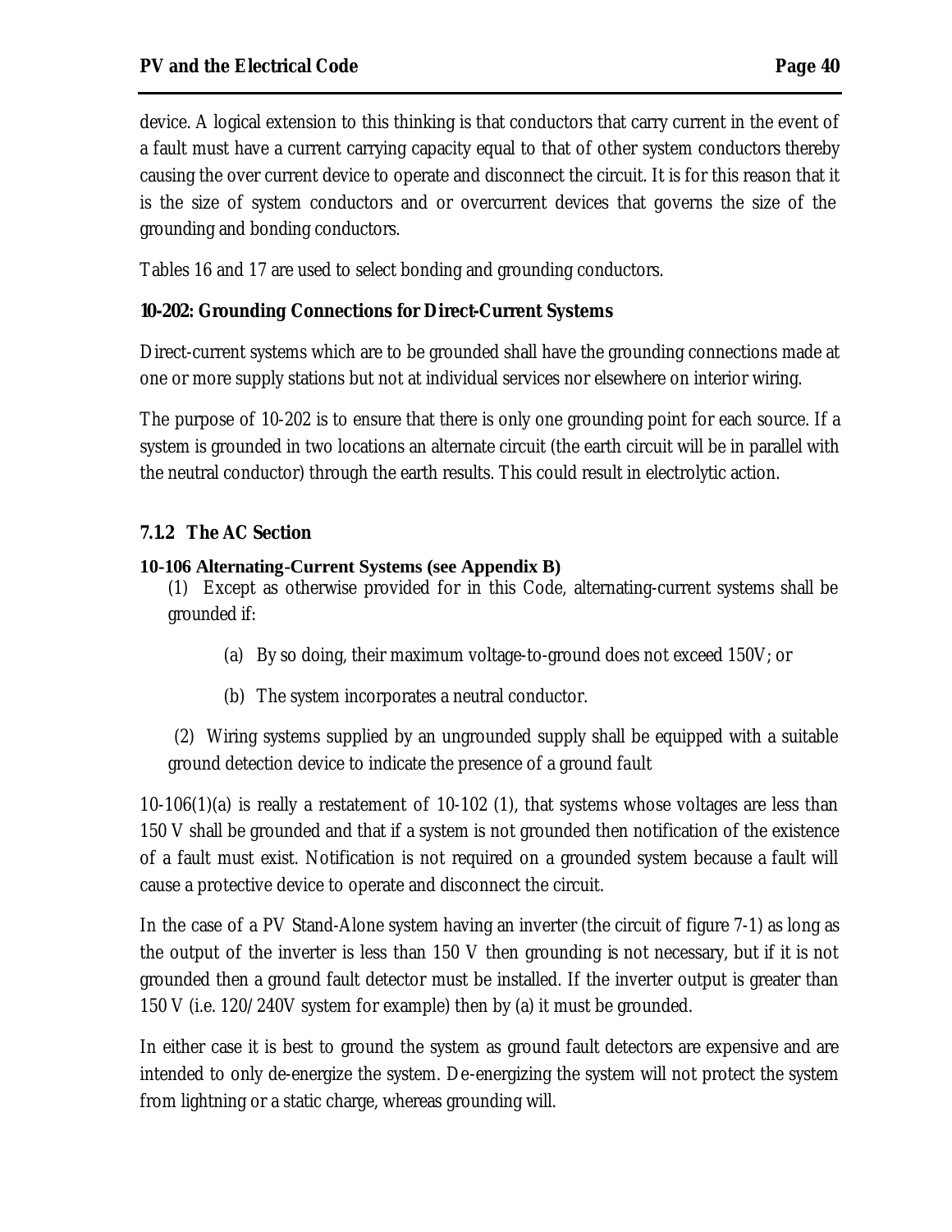device. A logical extension to this thinking is that conductors that carry current in the event of a fault must have a current carrying capacity equal to that of other system conductors thereby causing the over current device to operate and disconnect the circuit. It is for this reason that it is the size of system conductors and or overcurrent devices that governs the size of the grounding and bonding conductors.

Tables 16 and 17 are used to select bonding and grounding conductors.

**10-202: Grounding Connections for Direct-Current Systems**

Direct-current systems which are to be grounded shall have the grounding connections made at one or more supply stations but not at individual services nor elsewhere on interior wiring.

The purpose of 10-202 is to ensure that there is only one grounding point for each source. If a system is grounded in two locations an alternate circuit (the earth circuit will be in parallel with the neutral conductor) through the earth results. This could result in electrolytic action.

### 7.1.2 The AC Section

**10-106 Alternating-Current Systems (see Appendix B)**

(1) Except as otherwise provided for in this Code, alternating-current systems shall be grounded if:

(a) By so doing, their maximum voltage-to-ground does not exceed 150V; or

(b) The system incorporates a neutral conductor.

(2) Wiring systems supplied by an ungrounded supply shall be equipped with a suitable ground detection device to indicate the presence of a ground fault

10-106(1)(a) is really a restatement of 10-102 (1), that systems whose voltages are less than 150 V shall be grounded and that if a system is not grounded then notification of the existence of a fault must exist. Notification is not required on a grounded system because a fault will cause a protective device to operate and disconnect the circuit.

In the case of a PV Stand-Alone system having an inverter (the circuit of figure 7-1) as long as the output of the inverter is less than 150 V then grounding is not necessary, but if it is not grounded then a ground fault detector must be installed. If the inverter output is greater than 150 V (i.e. 120/240V system for example) then by (a) it must be grounded.

In either case it is best to ground the system as ground fault detectors are expensive and are intended to only de-energize the system. De-energizing the system will not protect the system from lightning or a static charge, whereas grounding will.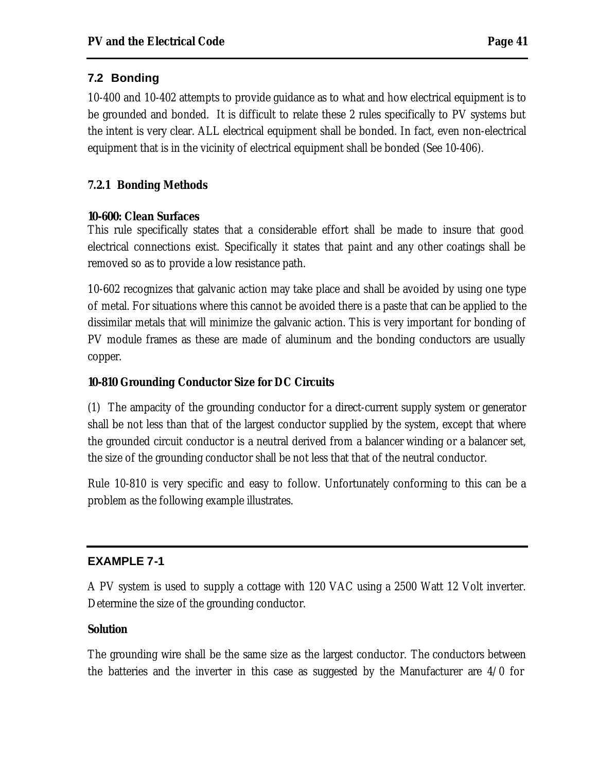## 7.2 Bonding

10-400 and 10-402 attempts to provide guidance as to what and how electrical equipment is to be grounded and bonded. It is difficult to relate these 2 rules specifically to PV systems but the intent is very clear. ALL electrical equipment shall be bonded. In fact, even non-electrical equipment that is in the vicinity of electrical equipment shall be bonded (See 10-406).

### 7.2.1 Bonding Methods

**10-600: Clean Surfaces**

This rule specifically states that a considerable effort shall be made to insure that good electrical connections exist. Specifically it states that paint and any other coatings shall be removed so as to provide a low resistance path.

10-602 recognizes that galvanic action may take place and shall be avoided by using one type of metal. For situations where this cannot be avoided there is a paste that can be applied to the dissimilar metals that will minimize the galvanic action. This is very important for bonding of PV module frames as these are made of aluminum and the bonding conductors are usually copper.

**10-810 Grounding Conductor Size for DC Circuits**

(1) The ampacity of the grounding conductor for a direct-current supply system or generator shall be not less than that of the largest conductor supplied by the system, except that where the grounded circuit conductor is a neutral derived from a balancer winding or a balancer set, the size of the grounding conductor shall be not less that that of the neutral conductor.

Rule 10-810 is very specific and easy to follow. Unfortunately conforming to this can be a problem as the following example illustrates.

---

**EXAMPLE 7-1**

A PV system is used to supply a cottage with 120 VAC using a 2500 Watt 12 Volt inverter. Determine the size of the grounding conductor.

**Solution**

The grounding wire shall be the same size as the largest conductor. The conductors between the batteries and the inverter in this case as suggested by the Manufacturer are 4/0 for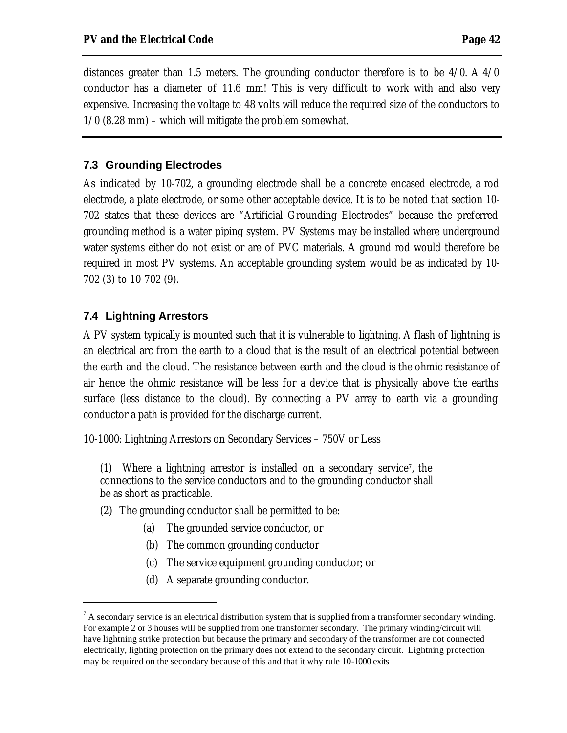distances greater than 1.5 meters. The grounding conductor therefore is to be 4/0. A 4/0 conductor has a diameter of 11.6 mm! This is very difficult to work with and also very expensive. Increasing the voltage to 48 volts will reduce the required size of the conductors to 1/0 (8.28 mm) – which will mitigate the problem somewhat.

---

### 7.3 Grounding Electrodes

As indicated by 10-702, a grounding electrode shall be a concrete encased electrode, a rod electrode, a plate electrode, or some other acceptable device. It is to be noted that section 10-702 states that these devices are "Artificial Grounding Electrodes" because the preferred grounding method is a water piping system. PV Systems may be installed where underground water systems either do not exist or are of PVC materials. A ground rod would therefore be required in most PV systems. An acceptable grounding system would be as indicated by 10-702 (3) to 10-702 (9).

### 7.4 Lightning Arrestors

A PV system typically is mounted such that it is vulnerable to lightning. A flash of lightning is an electrical arc from the earth to a cloud that is the result of an electrical potential between the earth and the cloud. The resistance between earth and the cloud is the ohmic resistance of air hence the ohmic resistance will be less for a device that is physically above the earths surface (less distance to the cloud). By connecting a PV array to earth via a grounding conductor a path is provided for the discharge current.

10-1000: Lightning Arrestors on Secondary Services – 750V or Less

(1) Where a lightning arrestor is installed on a secondary service[7], the connections to the service conductors and to the grounding conductor shall be as short as practicable.

(2) The grounding conductor shall be permitted to be:

- (a) The grounded service conductor, or
- (b) The common grounding conductor
- (c) The service equipment grounding conductor; or
- (d) A separate grounding conductor.

---

[7] A secondary service is an electrical distribution system that is supplied from a transformer secondary winding. For example 2 or 3 houses will be supplied from one transformer secondary. The primary winding/circuit will have lightning strike protection but because the primary and secondary of the transformer are not connected electrically, lighting protection on the primary does not extend to the secondary circuit. Lightning protection may be required on the secondary because of this and that it why rule 10-1000 exits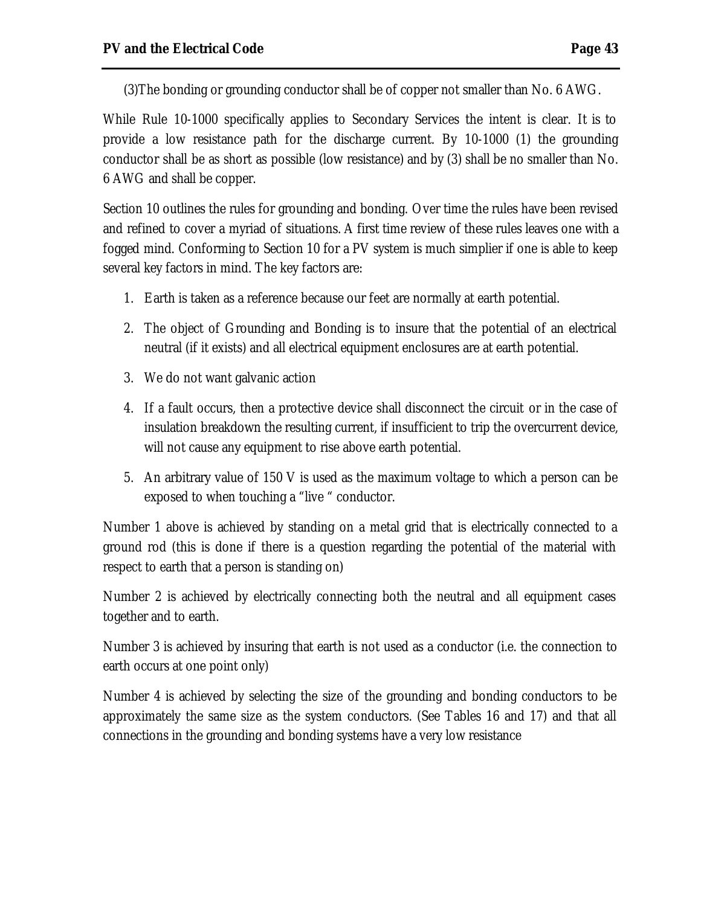(3)The bonding or grounding conductor shall be of copper not smaller than No. 6 AWG.

While Rule 10-1000 specifically applies to Secondary Services the intent is clear. It is to provide a low resistance path for the discharge current. By 10-1000 (1) the grounding conductor shall be as short as possible (low resistance) and by (3) shall be no smaller than No. 6 AWG and shall be copper.

Section 10 outlines the rules for grounding and bonding. Over time the rules have been revised and refined to cover a myriad of situations. A first time review of these rules leaves one with a fogged mind. Conforming to Section 10 for a PV system is much simplier if one is able to keep several key factors in mind. The key factors are:

1. Earth is taken as a reference because our feet are normally at earth potential.
2. The object of Grounding and Bonding is to insure that the potential of an electrical neutral (if it exists) and all electrical equipment enclosures are at earth potential.
3. We do not want galvanic action
4. If a fault occurs, then a protective device shall disconnect the circuit or in the case of insulation breakdown the resulting current, if insufficient to trip the overcurrent device, will not cause any equipment to rise above earth potential.
5. An arbitrary value of 150 V is used as the maximum voltage to which a person can be exposed to when touching a "live " conductor.

Number 1 above is achieved by standing on a metal grid that is electrically connected to a ground rod (this is done if there is a question regarding the potential of the material with respect to earth that a person is standing on)

Number 2 is achieved by electrically connecting both the neutral and all equipment cases together and to earth.

Number 3 is achieved by insuring that earth is not used as a conductor (i.e. the connection to earth occurs at one point only)

Number 4 is achieved by selecting the size of the grounding and bonding conductors to be approximately the same size as the system conductors. (See Tables 16 and 17) and that all connections in the grounding and bonding systems have a very low resistance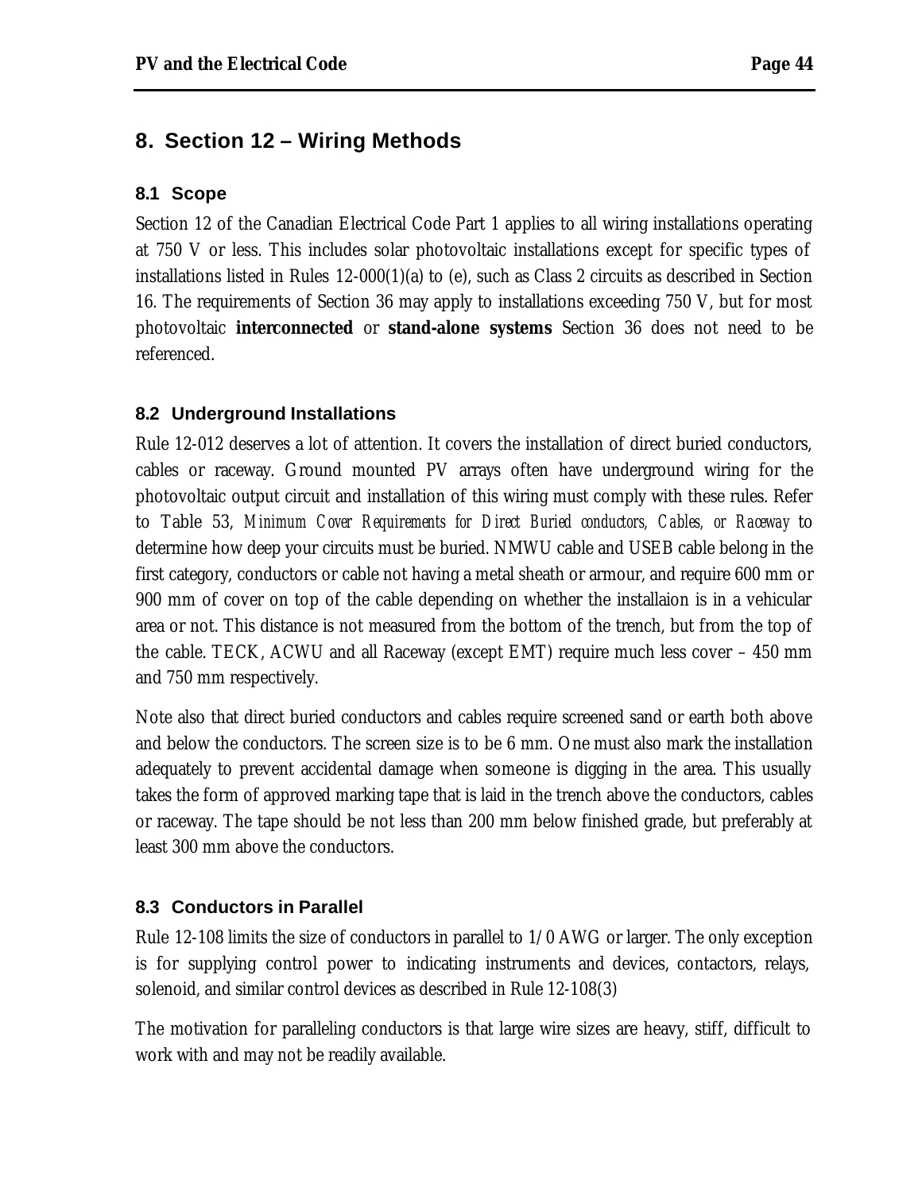# 8. Section 12 – Wiring Methods

## 8.1 Scope

Section 12 of the Canadian Electrical Code Part 1 applies to all wiring installations operating at 750 V or less. This includes solar photovoltaic installations except for specific types of installations listed in Rules 12-000(1)(a) to (e), such as Class 2 circuits as described in Section 16. The requirements of Section 36 may apply to installations exceeding 750 V, but for most photovoltaic **interconnected** or **stand-alone systems** Section 36 does not need to be referenced.

## 8.2 Underground Installations

Rule 12-012 deserves a lot of attention. It covers the installation of direct buried conductors, cables or raceway. Ground mounted PV arrays often have underground wiring for the photovoltaic output circuit and installation of this wiring must comply with these rules. Refer to Table 53, *Minimum Cover Requirements for Direct Buried conductors, Cables, or Raceway* to determine how deep your circuits must be buried. NMWU cable and USEB cable belong in the first category, conductors or cable not having a metal sheath or armour, and require 600 mm or 900 mm of cover on top of the cable depending on whether the installaion is in a vehicular area or not. This distance is not measured from the bottom of the trench, but from the top of the cable. TECK, ACWU and all Raceway (except EMT) require much less cover – 450 mm and 750 mm respectively.

Note also that direct buried conductors and cables require screened sand or earth both above and below the conductors. The screen size is to be 6 mm. One must also mark the installation adequately to prevent accidental damage when someone is digging in the area. This usually takes the form of approved marking tape that is laid in the trench above the conductors, cables or raceway. The tape should be not less than 200 mm below finished grade, but preferably at least 300 mm above the conductors.

## 8.3 Conductors in Parallel

Rule 12-108 limits the size of conductors in parallel to 1/0 AWG or larger. The only exception is for supplying control power to indicating instruments and devices, contactors, relays, solenoid, and similar control devices as described in Rule 12-108(3)

The motivation for paralleling conductors is that large wire sizes are heavy, stiff, difficult to work with and may not be readily available.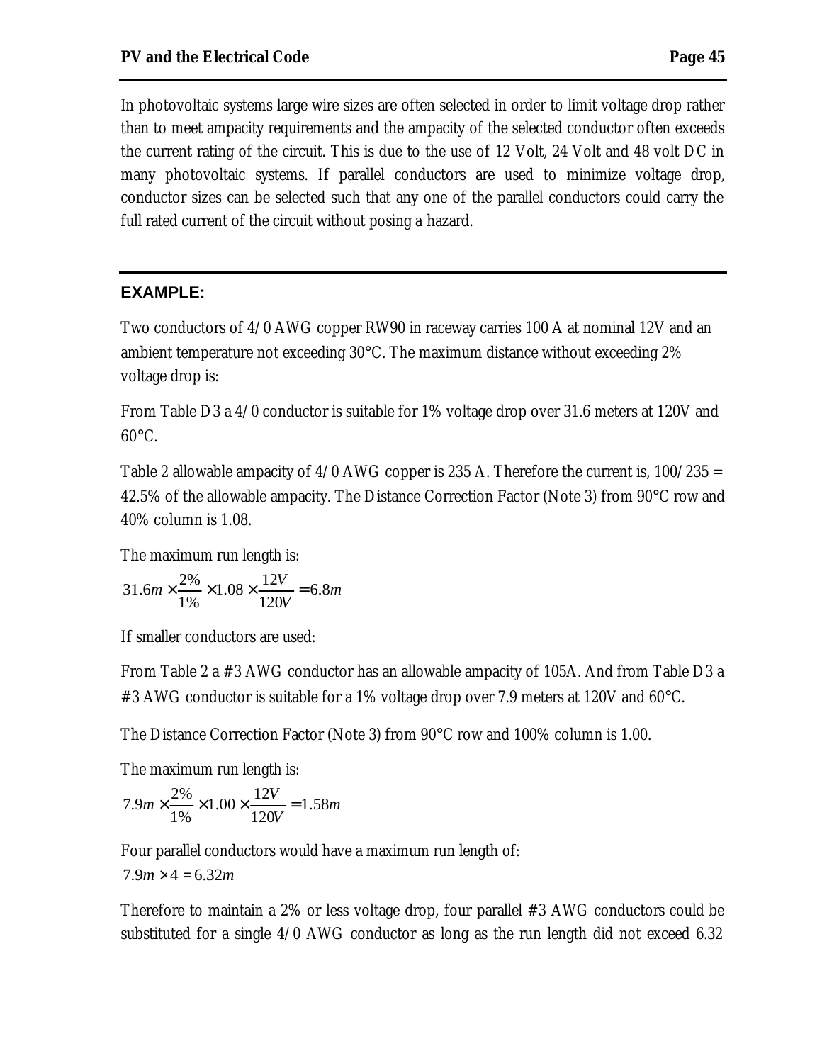In photovoltaic systems large wire sizes are often selected in order to limit voltage drop rather than to meet ampacity requirements and the ampacity of the selected conductor often exceeds the current rating of the circuit. This is due to the use of 12 Volt, 24 Volt and 48 volt DC in many photovoltaic systems. If parallel conductors are used to minimize voltage drop, conductor sizes can be selected such that any one of the parallel conductors could carry the full rated current of the circuit without posing a hazard.

---

**EXAMPLE:**

Two conductors of 4/0 AWG copper RW90 in raceway carries 100 A at nominal 12V and an ambient temperature not exceeding 30°C. The maximum distance without exceeding 2% voltage drop is:

From Table D3 a 4/0 conductor is suitable for 1% voltage drop over 31.6 meters at 120V and 60°C.

Table 2 allowable ampacity of 4/0 AWG copper is 235 A. Therefore the current is, 100/235 = 42.5% of the allowable ampacity. The Distance Correction Factor (Note 3) from 90°C row and 40% column is 1.08.

The maximum run length is:

$$31.6m \times \frac{2\%}{1\%} \times 1.08 \times \frac{12V}{120V} = 6.8m$$

If smaller conductors are used:

From Table 2 a #3 AWG conductor has an allowable ampacity of 105A. And from Table D3 a #3 AWG conductor is suitable for a 1% voltage drop over 7.9 meters at 120V and 60°C.

The Distance Correction Factor (Note 3) from 90°C row and 100% column is 1.00.

The maximum run length is:

$$7.9m \times \frac{2\%}{1\%} \times 1.00 \times \frac{12V}{120V} = 1.58m$$

Four parallel conductors would have a maximum run length of:

$$7.9m \times 4 = 6.32m$$

Therefore to maintain a 2% or less voltage drop, four parallel #3 AWG conductors could be substituted for a single 4/0 AWG conductor as long as the run length did not exceed 6.32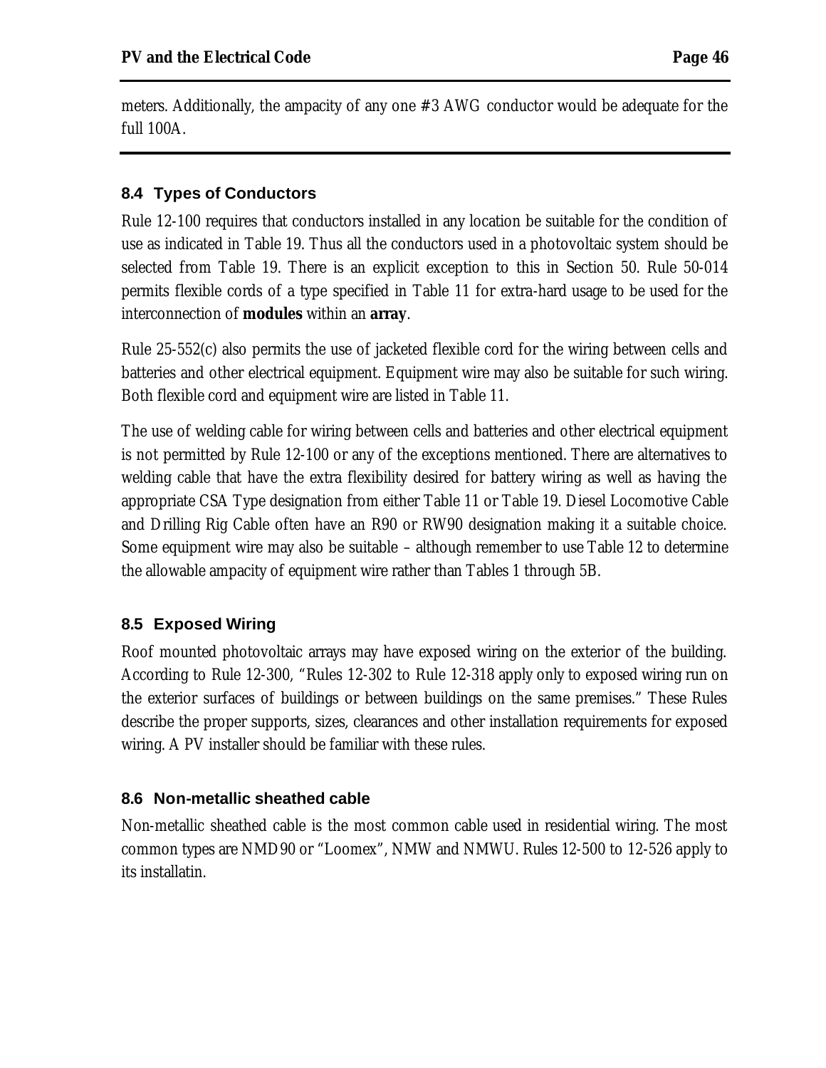meters. Additionally, the ampacity of any one #3 AWG conductor would be adequate for the full 100A.

---

### 8.4 Types of Conductors

Rule 12-100 requires that conductors installed in any location be suitable for the condition of use as indicated in Table 19. Thus all the conductors used in a photovoltaic system should be selected from Table 19. There is an explicit exception to this in Section 50. Rule 50-014 permits flexible cords of a type specified in Table 11 for extra-hard usage to be used for the interconnection of **modules** within an **array**.

Rule 25-552(c) also permits the use of jacketed flexible cord for the wiring between cells and batteries and other electrical equipment. Equipment wire may also be suitable for such wiring. Both flexible cord and equipment wire are listed in Table 11.

The use of welding cable for wiring between cells and batteries and other electrical equipment is not permitted by Rule 12-100 or any of the exceptions mentioned. There are alternatives to welding cable that have the extra flexibility desired for battery wiring as well as having the appropriate CSA Type designation from either Table 11 or Table 19. Diesel Locomotive Cable and Drilling Rig Cable often have an R90 or RW90 designation making it a suitable choice. Some equipment wire may also be suitable – although remember to use Table 12 to determine the allowable ampacity of equipment wire rather than Tables 1 through 5B.

### 8.5 Exposed Wiring

Roof mounted photovoltaic arrays may have exposed wiring on the exterior of the building. According to Rule 12-300, "Rules 12-302 to Rule 12-318 apply only to exposed wiring run on the exterior surfaces of buildings or between buildings on the same premises." These Rules describe the proper supports, sizes, clearances and other installation requirements for exposed wiring. A PV installer should be familiar with these rules.

### 8.6 Non-metallic sheathed cable

Non-metallic sheathed cable is the most common cable used in residential wiring. The most common types are NMD90 or "Loomex", NMW and NMWU. Rules 12-500 to 12-526 apply to its installatin.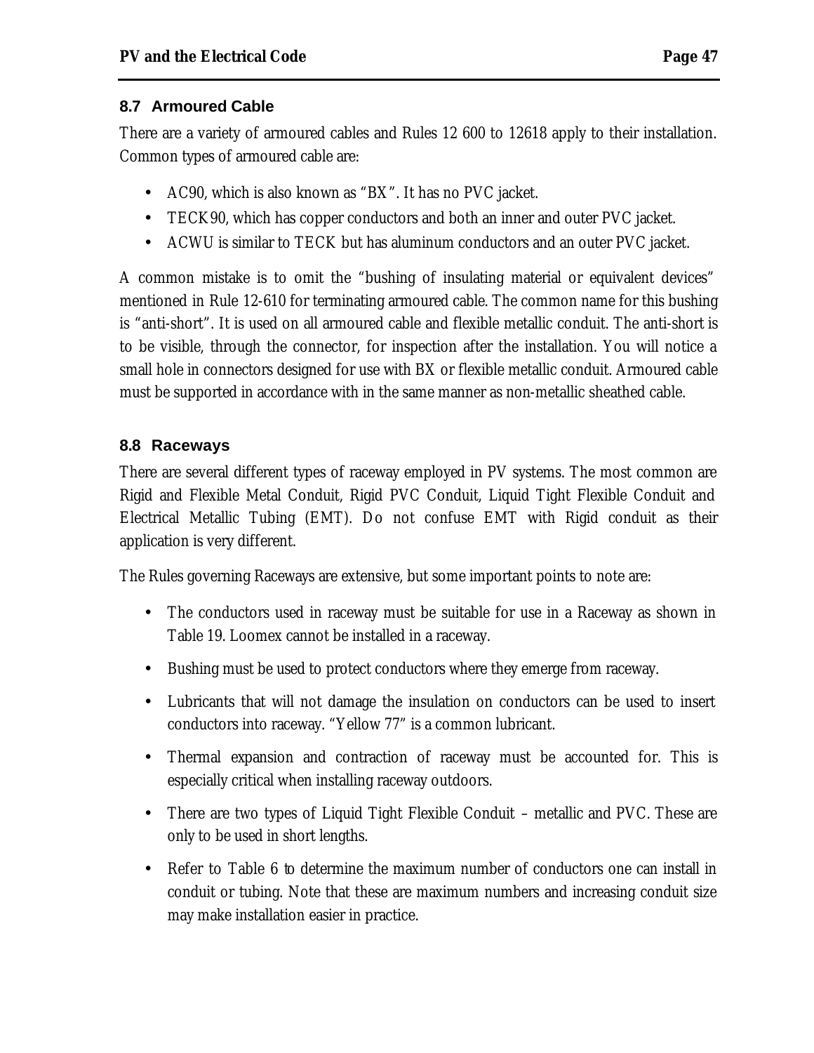## 8.7 Armoured Cable

There are a variety of armoured cables and Rules 12 600 to 12618 apply to their installation. Common types of armoured cable are:

- AC90, which is also known as "BX". It has no PVC jacket.
- TECK90, which has copper conductors and both an inner and outer PVC jacket.
- ACWU is similar to TECK but has aluminum conductors and an outer PVC jacket.

A common mistake is to omit the "bushing of insulating material or equivalent devices" mentioned in Rule 12-610 for terminating armoured cable. The common name for this bushing is "anti-short". It is used on all armoured cable and flexible metallic conduit. The anti-short is to be visible, through the connector, for inspection after the installation. You will notice a small hole in connectors designed for use with BX or flexible metallic conduit. Armoured cable must be supported in accordance with in the same manner as non-metallic sheathed cable.

## 8.8 Raceways

There are several different types of raceway employed in PV systems. The most common are Rigid and Flexible Metal Conduit, Rigid PVC Conduit, Liquid Tight Flexible Conduit and Electrical Metallic Tubing (EMT). Do not confuse EMT with Rigid conduit as their application is very different.

The Rules governing Raceways are extensive, but some important points to note are:

- The conductors used in raceway must be suitable for use in a Raceway as shown in Table 19. Loomex cannot be installed in a raceway.
- Bushing must be used to protect conductors where they emerge from raceway.
- Lubricants that will not damage the insulation on conductors can be used to insert conductors into raceway. "Yellow 77" is a common lubricant.
- Thermal expansion and contraction of raceway must be accounted for. This is especially critical when installing raceway outdoors.
- There are two types of Liquid Tight Flexible Conduit – metallic and PVC. These are only to be used in short lengths.
- Refer to Table 6 to determine the maximum number of conductors one can install in conduit or tubing. Note that these are maximum numbers and increasing conduit size may make installation easier in practice.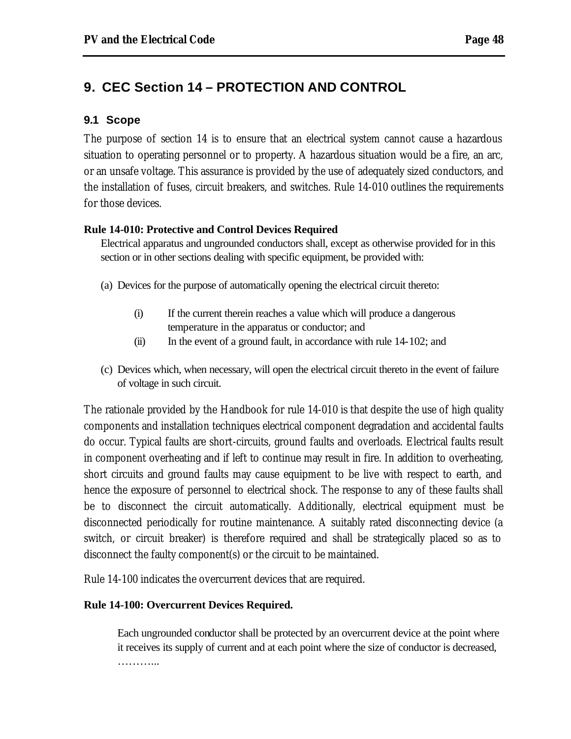## 9. CEC Section 14 – PROTECTION AND CONTROL

### 9.1 Scope

The purpose of section 14 is to ensure that an electrical system cannot cause a hazardous situation to operating personnel or to property. A hazardous situation would be a fire, an arc, or an unsafe voltage. This assurance is provided by the use of adequately sized conductors, and the installation of fuses, circuit breakers, and switches. Rule 14-010 outlines the requirements for those devices.

**Rule 14-010: Protective and Control Devices Required**

> Electrical apparatus and ungrounded conductors shall, except as otherwise provided for in this section or in other sections dealing with specific equipment, be provided with:
>
> (a) Devices for the purpose of automatically opening the electrical circuit thereto:
>
> (i) If the current therein reaches a value which will produce a dangerous temperature in the apparatus or conductor; and
>
> (ii) In the event of a ground fault, in accordance with rule 14-102; and
>
> (c) Devices which, when necessary, will open the electrical circuit thereto in the event of failure of voltage in such circuit.

The rationale provided by the Handbook for rule 14-010 is that despite the use of high quality components and installation techniques electrical component degradation and accidental faults do occur. Typical faults are short-circuits, ground faults and overloads. Electrical faults result in component overheating and if left to continue may result in fire. In addition to overheating, short circuits and ground faults may cause equipment to be live with respect to earth, and hence the exposure of personnel to electrical shock. The response to any of these faults shall be to disconnect the circuit automatically. Additionally, electrical equipment must be disconnected periodically for routine maintenance. A suitably rated disconnecting device (a switch, or circuit breaker) is therefore required and shall be strategically placed so as to disconnect the faulty component(s) or the circuit to be maintained.

Rule 14-100 indicates the overcurrent devices that are required.

**Rule 14-100: Overcurrent Devices Required.**

> Each ungrounded conductor shall be protected by an overcurrent device at the point where it receives its supply of current and at each point where the size of conductor is decreased, ………...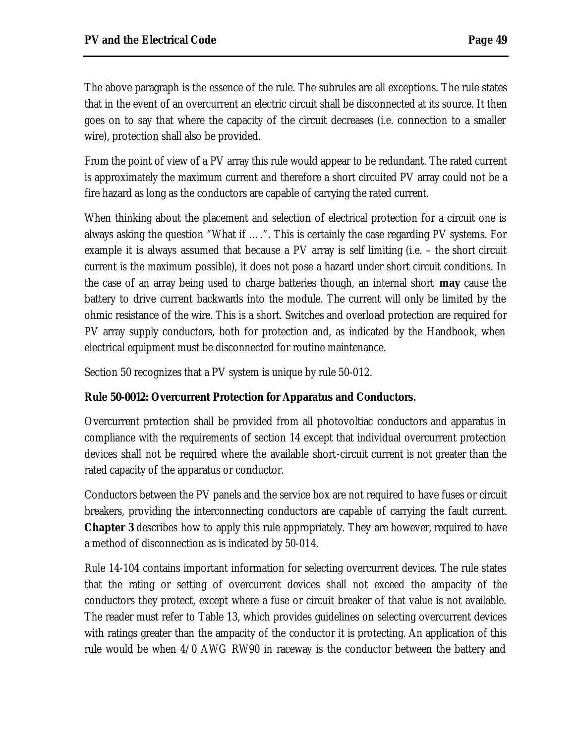The above paragraph is the essence of the rule. The subrules are all exceptions. The rule states that in the event of an overcurrent an electric circuit shall be disconnected at its source. It then goes on to say that where the capacity of the circuit decreases (i.e. connection to a smaller wire), protection shall also be provided.

From the point of view of a PV array this rule would appear to be redundant. The rated current is approximately the maximum current and therefore a short circuited PV array could not be a fire hazard as long as the conductors are capable of carrying the rated current.

When thinking about the placement and selection of electrical protection for a circuit one is always asking the question "What if ….". This is certainly the case regarding PV systems. For example it is always assumed that because a PV array is self limiting (i.e. – the short circuit current is the maximum possible), it does not pose a hazard under short circuit conditions. In the case of an array being used to charge batteries though, an internal short **may** cause the battery to drive current backwards into the module. The current will only be limited by the ohmic resistance of the wire. This is a short. Switches and overload protection are required for PV array supply conductors, both for protection and, as indicated by the Handbook, when electrical equipment must be disconnected for routine maintenance.

Section 50 recognizes that a PV system is unique by rule 50-012.

**Rule 50-0012: Overcurrent Protection for Apparatus and Conductors.**

Overcurrent protection shall be provided from all photovoltiac conductors and apparatus in compliance with the requirements of section 14 except that individual overcurrent protection devices shall not be required where the available short-circuit current is not greater than the rated capacity of the apparatus or conductor.

Conductors between the PV panels and the service box are not required to have fuses or circuit breakers, providing the interconnecting conductors are capable of carrying the fault current. **Chapter 3** describes how to apply this rule appropriately. They are however, required to have a method of disconnection as is indicated by 50-014.

Rule 14-104 contains important information for selecting overcurrent devices. The rule states that the rating or setting of overcurrent devices shall not exceed the ampacity of the conductors they protect, except where a fuse or circuit breaker of that value is not available. The reader must refer to Table 13, which provides guidelines on selecting overcurrent devices with ratings greater than the ampacity of the conductor it is protecting. An application of this rule would be when 4/0 AWG RW90 in raceway is the conductor between the battery and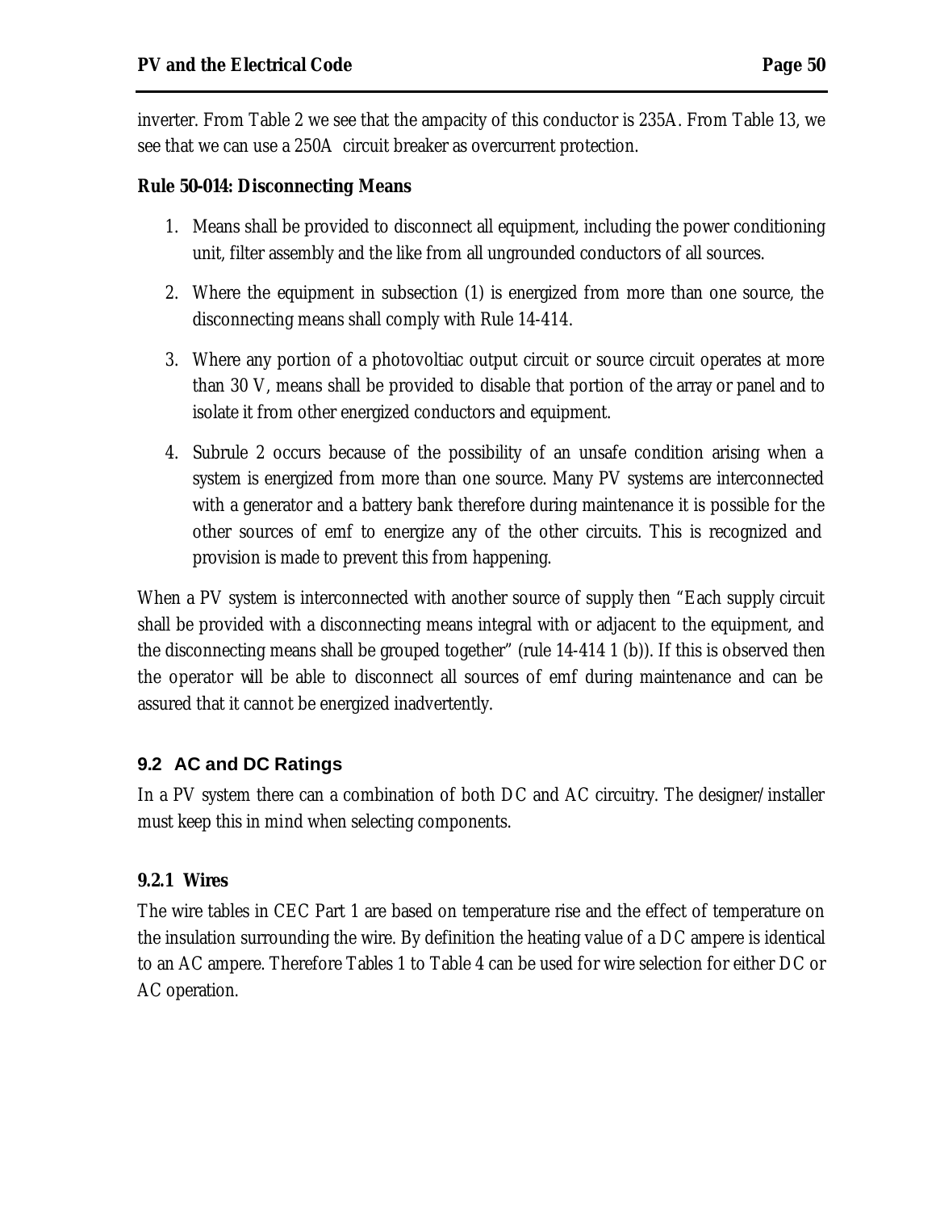inverter. From Table 2 we see that the ampacity of this conductor is 235A. From Table 13, we see that we can use a 250A circuit breaker as overcurrent protection.

**Rule 50-014: Disconnecting Means**

1. Means shall be provided to disconnect all equipment, including the power conditioning unit, filter assembly and the like from all ungrounded conductors of all sources.
2. Where the equipment in subsection (1) is energized from more than one source, the disconnecting means shall comply with Rule 14-414.
3. Where any portion of a photovoltiac output circuit or source circuit operates at more than 30 V, means shall be provided to disable that portion of the array or panel and to isolate it from other energized conductors and equipment.
4. Subrule 2 occurs because of the possibility of an unsafe condition arising when a system is energized from more than one source. Many PV systems are interconnected with a generator and a battery bank therefore during maintenance it is possible for the other sources of emf to energize any of the other circuits. This is recognized and provision is made to prevent this from happening.

When a PV system is interconnected with another source of supply then "Each supply circuit shall be provided with a disconnecting means integral with or adjacent to the equipment, and the disconnecting means shall be grouped together" (rule 14-414 1 (b)). If this is observed then the operator will be able to disconnect all sources of emf during maintenance and can be assured that it cannot be energized inadvertently.

## 9.2 AC and DC Ratings

In a PV system there can a combination of both DC and AC circuitry. The designer/installer must keep this in mind when selecting components.

### 9.2.1 Wires

The wire tables in CEC Part 1 are based on temperature rise and the effect of temperature on the insulation surrounding the wire. By definition the heating value of a DC ampere is identical to an AC ampere. Therefore Tables 1 to Table 4 can be used for wire selection for either DC or AC operation.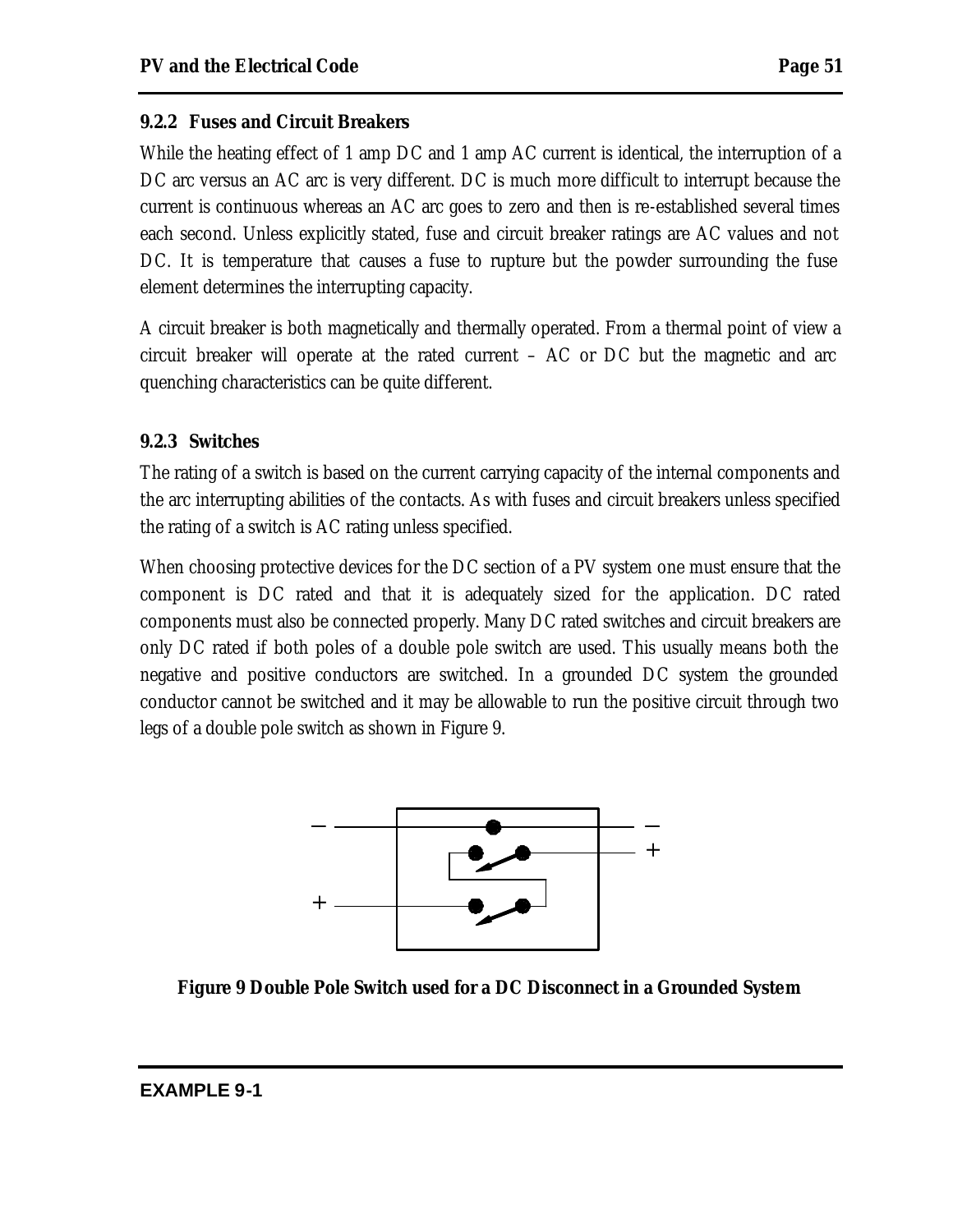### 9.2.2 Fuses and Circuit Breakers

While the heating effect of 1 amp DC and 1 amp AC current is identical, the interruption of a DC arc versus an AC arc is very different. DC is much more difficult to interrupt because the current is continuous whereas an AC arc goes to zero and then is re-established several times each second. Unless explicitly stated, fuse and circuit breaker ratings are AC values and not DC. It is temperature that causes a fuse to rupture but the powder surrounding the fuse element determines the interrupting capacity.

A circuit breaker is both magnetically and thermally operated. From a thermal point of view a circuit breaker will operate at the rated current – AC or DC but the magnetic and arc quenching characteristics can be quite different.

### 9.2.3 Switches

The rating of a switch is based on the current carrying capacity of the internal components and the arc interrupting abilities of the contacts. As with fuses and circuit breakers unless specified the rating of a switch is AC rating unless specified.

When choosing protective devices for the DC section of a PV system one must ensure that the component is DC rated and that it is adequately sized for the application. DC rated components must also be connected properly. Many DC rated switches and circuit breakers are only DC rated if both poles of a double pole switch are used. This usually means both the negative and positive conductors are switched. In a grounded DC system the grounded conductor cannot be switched and it may be allowable to run the positive circuit through two legs of a double pole switch as shown in Figure 9.

**Figure 9 Double Pole Switch used for a DC Disconnect in a Grounded System**

**EXAMPLE 9-1**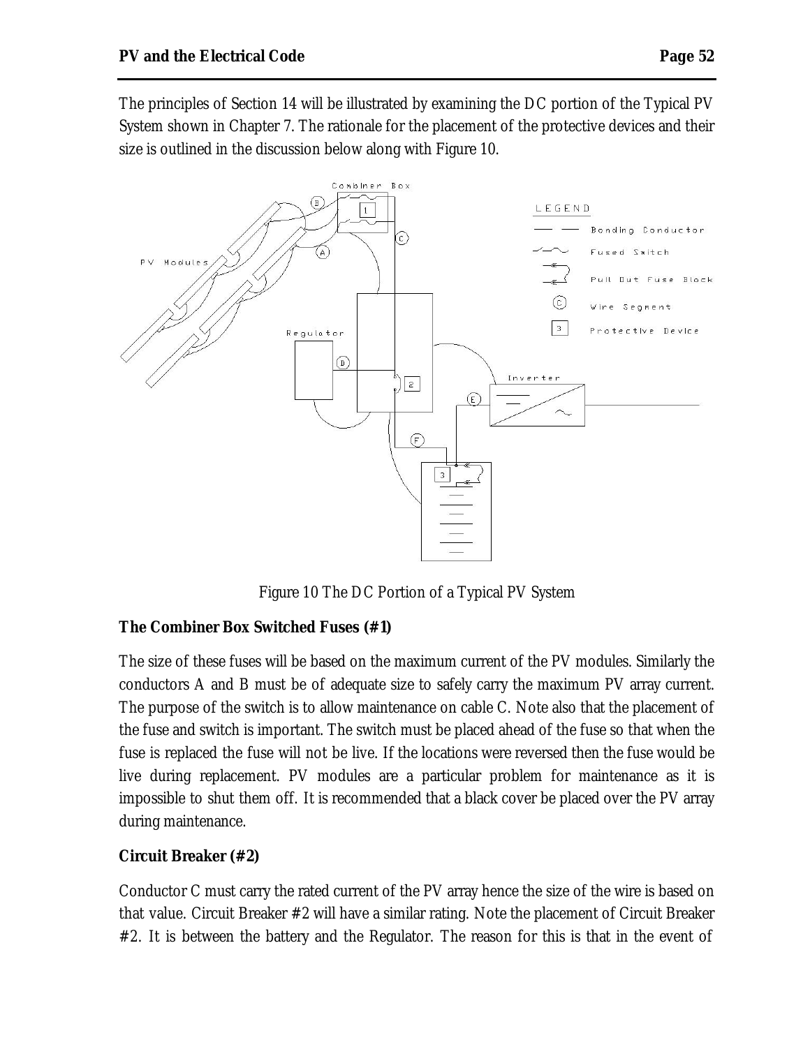The principles of Section 14 will be illustrated by examining the DC portion of the Typical PV System shown in Chapter 7. The rationale for the placement of the protective devices and their size is outlined in the discussion below along with Figure 10.

Figure 10 The DC Portion of a Typical PV System

**The Combiner Box Switched Fuses (#1)**

The size of these fuses will be based on the maximum current of the PV modules. Similarly the conductors A and B must be of adequate size to safely carry the maximum PV array current. The purpose of the switch is to allow maintenance on cable C. Note also that the placement of the fuse and switch is important. The switch must be placed ahead of the fuse so that when the fuse is replaced the fuse will not be live. If the locations were reversed then the fuse would be live during replacement. PV modules are a particular problem for maintenance as it is impossible to shut them off. It is recommended that a black cover be placed over the PV array during maintenance.

**Circuit Breaker (#2)**

Conductor C must carry the rated current of the PV array hence the size of the wire is based on that value. Circuit Breaker #2 will have a similar rating. Note the placement of Circuit Breaker #2. It is between the battery and the Regulator. The reason for this is that in the event of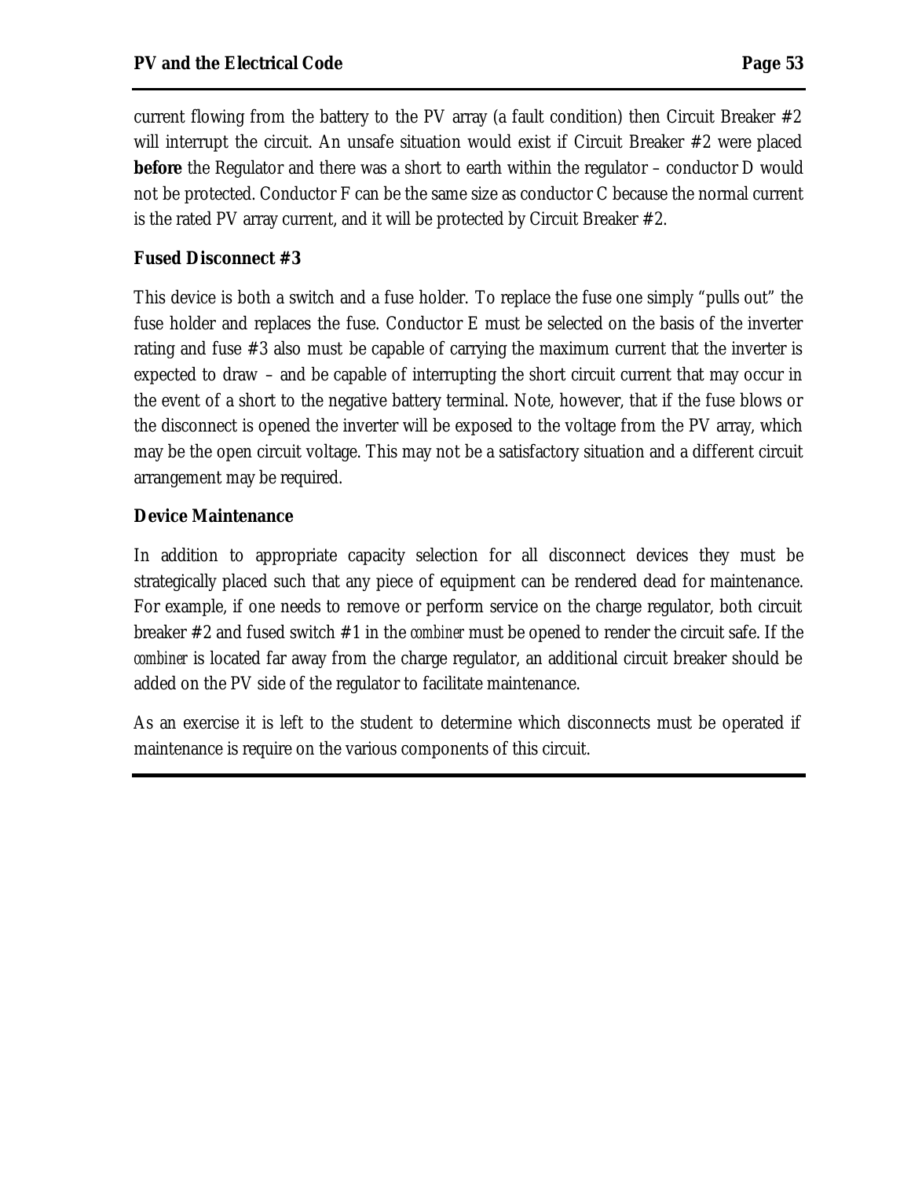current flowing from the battery to the PV array (a fault condition) then Circuit Breaker #2 will interrupt the circuit. An unsafe situation would exist if Circuit Breaker #2 were placed **before** the Regulator and there was a short to earth within the regulator – conductor D would not be protected. Conductor F can be the same size as conductor C because the normal current is the rated PV array current, and it will be protected by Circuit Breaker #2.

### Fused Disconnect #3

This device is both a switch and a fuse holder. To replace the fuse one simply "pulls out" the fuse holder and replaces the fuse. Conductor E must be selected on the basis of the inverter rating and fuse #3 also must be capable of carrying the maximum current that the inverter is expected to draw – and be capable of interrupting the short circuit current that may occur in the event of a short to the negative battery terminal. Note, however, that if the fuse blows or the disconnect is opened the inverter will be exposed to the voltage from the PV array, which may be the open circuit voltage. This may not be a satisfactory situation and a different circuit arrangement may be required.

### Device Maintenance

In addition to appropriate capacity selection for all disconnect devices they must be strategically placed such that any piece of equipment can be rendered dead for maintenance. For example, if one needs to remove or perform service on the charge regulator, both circuit breaker #2 and fused switch #1 in the *combiner* must be opened to render the circuit safe. If the *combiner* is located far away from the charge regulator, an additional circuit breaker should be added on the PV side of the regulator to facilitate maintenance.

As an exercise it is left to the student to determine which disconnects must be operated if maintenance is require on the various components of this circuit.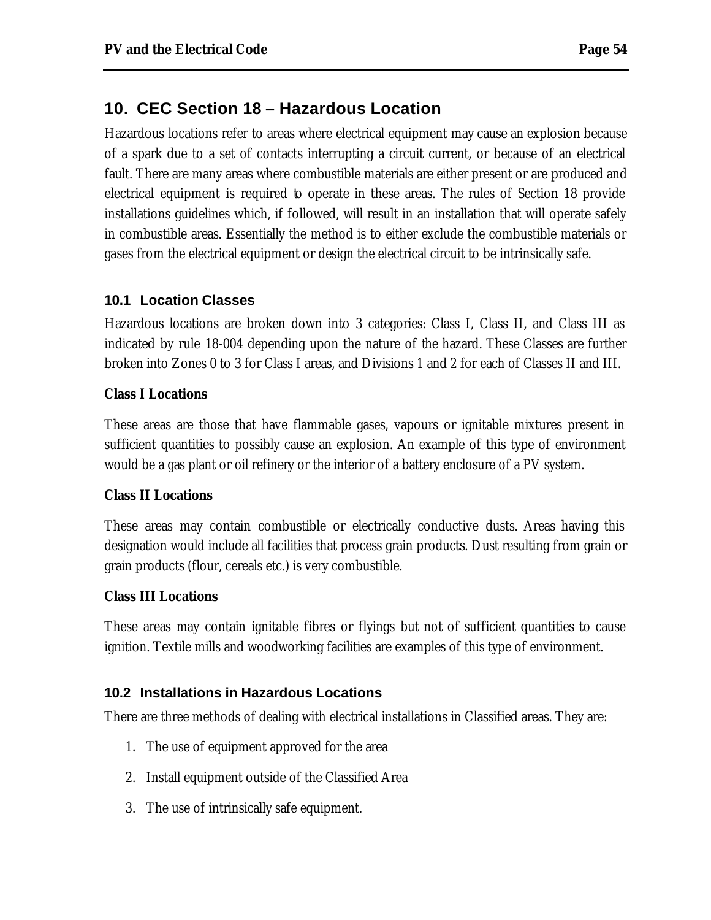## 10. CEC Section 18 – Hazardous Location

Hazardous locations refer to areas where electrical equipment may cause an explosion because of a spark due to a set of contacts interrupting a circuit current, or because of an electrical fault. There are many areas where combustible materials are either present or are produced and electrical equipment is required to operate in these areas. The rules of Section 18 provide installations guidelines which, if followed, will result in an installation that will operate safely in combustible areas. Essentially the method is to either exclude the combustible materials or gases from the electrical equipment or design the electrical circuit to be intrinsically safe.

### 10.1 Location Classes

Hazardous locations are broken down into 3 categories: Class I, Class II, and Class III as indicated by rule 18-004 depending upon the nature of the hazard. These Classes are further broken into Zones 0 to 3 for Class I areas, and Divisions 1 and 2 for each of Classes II and III.

**Class I Locations**

These areas are those that have flammable gases, vapours or ignitable mixtures present in sufficient quantities to possibly cause an explosion. An example of this type of environment would be a gas plant or oil refinery or the interior of a battery enclosure of a PV system.

**Class II Locations**

These areas may contain combustible or electrically conductive dusts. Areas having this designation would include all facilities that process grain products. Dust resulting from grain or grain products (flour, cereals etc.) is very combustible.

**Class III Locations**

These areas may contain ignitable fibres or flyings but not of sufficient quantities to cause ignition. Textile mills and woodworking facilities are examples of this type of environment.

### 10.2 Installations in Hazardous Locations

There are three methods of dealing with electrical installations in Classified areas. They are:

1. The use of equipment approved for the area
2. Install equipment outside of the Classified Area
3. The use of intrinsically safe equipment.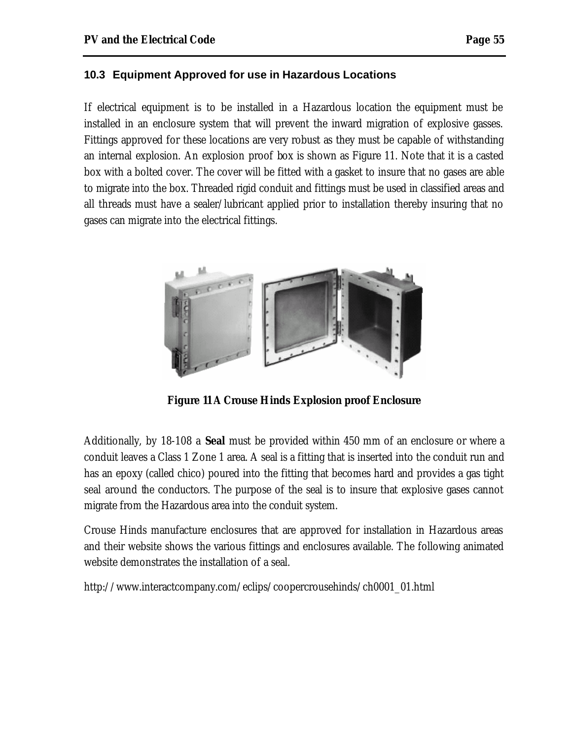### 10.3 Equipment Approved for use in Hazardous Locations

If electrical equipment is to be installed in a Hazardous location the equipment must be installed in an enclosure system that will prevent the inward migration of explosive gasses. Fittings approved for these locations are very robust as they must be capable of withstanding an internal explosion. An explosion proof box is shown as Figure 11. Note that it is a casted box with a bolted cover. The cover will be fitted with a gasket to insure that no gases are able to migrate into the box. Threaded rigid conduit and fittings must be used in classified areas and all threads must have a sealer/lubricant applied prior to installation thereby insuring that no gases can migrate into the electrical fittings.

**Figure 11 A Crouse Hinds Explosion proof Enclosure**

Additionally, by 18-108 a **Seal** must be provided within 450 mm of an enclosure or where a conduit leaves a Class 1 Zone 1 area. A seal is a fitting that is inserted into the conduit run and has an epoxy (called chico) poured into the fitting that becomes hard and provides a gas tight seal around the conductors. The purpose of the seal is to insure that explosive gases cannot migrate from the Hazardous area into the conduit system.

Crouse Hinds manufacture enclosures that are approved for installation in Hazardous areas and their website shows the various fittings and enclosures available. The following animated website demonstrates the installation of a seal.

http://www.interactcompany.com/eclips/coopercrousehinds/ch0001_01.html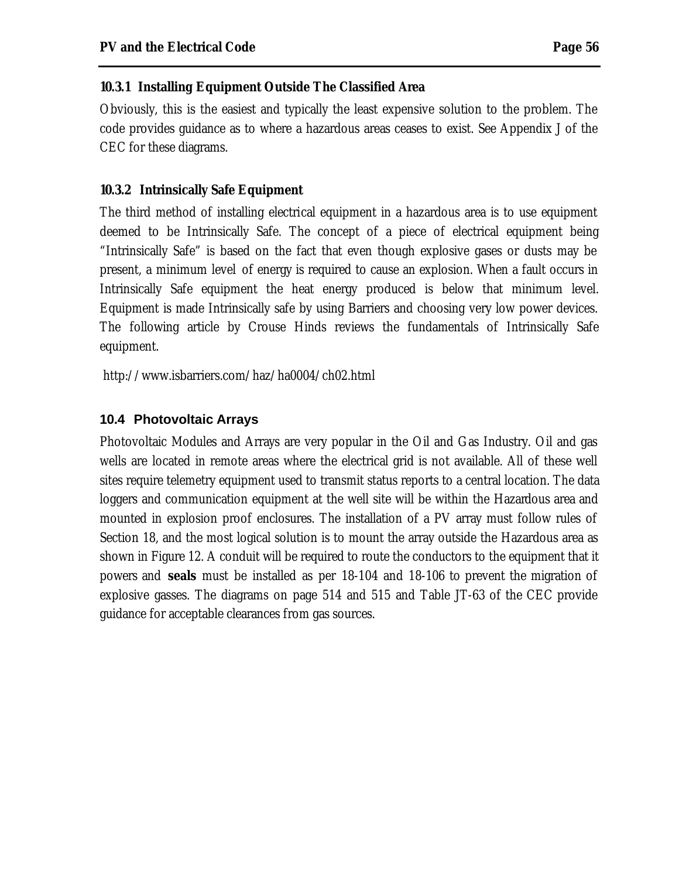### 10.3.1 Installing Equipment Outside The Classified Area

Obviously, this is the easiest and typically the least expensive solution to the problem. The code provides guidance as to where a hazardous areas ceases to exist. See Appendix J of the CEC for these diagrams.

### 10.3.2 Intrinsically Safe Equipment

The third method of installing electrical equipment in a hazardous area is to use equipment deemed to be Intrinsically Safe. The concept of a piece of electrical equipment being "Intrinsically Safe" is based on the fact that even though explosive gases or dusts may be present, a minimum level of energy is required to cause an explosion. When a fault occurs in Intrinsically Safe equipment the heat energy produced is below that minimum level. Equipment is made Intrinsically safe by using Barriers and choosing very low power devices. The following article by Crouse Hinds reviews the fundamentals of Intrinsically Safe equipment.

http://www.isbarriers.com/haz/ha0004/ch02.html

## 10.4 Photovoltaic Arrays

Photovoltaic Modules and Arrays are very popular in the Oil and Gas Industry. Oil and gas wells are located in remote areas where the electrical grid is not available. All of these well sites require telemetry equipment used to transmit status reports to a central location. The data loggers and communication equipment at the well site will be within the Hazardous area and mounted in explosion proof enclosures. The installation of a PV array must follow rules of Section 18, and the most logical solution is to mount the array outside the Hazardous area as shown in Figure 12. A conduit will be required to route the conductors to the equipment that it powers and **seals** must be installed as per 18-104 and 18-106 to prevent the migration of explosive gasses. The diagrams on page 514 and 515 and Table JT-63 of the CEC provide guidance for acceptable clearances from gas sources.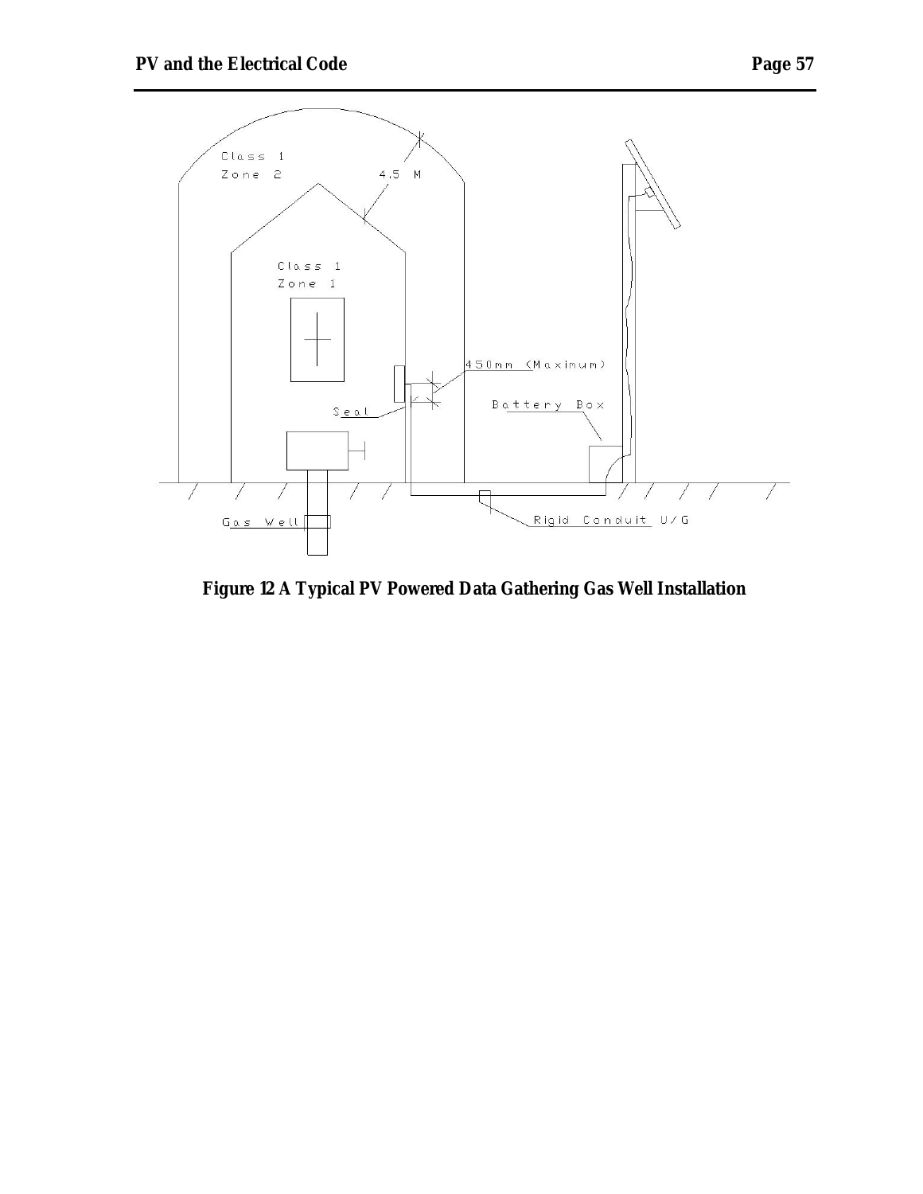Class 1
Zone 2

4.5 M

Class 1
Zone 1

450mm (Maximum)

Seal

Battery Box

Gas Well

Rigid Conduit U/G

**Figure 12 A Typical PV Powered Data Gathering Gas Well Installation**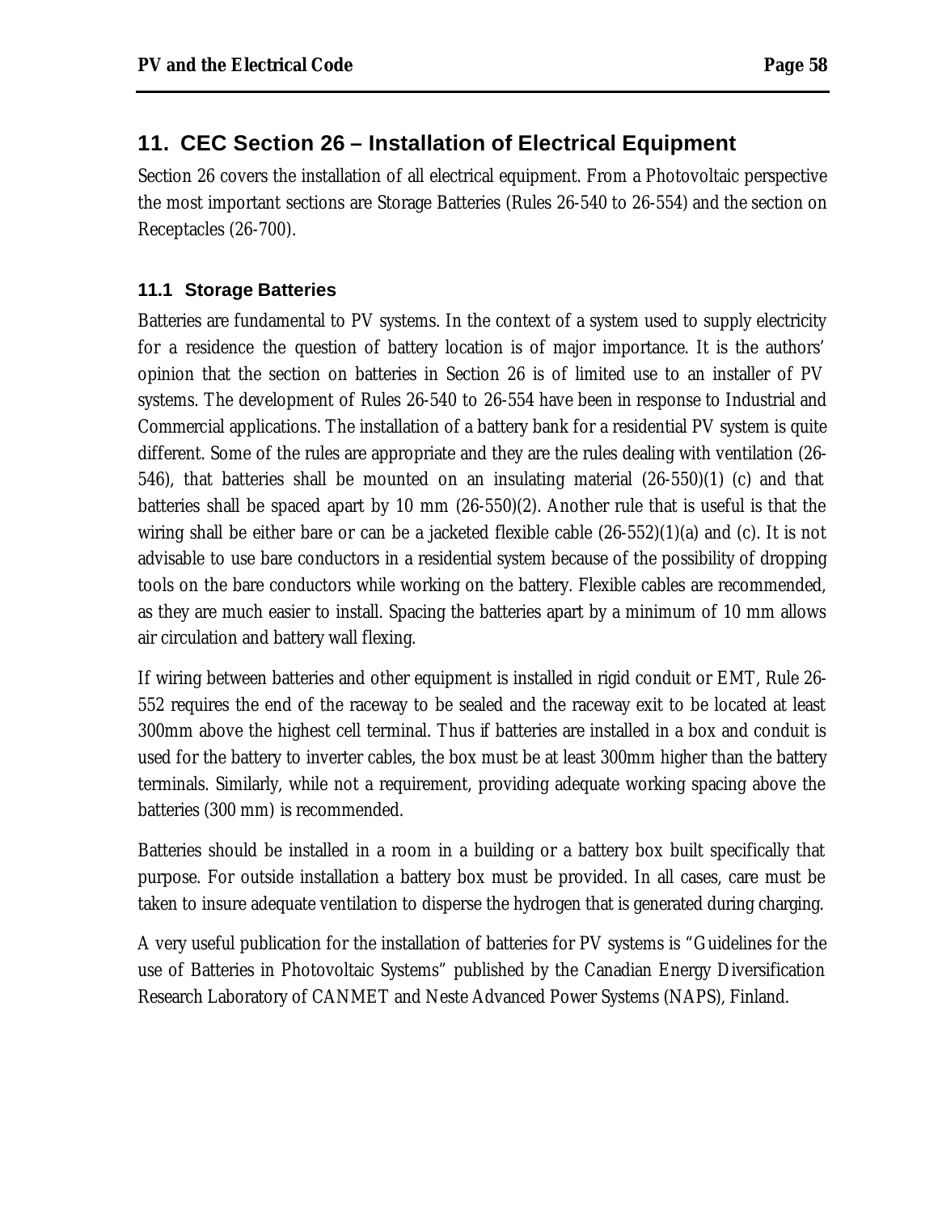## 11. CEC Section 26 – Installation of Electrical Equipment

Section 26 covers the installation of all electrical equipment. From a Photovoltaic perspective the most important sections are Storage Batteries (Rules 26-540 to 26-554) and the section on Receptacles (26-700).

### 11.1 Storage Batteries

Batteries are fundamental to PV systems. In the context of a system used to supply electricity for a residence the question of battery location is of major importance. It is the authors' opinion that the section on batteries in Section 26 is of limited use to an installer of PV systems. The development of Rules 26-540 to 26-554 have been in response to Industrial and Commercial applications. The installation of a battery bank for a residential PV system is quite different. Some of the rules are appropriate and they are the rules dealing with ventilation (26-546), that batteries shall be mounted on an insulating material (26-550)(1) (c) and that batteries shall be spaced apart by 10 mm (26-550)(2). Another rule that is useful is that the wiring shall be either bare or can be a jacketed flexible cable (26-552)(1)(a) and (c). It is not advisable to use bare conductors in a residential system because of the possibility of dropping tools on the bare conductors while working on the battery. Flexible cables are recommended, as they are much easier to install. Spacing the batteries apart by a minimum of 10 mm allows air circulation and battery wall flexing.

If wiring between batteries and other equipment is installed in rigid conduit or EMT, Rule 26-552 requires the end of the raceway to be sealed and the raceway exit to be located at least 300mm above the highest cell terminal. Thus if batteries are installed in a box and conduit is used for the battery to inverter cables, the box must be at least 300mm higher than the battery terminals. Similarly, while not a requirement, providing adequate working spacing above the batteries (300 mm) is recommended.

Batteries should be installed in a room in a building or a battery box built specifically that purpose. For outside installation a battery box must be provided. In all cases, care must be taken to insure adequate ventilation to disperse the hydrogen that is generated during charging.

A very useful publication for the installation of batteries for PV systems is "Guidelines for the use of Batteries in Photovoltaic Systems" published by the Canadian Energy Diversification Research Laboratory of CANMET and Neste Advanced Power Systems (NAPS), Finland.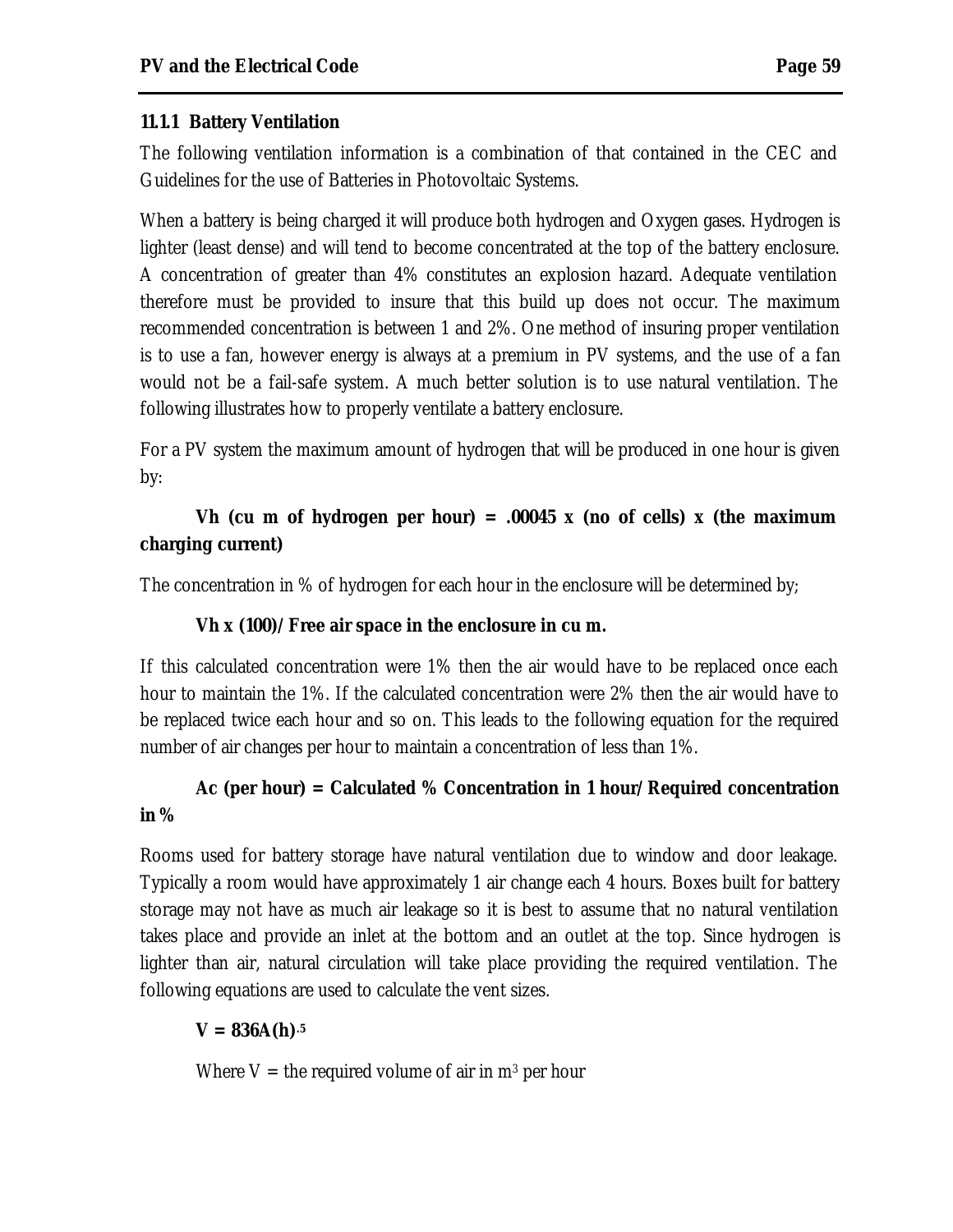### 11.1.1 Battery Ventilation

The following ventilation information is a combination of that contained in the CEC and Guidelines for the use of Batteries in Photovoltaic Systems.

When a battery is being charged it will produce both hydrogen and Oxygen gases. Hydrogen is lighter (least dense) and will tend to become concentrated at the top of the battery enclosure. A concentration of greater than 4% constitutes an explosion hazard. Adequate ventilation therefore must be provided to insure that this build up does not occur. The maximum recommended concentration is between 1 and 2%. One method of insuring proper ventilation is to use a fan, however energy is always at a premium in PV systems, and the use of a fan would not be a fail-safe system. A much better solution is to use natural ventilation. The following illustrates how to properly ventilate a battery enclosure.

For a PV system the maximum amount of hydrogen that will be produced in one hour is given by:

**Vh (cu m of hydrogen per hour) = .00045 x (no of cells) x (the maximum charging current)**

The concentration in % of hydrogen for each hour in the enclosure will be determined by;

**Vh x (100)/ Free air space in the enclosure in cu m.**

If this calculated concentration were 1% then the air would have to be replaced once each hour to maintain the 1%. If the calculated concentration were 2% then the air would have to be replaced twice each hour and so on. This leads to the following equation for the required number of air changes per hour to maintain a concentration of less than 1%.

**Ac (per hour) = Calculated % Concentration in 1 hour/ Required concentration in %**

Rooms used for battery storage have natural ventilation due to window and door leakage. Typically a room would have approximately 1 air change each 4 hours. Boxes built for battery storage may not have as much air leakage so it is best to assume that no natural ventilation takes place and provide an inlet at the bottom and an outlet at the top. Since hydrogen is lighter than air, natural circulation will take place providing the required ventilation. The following equations are used to calculate the vent sizes.

$$V = 836A(h)^{.5}$$

Where V = the required volume of air in $m^3$ per hour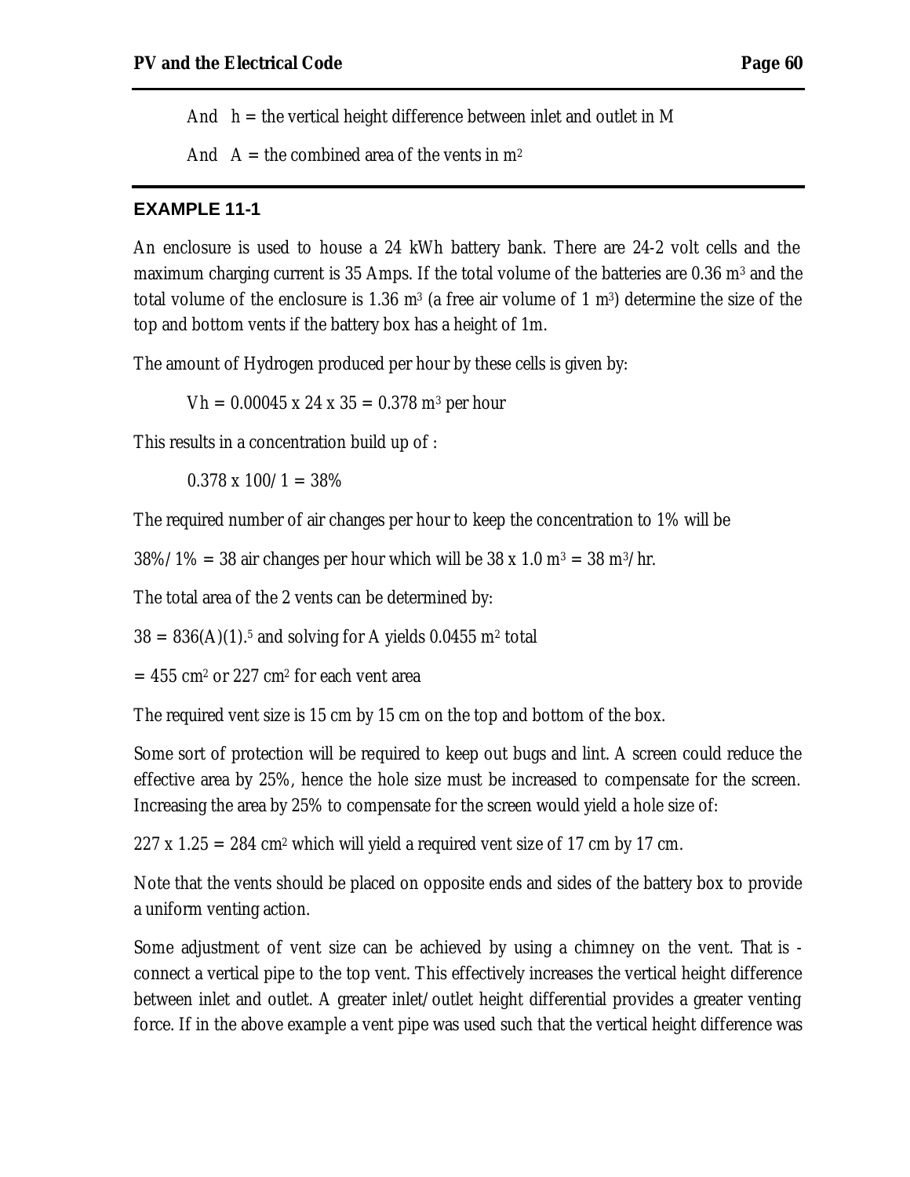And $h$ = the vertical height difference between inlet and outlet in M

And $A$ = the combined area of the vents in $m^2$

---

### EXAMPLE 11-1

An enclosure is used to house a 24 kWh battery bank. There are 24-2 volt cells and the maximum charging current is 35 Amps. If the total volume of the batteries are 0.36 $m^3$ and the total volume of the enclosure is 1.36 $m^3$ (a free air volume of 1 $m^3$) determine the size of the top and bottom vents if the battery box has a height of 1m.

The amount of Hydrogen produced per hour by these cells is given by:

$$V_h = 0.00045 \times 24 \times 35 = 0.378 \text{ m}^3 \text{ per hour}$$

This results in a concentration build up of :

$$0.378 \times 100 / 1 = 38\%$$

The required number of air changes per hour to keep the concentration to 1% will be

$38\% / 1\% = 38$ air changes per hour which will be $38 \times 1.0 \text{ m}^3 = 38 \text{ m}^3/\text{hr}$.

The total area of the 2 vents can be determined by:

$38 = 836(A)(1)^{.5}$ and solving for A yields 0.0455 $m^2$ total

= 455 $cm^2$ or 227 $cm^2$ for each vent area

The required vent size is 15 cm by 15 cm on the top and bottom of the box.

Some sort of protection will be required to keep out bugs and lint. A screen could reduce the effective area by 25%, hence the hole size must be increased to compensate for the screen. Increasing the area by 25% to compensate for the screen would yield a hole size of:

$227 \times 1.25 = 284 \text{ cm}^2$ which will yield a required vent size of 17 cm by 17 cm.

Note that the vents should be placed on opposite ends and sides of the battery box to provide a uniform venting action.

Some adjustment of vent size can be achieved by using a chimney on the vent. That is - connect a vertical pipe to the top vent. This effectively increases the vertical height difference between inlet and outlet. A greater inlet/outlet height differential provides a greater venting force. If in the above example a vent pipe was used such that the vertical height difference was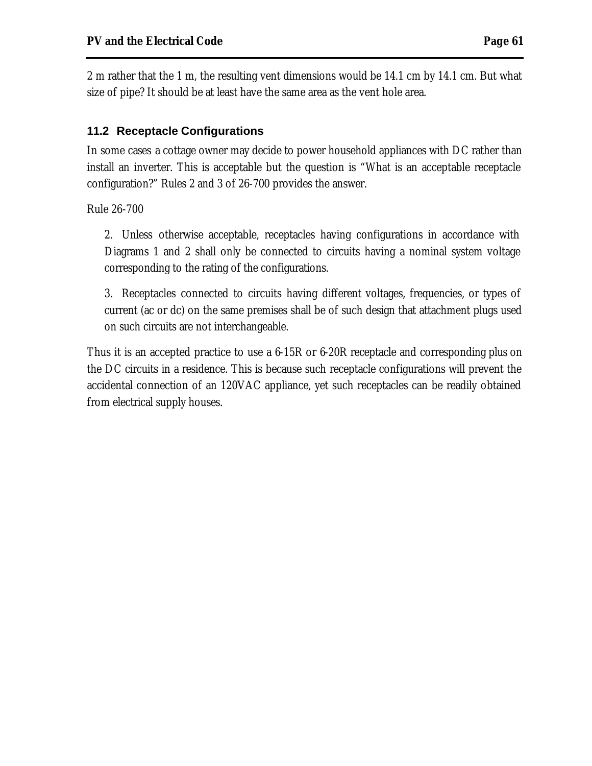2 m rather that the 1 m, the resulting vent dimensions would be 14.1 cm by 14.1 cm. But what size of pipe? It should be at least have the same area as the vent hole area.

### 11.2 Receptacle Configurations

In some cases a cottage owner may decide to power household appliances with DC rather than install an inverter. This is acceptable but the question is "What is an acceptable receptacle configuration?" Rules 2 and 3 of 26-700 provides the answer.

Rule 26-700

> 2. Unless otherwise acceptable, receptacles having configurations in accordance with Diagrams 1 and 2 shall only be connected to circuits having a nominal system voltage corresponding to the rating of the configurations.
>
> 3. Receptacles connected to circuits having different voltages, frequencies, or types of current (ac or dc) on the same premises shall be of such design that attachment plugs used on such circuits are not interchangeable.

Thus it is an accepted practice to use a 6-15R or 6-20R receptacle and corresponding plus on the DC circuits in a residence. This is because such receptacle configurations will prevent the accidental connection of an 120VAC appliance, yet such receptacles can be readily obtained from electrical supply houses.